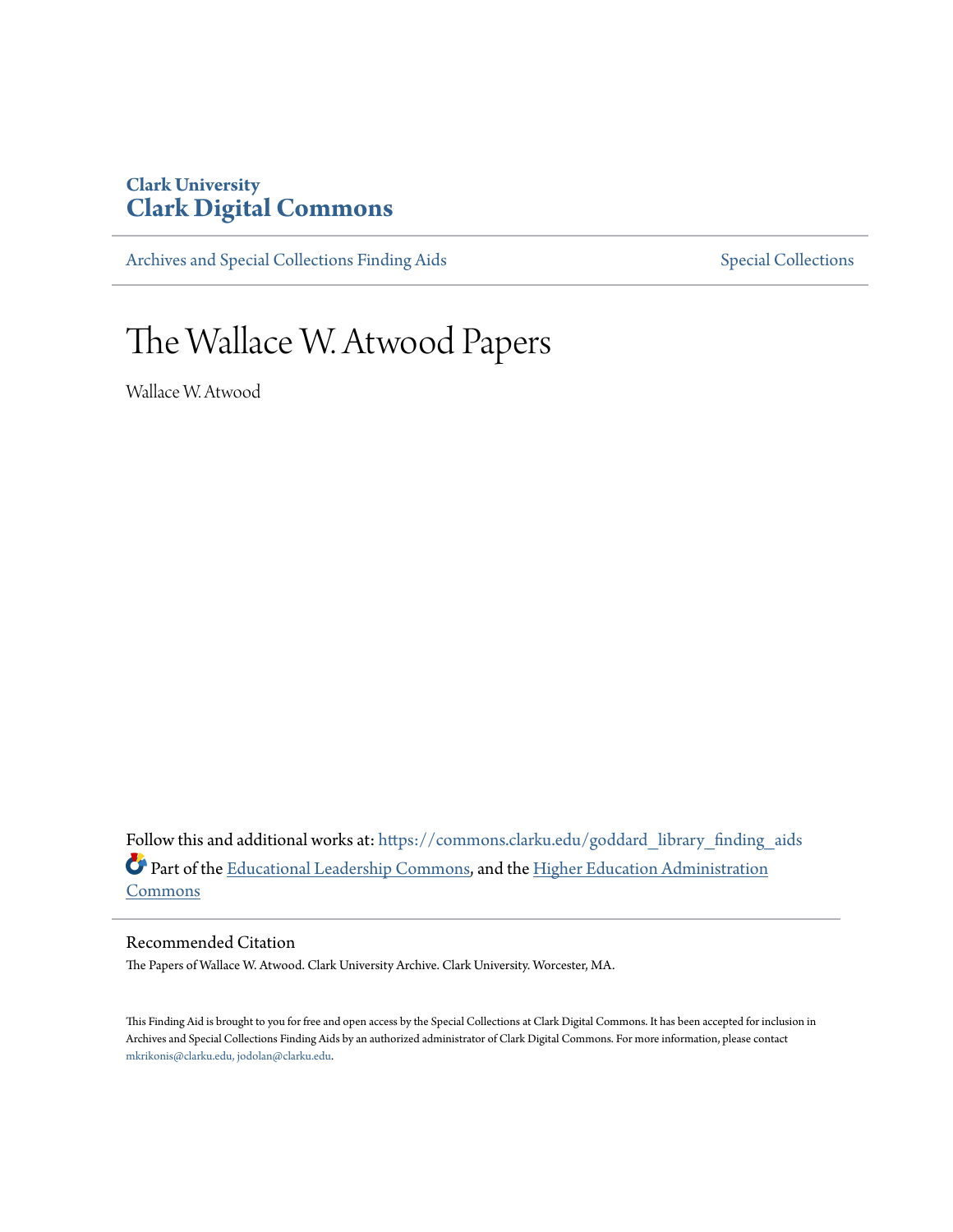Clark University
**Clark Digital Commons**

Archives and Special Collections Finding Aids | Special Collections

# The Wallace W. Atwood Papers

Wallace W. Atwood

Follow this and additional works at: https://commons.clarku.edu/goddard_library_finding_aids

Part of the Educational Leadership Commons, and the Higher Education Administration Commons

## Recommended Citation

The Papers of Wallace W. Atwood. Clark University Archive. Clark University. Worcester, MA.

This Finding Aid is brought to you for free and open access by the Special Collections at Clark Digital Commons. It has been accepted for inclusion in Archives and Special Collections Finding Aids by an authorized administrator of Clark Digital Commons. For more information, please contact mkrikonis@clarku.edu, jodolan@clarku.edu.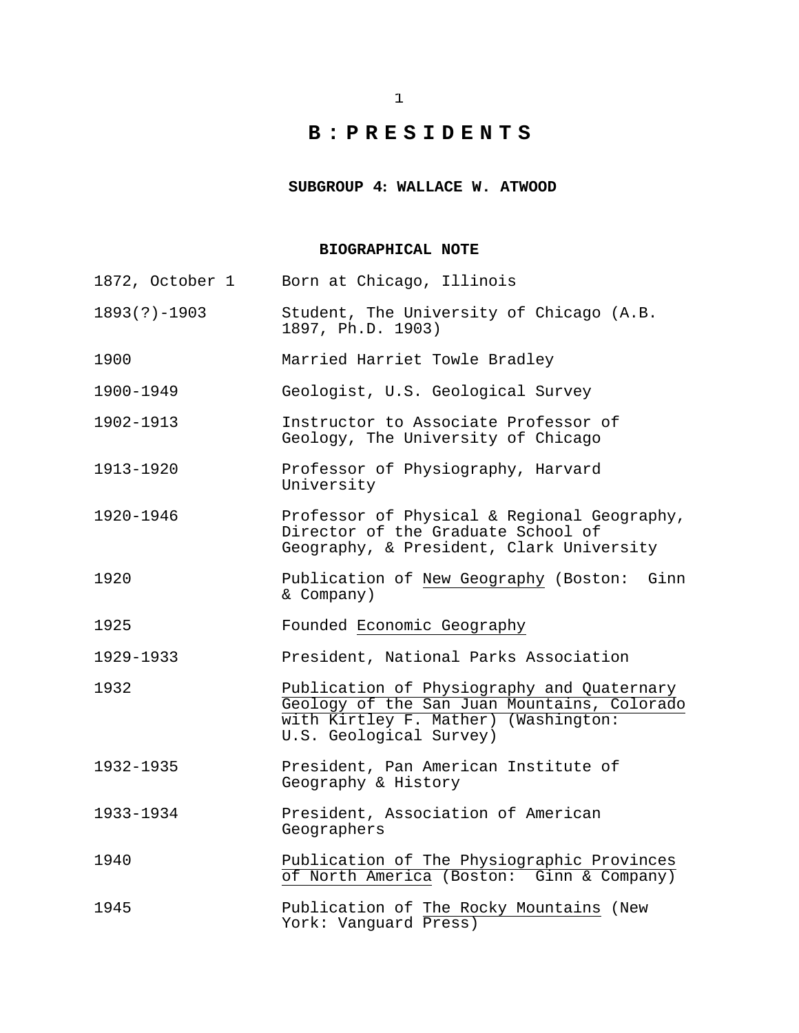# B : P R E S I D E N T S

## SUBGROUP 4: WALLACE W. ATWOOD

### BIOGRAPHICAL NOTE

| | |
|---|---|
| 1872, October 1 | Born at Chicago, Illinois |
| 1893(?)-1903 | Student, The University of Chicago (A.B. 1897, Ph.D. 1903) |
| 1900 | Married Harriet Towle Bradley |
| 1900-1949 | Geologist, U.S. Geological Survey |
| 1902-1913 | Instructor to Associate Professor of Geology, The University of Chicago |
| 1913-1920 | Professor of Physiography, Harvard University |
| 1920-1946 | Professor of Physical & Regional Geography, Director of the Graduate School of Geography, & President, Clark University |
| 1920 | Publication of New Geography (Boston: Ginn & Company) |
| 1925 | Founded Economic Geography |
| 1929-1933 | President, National Parks Association |
| 1932 | Publication of Physiography and Quaternary Geology of the San Juan Mountains, Colorado with Kirtley F. Mather) (Washington: U.S. Geological Survey) |
| 1932-1935 | President, Pan American Institute of Geography & History |
| 1933-1934 | President, Association of American Geographers |
| 1940 | Publication of The Physiographic Provinces of North America (Boston: Ginn & Company) |
| 1945 | Publication of The Rocky Mountains (New York: Vanguard Press) |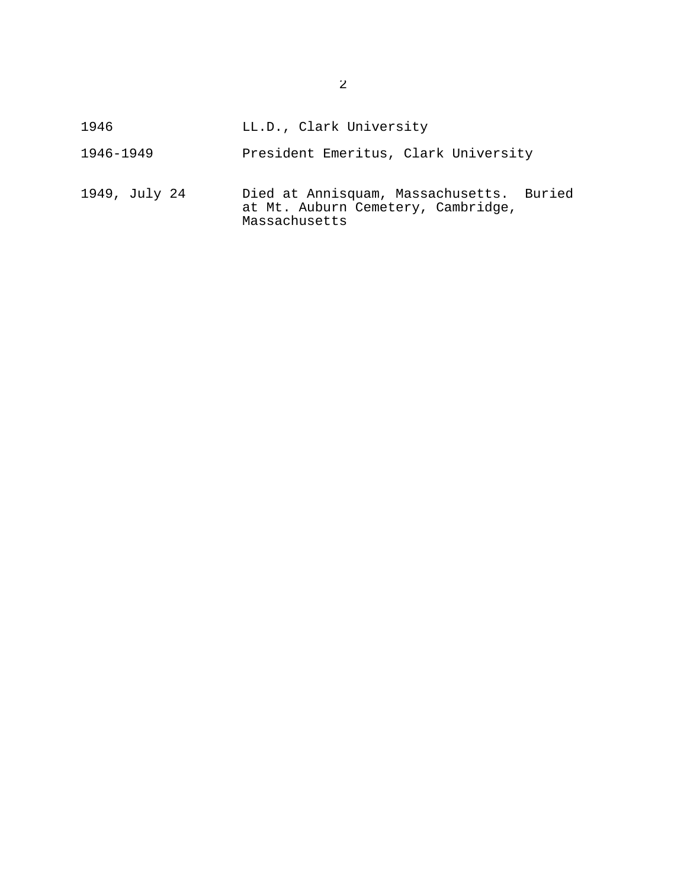| | |
|---|---|
| 1946 | LL.D., Clark University |
| 1946-1949 | President Emeritus, Clark University |
| 1949, July 24 | Died at Annisquam, Massachusetts. Buried at Mt. Auburn Cemetery, Cambridge, Massachusetts |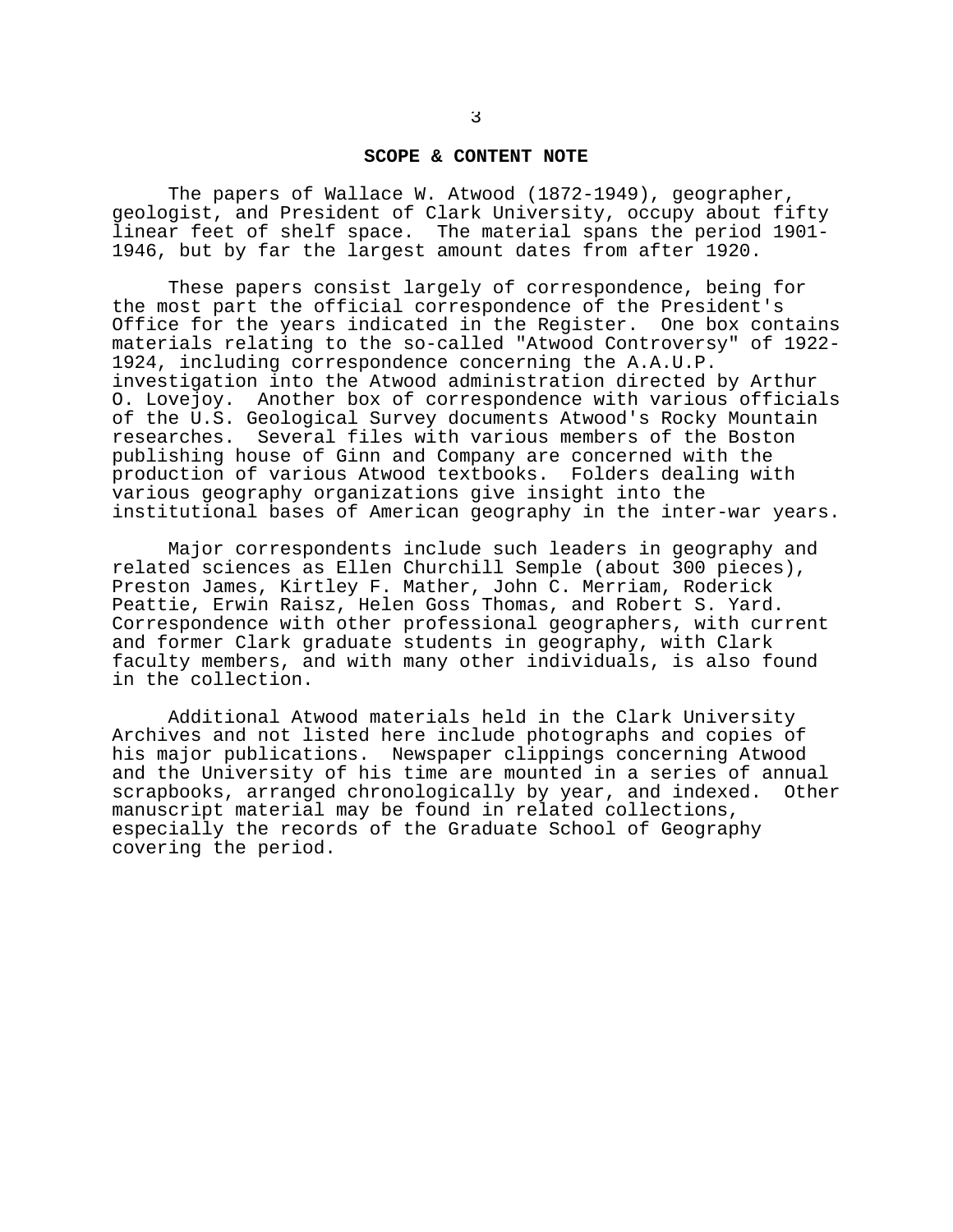## SCOPE & CONTENT NOTE

The papers of Wallace W. Atwood (1872-1949), geographer, geologist, and President of Clark University, occupy about fifty linear feet of shelf space. The material spans the period 1901-1946, but by far the largest amount dates from after 1920.

These papers consist largely of correspondence, being for the most part the official correspondence of the President's Office for the years indicated in the Register. One box contains materials relating to the so-called "Atwood Controversy" of 1922-1924, including correspondence concerning the A.A.U.P. investigation into the Atwood administration directed by Arthur O. Lovejoy. Another box of correspondence with various officials of the U.S. Geological Survey documents Atwood's Rocky Mountain researches. Several files with various members of the Boston publishing house of Ginn and Company are concerned with the production of various Atwood textbooks. Folders dealing with various geography organizations give insight into the institutional bases of American geography in the inter-war years.

Major correspondents include such leaders in geography and related sciences as Ellen Churchill Semple (about 300 pieces), Preston James, Kirtley F. Mather, John C. Merriam, Roderick Peattie, Erwin Raisz, Helen Goss Thomas, and Robert S. Yard. Correspondence with other professional geographers, with current and former Clark graduate students in geography, with Clark faculty members, and with many other individuals, is also found in the collection.

Additional Atwood materials held in the Clark University Archives and not listed here include photographs and copies of his major publications. Newspaper clippings concerning Atwood and the University of his time are mounted in a series of annual scrapbooks, arranged chronologically by year, and indexed. Other manuscript material may be found in related collections, especially the records of the Graduate School of Geography covering the period.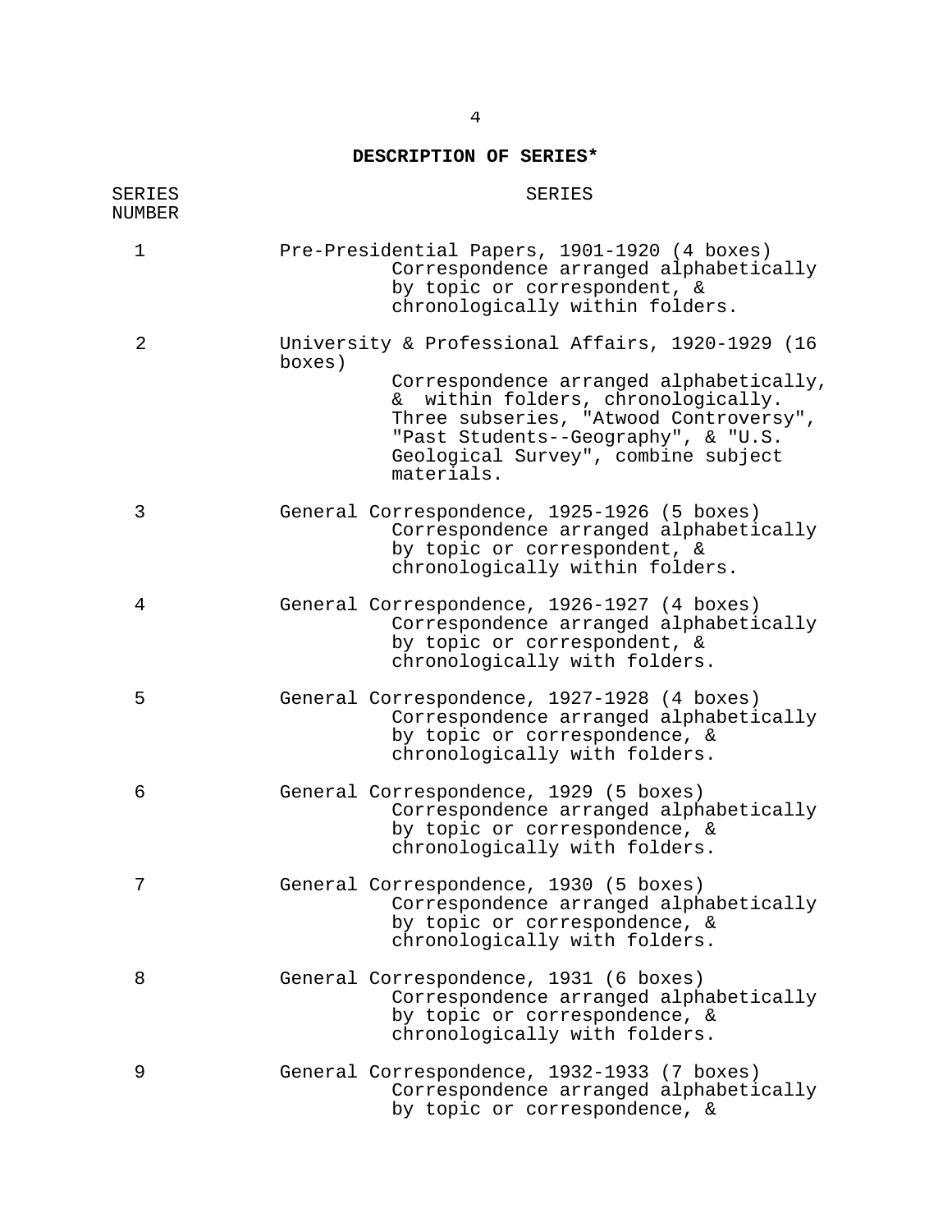## DESCRIPTION OF SERIES*

| SERIES NUMBER | SERIES |
|---|---|
| 1 | Pre-Presidential Papers, 1901-1920 (4 boxes) Correspondence arranged alphabetically by topic or correspondent, & chronologically within folders. |
| 2 | University & Professional Affairs, 1920-1929 (16 boxes) Correspondence arranged alphabetically, & within folders, chronologically. Three subseries, "Atwood Controversy", "Past Students--Geography", & "U.S. Geological Survey", combine subject materials. |
| 3 | General Correspondence, 1925-1926 (5 boxes) Correspondence arranged alphabetically by topic or correspondent, & chronologically within folders. |
| 4 | General Correspondence, 1926-1927 (4 boxes) Correspondence arranged alphabetically by topic or correspondent, & chronologically with folders. |
| 5 | General Correspondence, 1927-1928 (4 boxes) Correspondence arranged alphabetically by topic or correspondence, & chronologically with folders. |
| 6 | General Correspondence, 1929 (5 boxes) Correspondence arranged alphabetically by topic or correspondence, & chronologically with folders. |
| 7 | General Correspondence, 1930 (5 boxes) Correspondence arranged alphabetically by topic or correspondence, & chronologically with folders. |
| 8 | General Correspondence, 1931 (6 boxes) Correspondence arranged alphabetically by topic or correspondence, & chronologically with folders. |
| 9 | General Correspondence, 1932-1933 (7 boxes) Correspondence arranged alphabetically by topic or correspondence, & |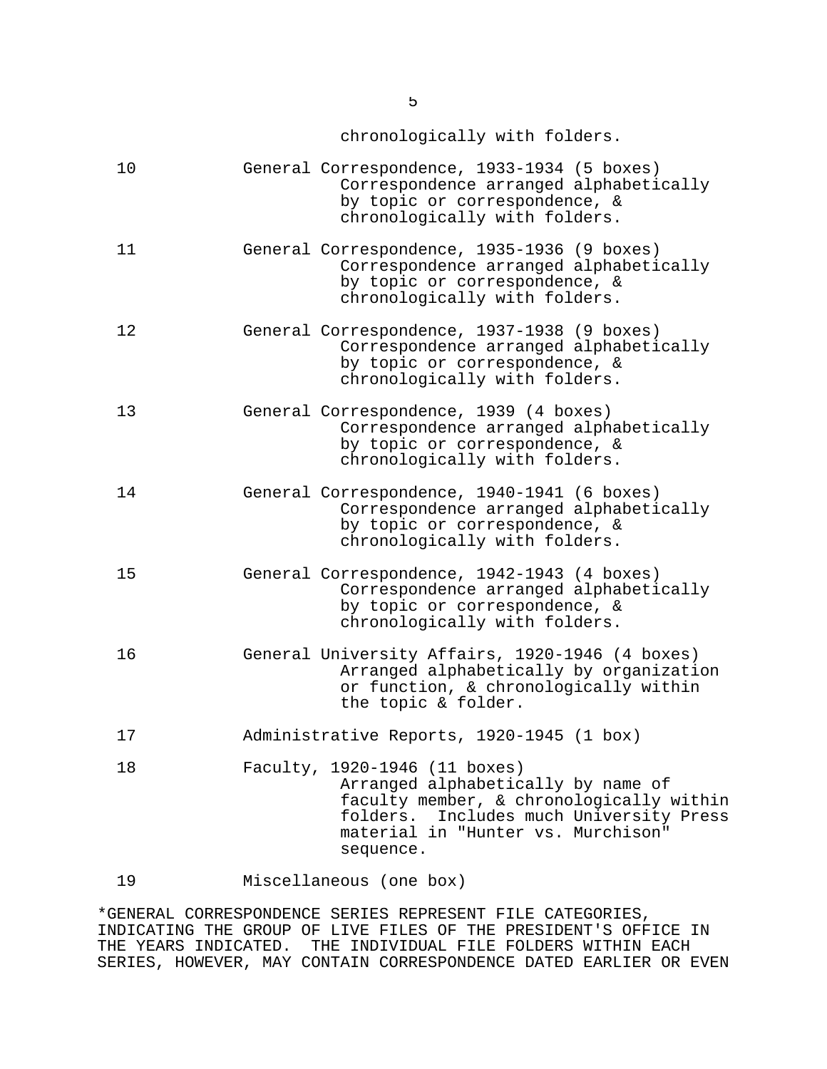chronologically with folders.

| | | |
|---|---|---|
| 10 | General Correspondence, 1933-1934 (5 boxes) | Correspondence arranged alphabetically by topic or correspondence, & chronologically with folders. |
| 11 | General Correspondence, 1935-1936 (9 boxes) | Correspondence arranged alphabetically by topic or correspondence, & chronologically with folders. |
| 12 | General Correspondence, 1937-1938 (9 boxes) | Correspondence arranged alphabetically by topic or correspondence, & chronologically with folders. |
| 13 | General Correspondence, 1939 (4 boxes) | Correspondence arranged alphabetically by topic or correspondence, & chronologically with folders. |
| 14 | General Correspondence, 1940-1941 (6 boxes) | Correspondence arranged alphabetically by topic or correspondence, & chronologically with folders. |
| 15 | General Correspondence, 1942-1943 (4 boxes) | Correspondence arranged alphabetically by topic or correspondence, & chronologically with folders. |
| 16 | General University Affairs, 1920-1946 (4 boxes) | Arranged alphabetically by organization or function, & chronologically within the topic & folder. |
| 17 | Administrative Reports, 1920-1945 (1 box) | |
| 18 | Faculty, 1920-1946 (11 boxes) | Arranged alphabetically by name of faculty member, & chronologically within folders. Includes much University Press material in "Hunter vs. Murchison" sequence. |
| 19 | Miscellaneous (one box) | |

*GENERAL CORRESPONDENCE SERIES REPRESENT FILE CATEGORIES, INDICATING THE GROUP OF LIVE FILES OF THE PRESIDENT'S OFFICE IN THE YEARS INDICATED. THE INDIVIDUAL FILE FOLDERS WITHIN EACH SERIES, HOWEVER, MAY CONTAIN CORRESPONDENCE DATED EARLIER OR EVEN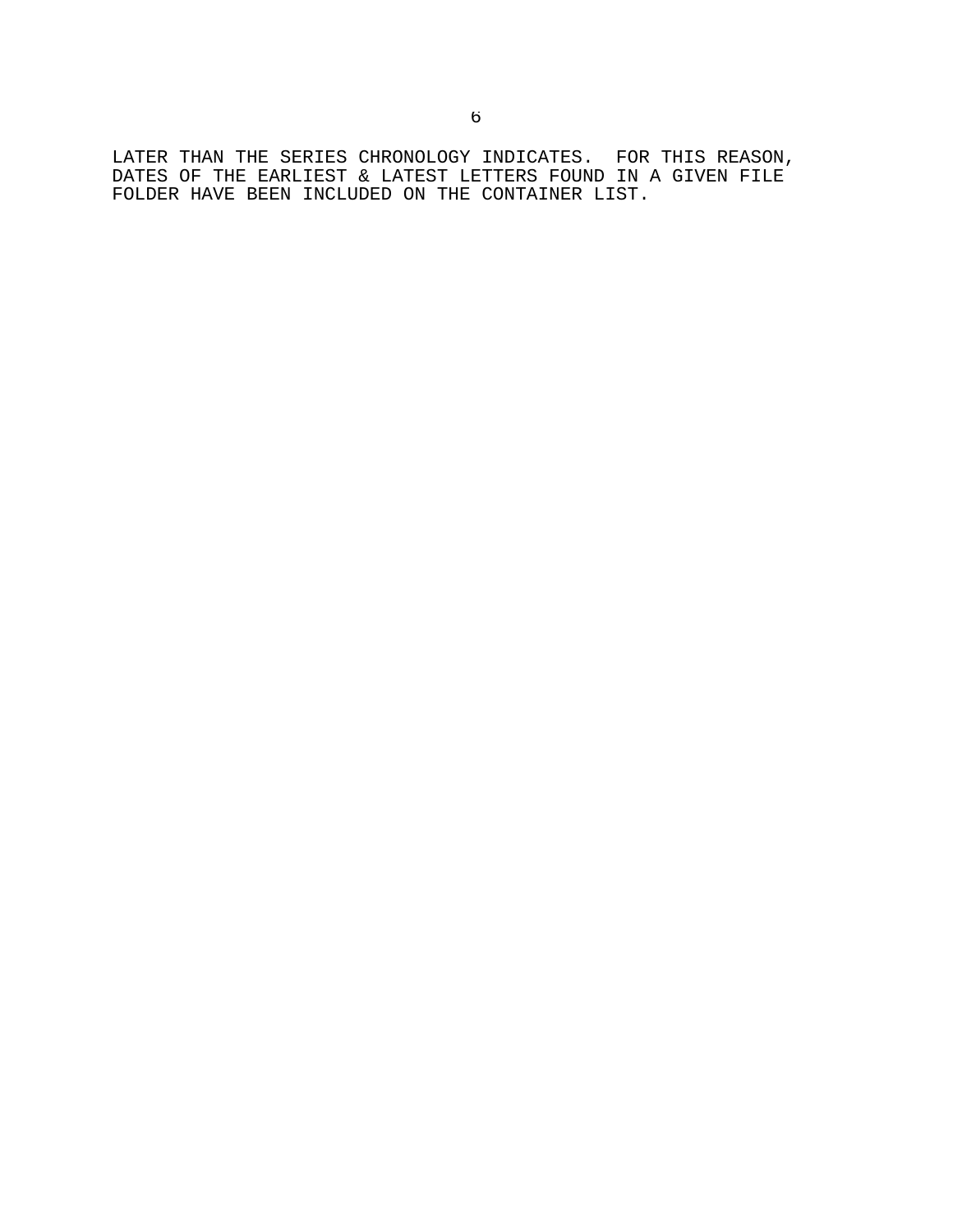LATER THAN THE SERIES CHRONOLOGY INDICATES. FOR THIS REASON, DATES OF THE EARLIEST & LATEST LETTERS FOUND IN A GIVEN FILE FOLDER HAVE BEEN INCLUDED ON THE CONTAINER LIST.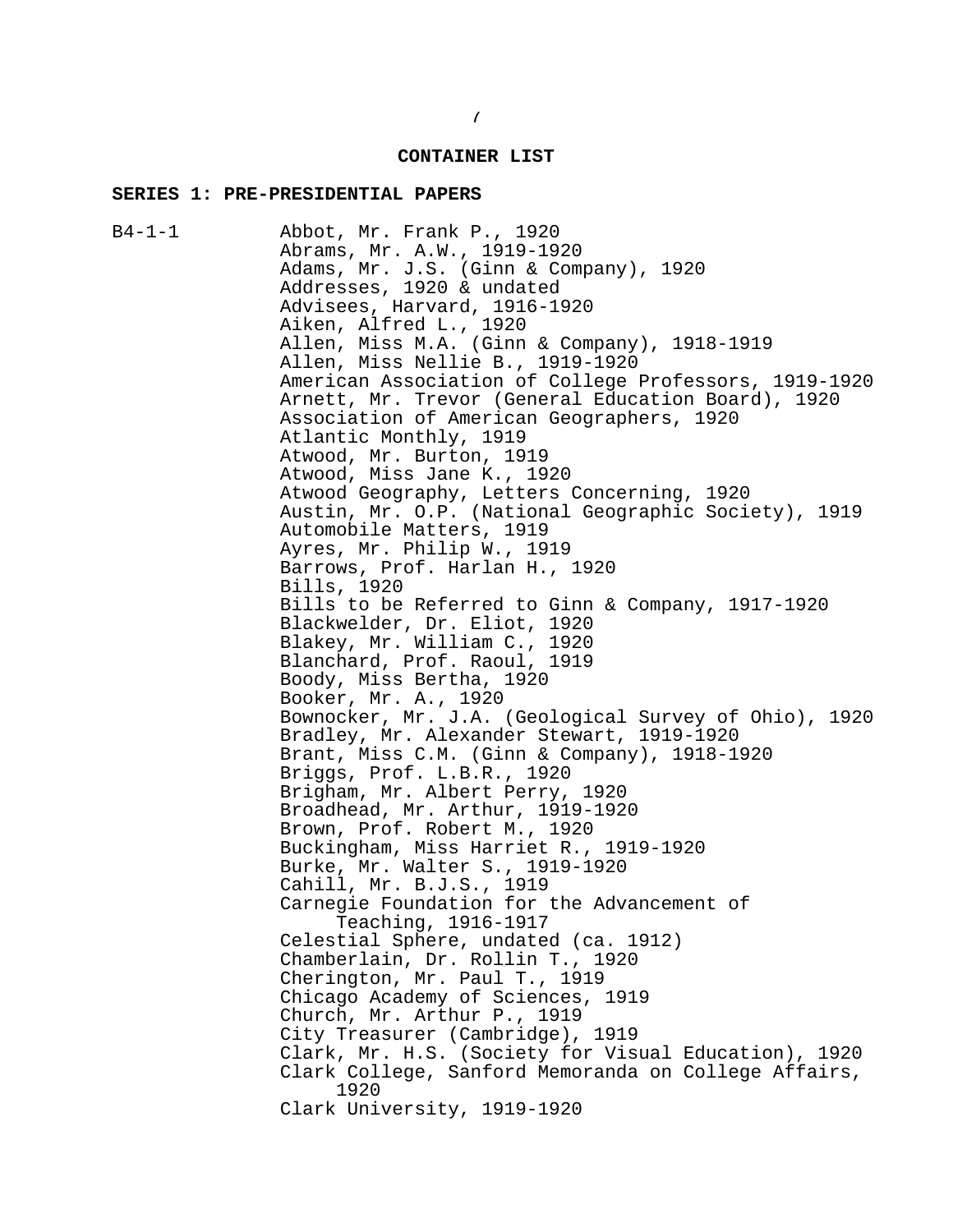## CONTAINER LIST

### SERIES 1: PRE-PRESIDENTIAL PAPERS

B4-1-1

- Abbot, Mr. Frank P., 1920
- Abrams, Mr. A.W., 1919-1920
- Adams, Mr. J.S. (Ginn & Company), 1920
- Addresses, 1920 & undated
- Advisees, Harvard, 1916-1920
- Aiken, Alfred L., 1920
- Allen, Miss M.A. (Ginn & Company), 1918-1919
- Allen, Miss Nellie B., 1919-1920
- American Association of College Professors, 1919-1920
- Arnett, Mr. Trevor (General Education Board), 1920
- Association of American Geographers, 1920
- Atlantic Monthly, 1919
- Atwood, Mr. Burton, 1919
- Atwood, Miss Jane K., 1920
- Atwood Geography, Letters Concerning, 1920
- Austin, Mr. O.P. (National Geographic Society), 1919
- Automobile Matters, 1919
- Ayres, Mr. Philip W., 1919
- Barrows, Prof. Harlan H., 1920
- Bills, 1920
- Bills to be Referred to Ginn & Company, 1917-1920
- Blackwelder, Dr. Eliot, 1920
- Blakey, Mr. William C., 1920
- Blanchard, Prof. Raoul, 1919
- Boody, Miss Bertha, 1920
- Booker, Mr. A., 1920
- Bownocker, Mr. J.A. (Geological Survey of Ohio), 1920
- Bradley, Mr. Alexander Stewart, 1919-1920
- Brant, Miss C.M. (Ginn & Company), 1918-1920
- Briggs, Prof. L.B.R., 1920
- Brigham, Mr. Albert Perry, 1920
- Broadhead, Mr. Arthur, 1919-1920
- Brown, Prof. Robert M., 1920
- Buckingham, Miss Harriet R., 1919-1920
- Burke, Mr. Walter S., 1919-1920
- Cahill, Mr. B.J.S., 1919
- Carnegie Foundation for the Advancement of Teaching, 1916-1917
- Celestial Sphere, undated (ca. 1912)
- Chamberlain, Dr. Rollin T., 1920
- Cherington, Mr. Paul T., 1919
- Chicago Academy of Sciences, 1919
- Church, Mr. Arthur P., 1919
- City Treasurer (Cambridge), 1919
- Clark, Mr. H.S. (Society for Visual Education), 1920
- Clark College, Sanford Memoranda on College Affairs, 1920
- Clark University, 1919-1920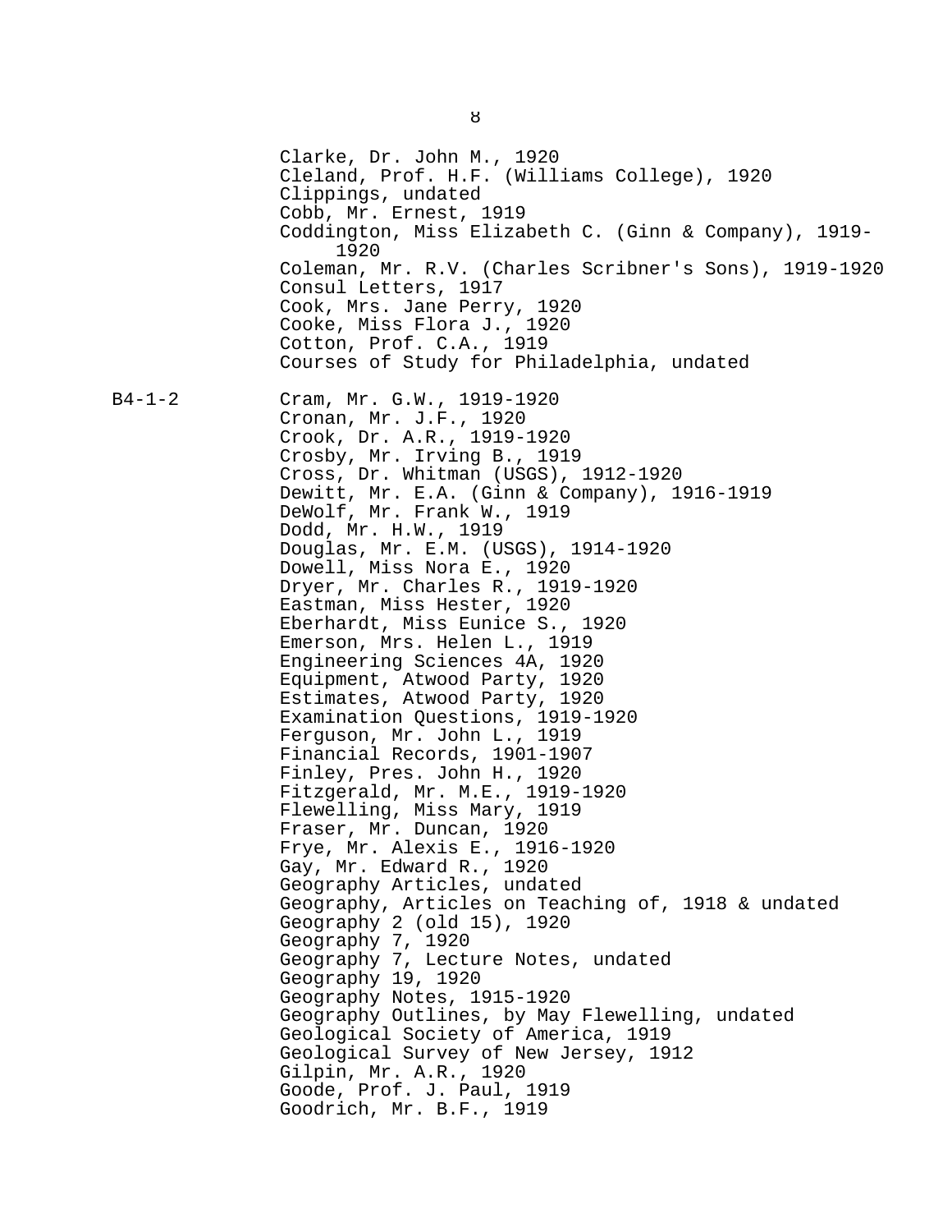Clarke, Dr. John M., 1920
Cleland, Prof. H.F. (Williams College), 1920
Clippings, undated
Cobb, Mr. Ernest, 1919
Coddington, Miss Elizabeth C. (Ginn & Company), 1919-1920
Coleman, Mr. R.V. (Charles Scribner's Sons), 1919-1920
Consul Letters, 1917
Cook, Mrs. Jane Perry, 1920
Cooke, Miss Flora J., 1920
Cotton, Prof. C.A., 1919
Courses of Study for Philadelphia, undated

B4-1-2

Cram, Mr. G.W., 1919-1920
Cronan, Mr. J.F., 1920
Crook, Dr. A.R., 1919-1920
Crosby, Mr. Irving B., 1919
Cross, Dr. Whitman (USGS), 1912-1920
Dewitt, Mr. E.A. (Ginn & Company), 1916-1919
DeWolf, Mr. Frank W., 1919
Dodd, Mr. H.W., 1919
Douglas, Mr. E.M. (USGS), 1914-1920
Dowell, Miss Nora E., 1920
Dryer, Mr. Charles R., 1919-1920
Eastman, Miss Hester, 1920
Eberhardt, Miss Eunice S., 1920
Emerson, Mrs. Helen L., 1919
Engineering Sciences 4A, 1920
Equipment, Atwood Party, 1920
Estimates, Atwood Party, 1920
Examination Questions, 1919-1920
Ferguson, Mr. John L., 1919
Financial Records, 1901-1907
Finley, Pres. John H., 1920
Fitzgerald, Mr. M.E., 1919-1920
Flewelling, Miss Mary, 1919
Fraser, Mr. Duncan, 1920
Frye, Mr. Alexis E., 1916-1920
Gay, Mr. Edward R., 1920
Geography Articles, undated
Geography, Articles on Teaching of, 1918 & undated
Geography 2 (old 15), 1920
Geography 7, 1920
Geography 7, Lecture Notes, undated
Geography 19, 1920
Geography Notes, 1915-1920
Geography Outlines, by May Flewelling, undated
Geological Society of America, 1919
Geological Survey of New Jersey, 1912
Gilpin, Mr. A.R., 1920
Goode, Prof. J. Paul, 1919
Goodrich, Mr. B.F., 1919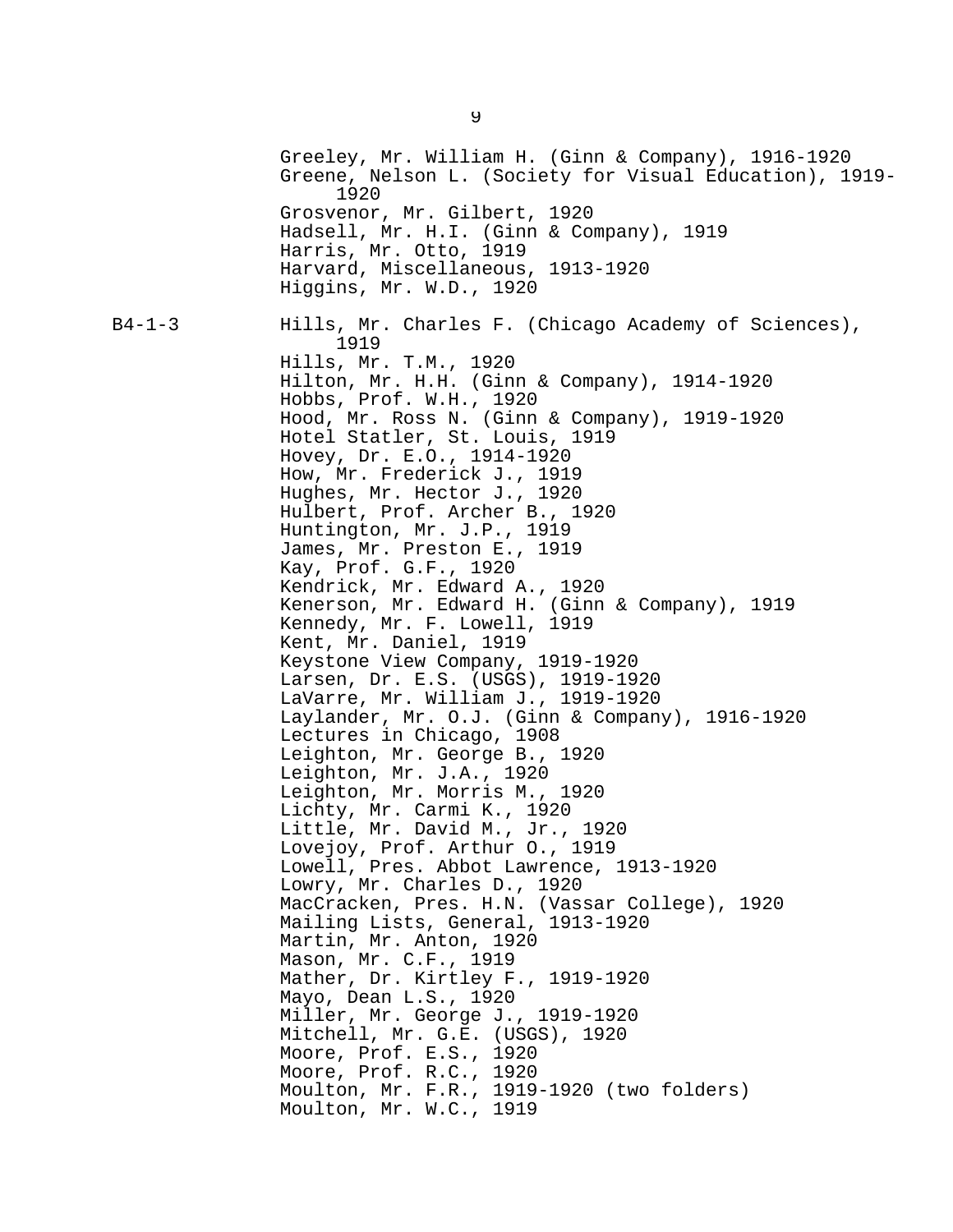Greeley, Mr. William H. (Ginn & Company), 1916-1920
Greene, Nelson L. (Society for Visual Education), 1919-1920
Grosvenor, Mr. Gilbert, 1920
Hadsell, Mr. H.I. (Ginn & Company), 1919
Harris, Mr. Otto, 1919
Harvard, Miscellaneous, 1913-1920
Higgins, Mr. W.D., 1920

B4-1-3

Hills, Mr. Charles F. (Chicago Academy of Sciences), 1919
Hills, Mr. T.M., 1920
Hilton, Mr. H.H. (Ginn & Company), 1914-1920
Hobbs, Prof. W.H., 1920
Hood, Mr. Ross N. (Ginn & Company), 1919-1920
Hotel Statler, St. Louis, 1919
Hovey, Dr. E.O., 1914-1920
How, Mr. Frederick J., 1919
Hughes, Mr. Hector J., 1920
Hulbert, Prof. Archer B., 1920
Huntington, Mr. J.P., 1919
James, Mr. Preston E., 1919
Kay, Prof. G.F., 1920
Kendrick, Mr. Edward A., 1920
Kenerson, Mr. Edward H. (Ginn & Company), 1919
Kennedy, Mr. F. Lowell, 1919
Kent, Mr. Daniel, 1919
Keystone View Company, 1919-1920
Larsen, Dr. E.S. (USGS), 1919-1920
LaVarre, Mr. William J., 1919-1920
Laylander, Mr. O.J. (Ginn & Company), 1916-1920
Lectures in Chicago, 1908
Leighton, Mr. George B., 1920
Leighton, Mr. J.A., 1920
Leighton, Mr. Morris M., 1920
Lichty, Mr. Carmi K., 1920
Little, Mr. David M., Jr., 1920
Lovejoy, Prof. Arthur O., 1919
Lowell, Pres. Abbot Lawrence, 1913-1920
Lowry, Mr. Charles D., 1920
MacCracken, Pres. H.N. (Vassar College), 1920
Mailing Lists, General, 1913-1920
Martin, Mr. Anton, 1920
Mason, Mr. C.F., 1919
Mather, Dr. Kirtley F., 1919-1920
Mayo, Dean L.S., 1920
Miller, Mr. George J., 1919-1920
Mitchell, Mr. G.E. (USGS), 1920
Moore, Prof. E.S., 1920
Moore, Prof. R.C., 1920
Moulton, Mr. F.R., 1919-1920 (two folders)
Moulton, Mr. W.C., 1919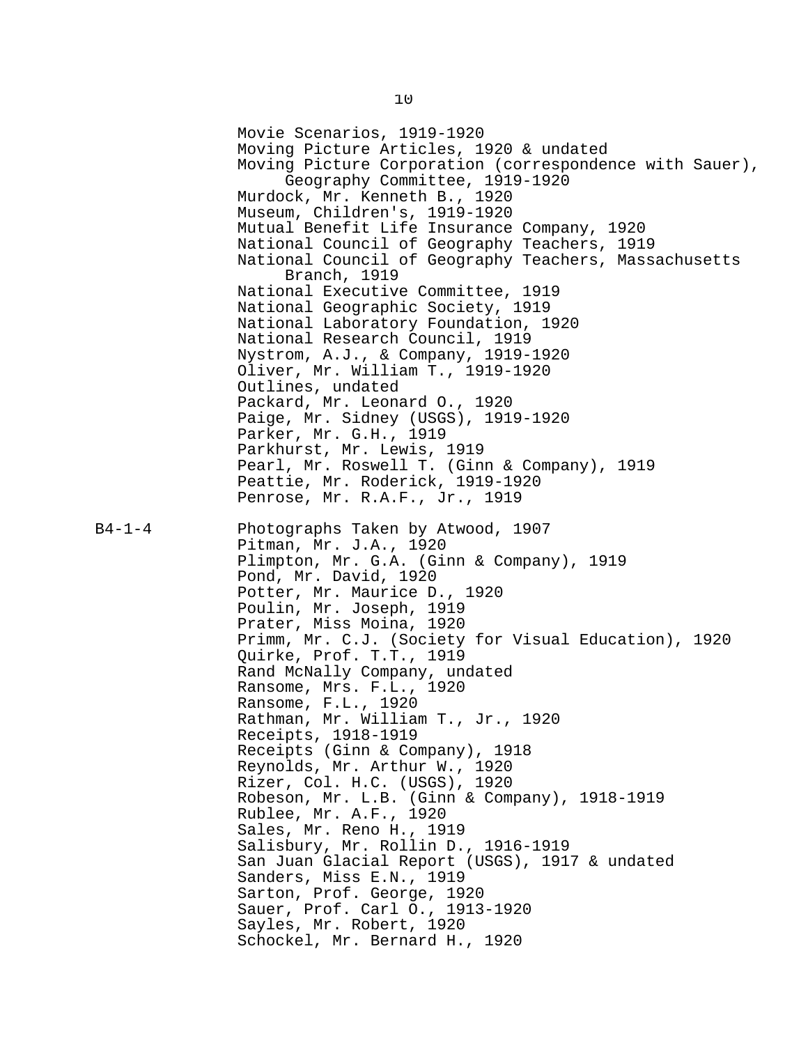Movie Scenarios, 1919-1920
Moving Picture Articles, 1920 & undated
Moving Picture Corporation (correspondence with Sauer), Geography Committee, 1919-1920
Murdock, Mr. Kenneth B., 1920
Museum, Children's, 1919-1920
Mutual Benefit Life Insurance Company, 1920
National Council of Geography Teachers, 1919
National Council of Geography Teachers, Massachusetts Branch, 1919
National Executive Committee, 1919
National Geographic Society, 1919
National Laboratory Foundation, 1920
National Research Council, 1919
Nystrom, A.J., & Company, 1919-1920
Oliver, Mr. William T., 1919-1920
Outlines, undated
Packard, Mr. Leonard O., 1920
Paige, Mr. Sidney (USGS), 1919-1920
Parker, Mr. G.H., 1919
Parkhurst, Mr. Lewis, 1919
Pearl, Mr. Roswell T. (Ginn & Company), 1919
Peattie, Mr. Roderick, 1919-1920
Penrose, Mr. R.A.F., Jr., 1919

B4-1-4

Photographs Taken by Atwood, 1907
Pitman, Mr. J.A., 1920
Plimpton, Mr. G.A. (Ginn & Company), 1919
Pond, Mr. David, 1920
Potter, Mr. Maurice D., 1920
Poulin, Mr. Joseph, 1919
Prater, Miss Moina, 1920
Primm, Mr. C.J. (Society for Visual Education), 1920
Quirke, Prof. T.T., 1919
Rand McNally Company, undated
Ransome, Mrs. F.L., 1920
Ransome, F.L., 1920
Rathman, Mr. William T., Jr., 1920
Receipts, 1918-1919
Receipts (Ginn & Company), 1918
Reynolds, Mr. Arthur W., 1920
Rizer, Col. H.C. (USGS), 1920
Robeson, Mr. L.B. (Ginn & Company), 1918-1919
Rublee, Mr. A.F., 1920
Sales, Mr. Reno H., 1919
Salisbury, Mr. Rollin D., 1916-1919
San Juan Glacial Report (USGS), 1917 & undated
Sanders, Miss E.N., 1919
Sarton, Prof. George, 1920
Sauer, Prof. Carl O., 1913-1920
Sayles, Mr. Robert, 1920
Schockel, Mr. Bernard H., 1920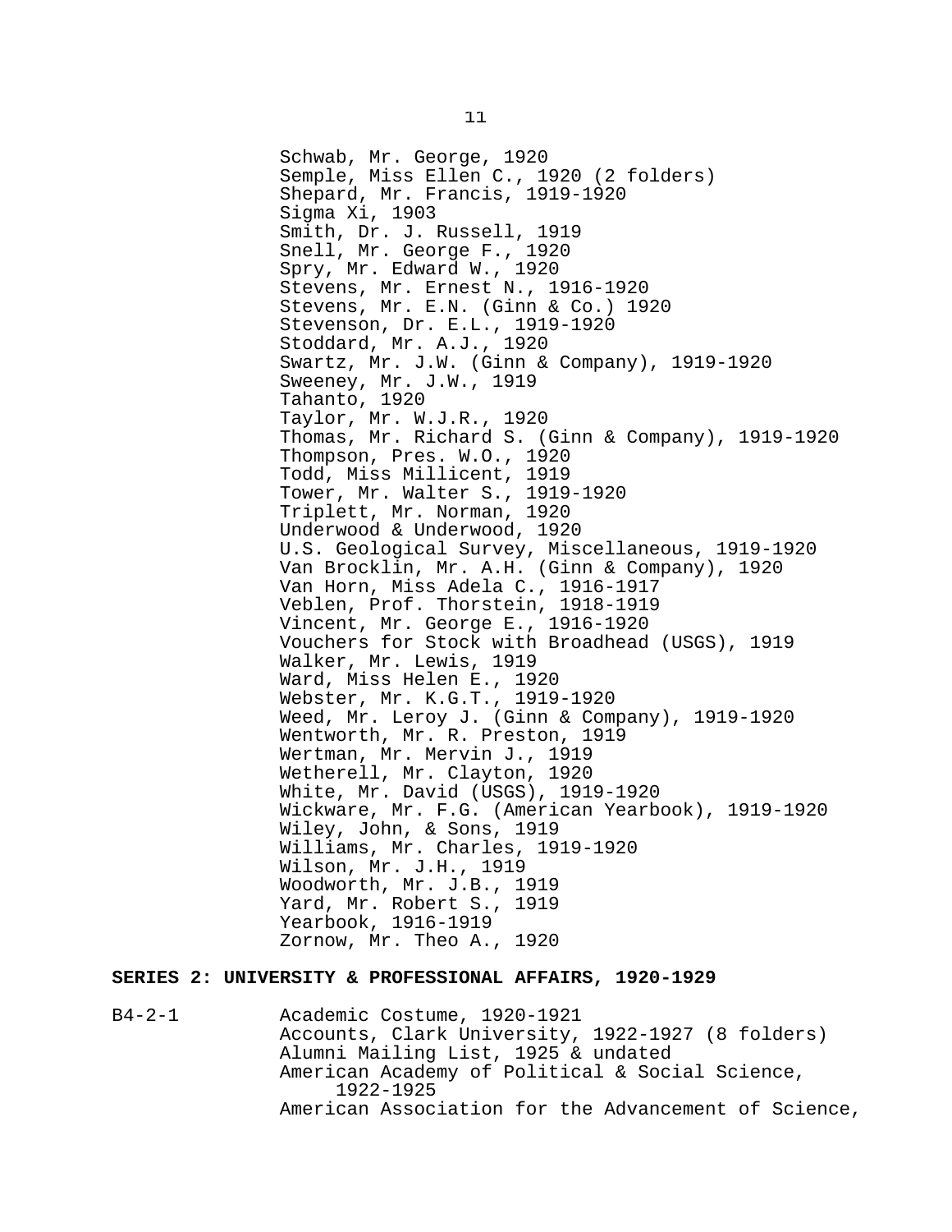Schwab, Mr. George, 1920
Semple, Miss Ellen C., 1920 (2 folders)
Shepard, Mr. Francis, 1919-1920
Sigma Xi, 1903
Smith, Dr. J. Russell, 1919
Snell, Mr. George F., 1920
Spry, Mr. Edward W., 1920
Stevens, Mr. Ernest N., 1916-1920
Stevens, Mr. E.N. (Ginn & Co.) 1920
Stevenson, Dr. E.L., 1919-1920
Stoddard, Mr. A.J., 1920
Swartz, Mr. J.W. (Ginn & Company), 1919-1920
Sweeney, Mr. J.W., 1919
Tahanto, 1920
Taylor, Mr. W.J.R., 1920
Thomas, Mr. Richard S. (Ginn & Company), 1919-1920
Thompson, Pres. W.O., 1920
Todd, Miss Millicent, 1919
Tower, Mr. Walter S., 1919-1920
Triplett, Mr. Norman, 1920
Underwood & Underwood, 1920
U.S. Geological Survey, Miscellaneous, 1919-1920
Van Brocklin, Mr. A.H. (Ginn & Company), 1920
Van Horn, Miss Adela C., 1916-1917
Veblen, Prof. Thorstein, 1918-1919
Vincent, Mr. George E., 1916-1920
Vouchers for Stock with Broadhead (USGS), 1919
Walker, Mr. Lewis, 1919
Ward, Miss Helen E., 1920
Webster, Mr. K.G.T., 1919-1920
Weed, Mr. Leroy J. (Ginn & Company), 1919-1920
Wentworth, Mr. R. Preston, 1919
Wertman, Mr. Mervin J., 1919
Wetherell, Mr. Clayton, 1920
White, Mr. David (USGS), 1919-1920
Wickware, Mr. F.G. (American Yearbook), 1919-1920
Wiley, John, & Sons, 1919
Williams, Mr. Charles, 1919-1920
Wilson, Mr. J.H., 1919
Woodworth, Mr. J.B., 1919
Yard, Mr. Robert S., 1919
Yearbook, 1916-1919
Zornow, Mr. Theo A., 1920

**SERIES 2: UNIVERSITY & PROFESSIONAL AFFAIRS, 1920-1929**

B4-2-1 Academic Costume, 1920-1921
Accounts, Clark University, 1922-1927 (8 folders)
Alumni Mailing List, 1925 & undated
American Academy of Political & Social Science, 1922-1925
American Association for the Advancement of Science,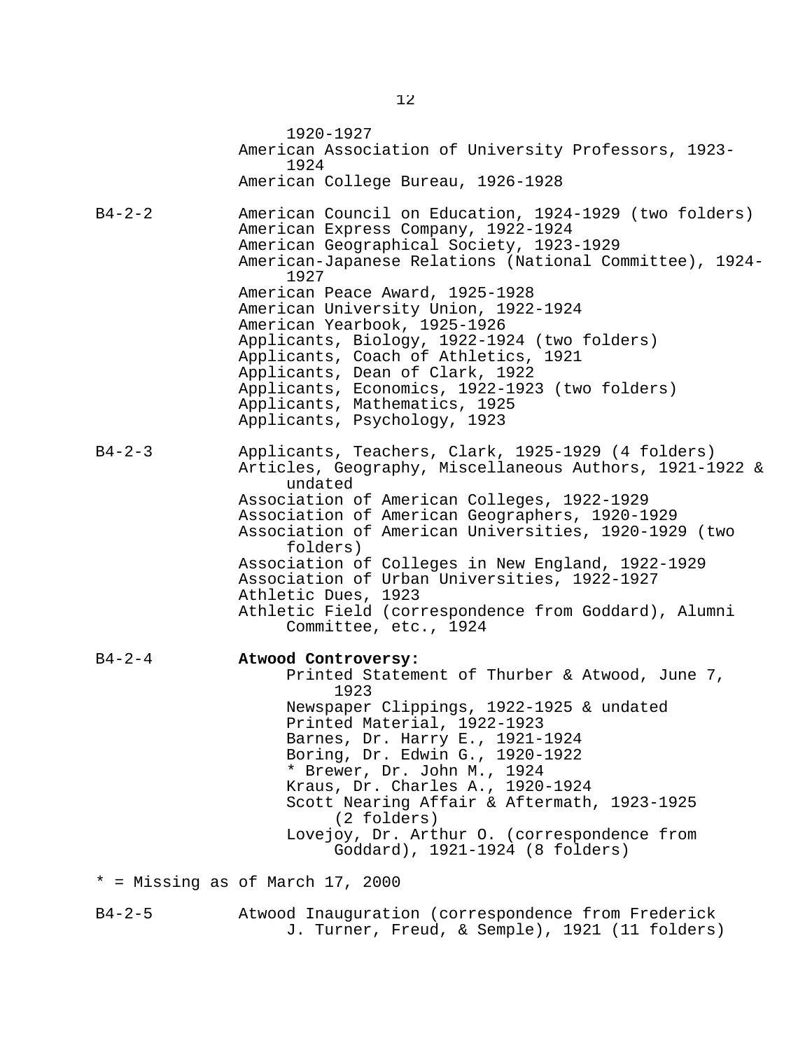1920-1927
American Association of University Professors, 1923-1924
American College Bureau, 1926-1928

B4-2-2
American Council on Education, 1924-1929 (two folders)
American Express Company, 1922-1924
American Geographical Society, 1923-1929
American-Japanese Relations (National Committee), 1924-1927
American Peace Award, 1925-1928
American University Union, 1922-1924
American Yearbook, 1925-1926
Applicants, Biology, 1922-1924 (two folders)
Applicants, Coach of Athletics, 1921
Applicants, Dean of Clark, 1922
Applicants, Economics, 1922-1923 (two folders)
Applicants, Mathematics, 1925
Applicants, Psychology, 1923

B4-2-3
Applicants, Teachers, Clark, 1925-1929 (4 folders)
Articles, Geography, Miscellaneous Authors, 1921-1922 & undated
Association of American Colleges, 1922-1929
Association of American Geographers, 1920-1929
Association of American Universities, 1920-1929 (two folders)
Association of Colleges in New England, 1922-1929
Association of Urban Universities, 1922-1927
Athletic Dues, 1923
Athletic Field (correspondence from Goddard), Alumni Committee, etc., 1924

B4-2-4
**Atwood Controversy:**
- Printed Statement of Thurber & Atwood, June 7, 1923
- Newspaper Clippings, 1922-1925 & undated
- Printed Material, 1922-1923
- Barnes, Dr. Harry E., 1921-1924
- Boring, Dr. Edwin G., 1920-1922
- * Brewer, Dr. John M., 1924
- Kraus, Dr. Charles A., 1920-1924
- Scott Nearing Affair & Aftermath, 1923-1925 (2 folders)
- Lovejoy, Dr. Arthur O. (correspondence from Goddard), 1921-1924 (8 folders)

* = Missing as of March 17, 2000

B4-2-5
Atwood Inauguration (correspondence from Frederick J. Turner, Freud, & Semple), 1921 (11 folders)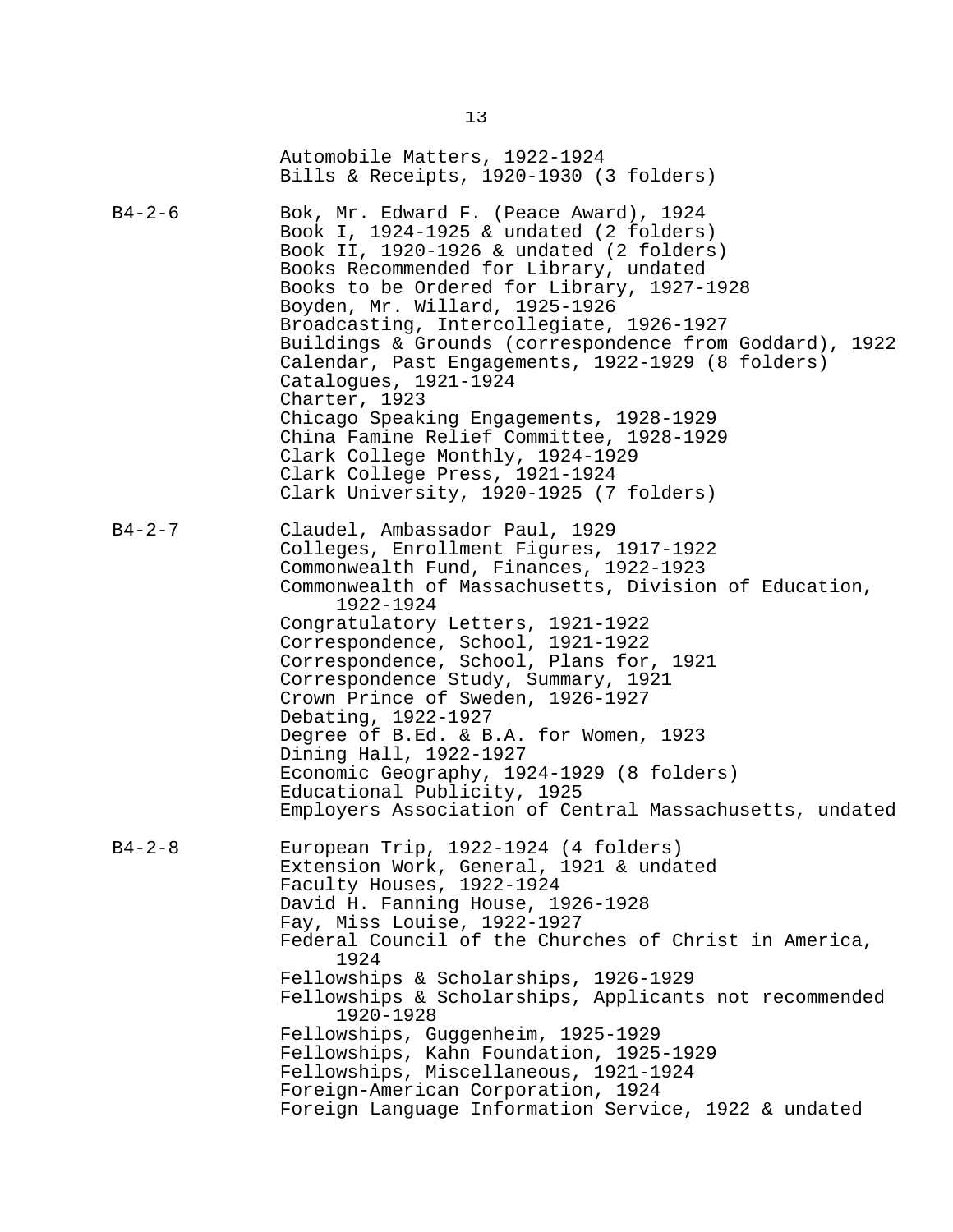Automobile Matters, 1922-1924
Bills & Receipts, 1920-1930 (3 folders)

B4-2-6

Bok, Mr. Edward F. (Peace Award), 1924
Book I, 1924-1925 & undated (2 folders)
Book II, 1920-1926 & undated (2 folders)
Books Recommended for Library, undated
Books to be Ordered for Library, 1927-1928
Boyden, Mr. Willard, 1925-1926
Broadcasting, Intercollegiate, 1926-1927
Buildings & Grounds (correspondence from Goddard), 1922
Calendar, Past Engagements, 1922-1929 (8 folders)
Catalogues, 1921-1924
Charter, 1923
Chicago Speaking Engagements, 1928-1929
China Famine Relief Committee, 1928-1929
Clark College Monthly, 1924-1929
Clark College Press, 1921-1924
Clark University, 1920-1925 (7 folders)

B4-2-7

Claudel, Ambassador Paul, 1929
Colleges, Enrollment Figures, 1917-1922
Commonwealth Fund, Finances, 1922-1923
Commonwealth of Massachusetts, Division of Education, 1922-1924
Congratulatory Letters, 1921-1922
Correspondence, School, 1921-1922
Correspondence, School, Plans for, 1921
Correspondence Study, Summary, 1921
Crown Prince of Sweden, 1926-1927
Debating, 1922-1927
Degree of B.Ed. & B.A. for Women, 1923
Dining Hall, 1922-1927
Economic Geography, 1924-1929 (8 folders)
Educational Publicity, 1925
Employers Association of Central Massachusetts, undated

B4-2-8

European Trip, 1922-1924 (4 folders)
Extension Work, General, 1921 & undated
Faculty Houses, 1922-1924
David H. Fanning House, 1926-1928
Fay, Miss Louise, 1922-1927
Federal Council of the Churches of Christ in America, 1924
Fellowships & Scholarships, 1926-1929
Fellowships & Scholarships, Applicants not recommended 1920-1928
Fellowships, Guggenheim, 1925-1929
Fellowships, Kahn Foundation, 1925-1929
Fellowships, Miscellaneous, 1921-1924
Foreign-American Corporation, 1924
Foreign Language Information Service, 1922 & undated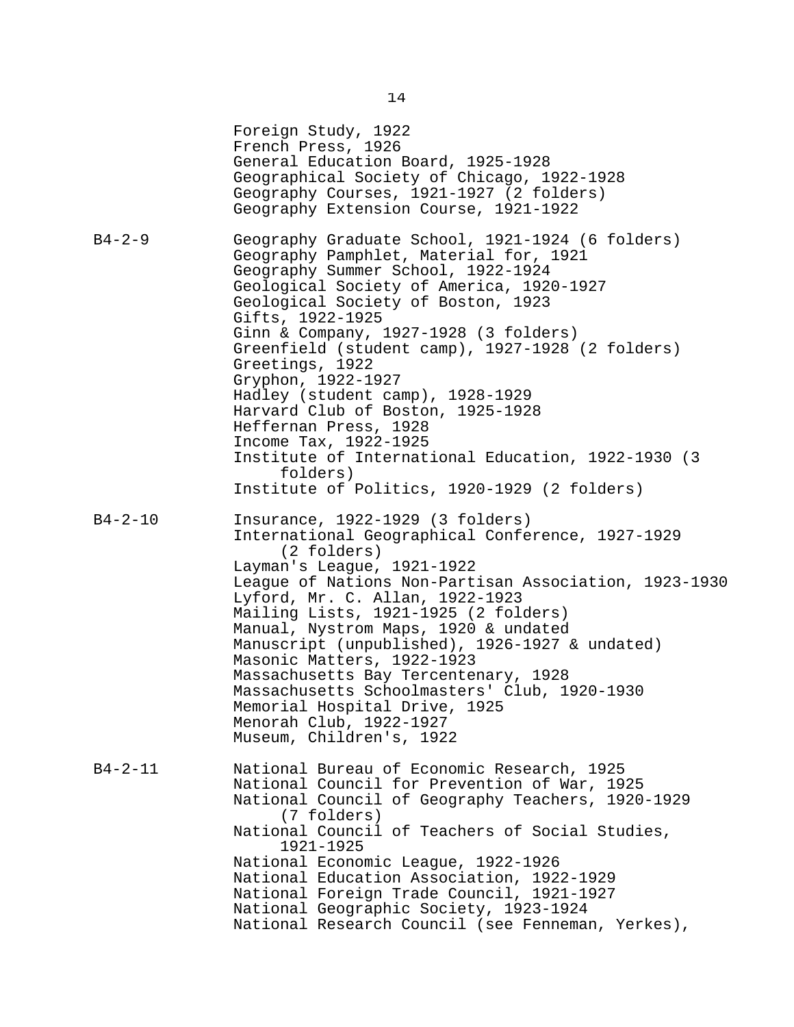Foreign Study, 1922
French Press, 1926
General Education Board, 1925-1928
Geographical Society of Chicago, 1922-1928
Geography Courses, 1921-1927 (2 folders)
Geography Extension Course, 1921-1922

B4-2-9
Geography Graduate School, 1921-1924 (6 folders)
Geography Pamphlet, Material for, 1921
Geography Summer School, 1922-1924
Geological Society of America, 1920-1927
Geological Society of Boston, 1923
Gifts, 1922-1925
Ginn & Company, 1927-1928 (3 folders)
Greenfield (student camp), 1927-1928 (2 folders)
Greetings, 1922
Gryphon, 1922-1927
Hadley (student camp), 1928-1929
Harvard Club of Boston, 1925-1928
Heffernan Press, 1928
Income Tax, 1922-1925
Institute of International Education, 1922-1930 (3 folders)
Institute of Politics, 1920-1929 (2 folders)

B4-2-10
Insurance, 1922-1929 (3 folders)
International Geographical Conference, 1927-1929 (2 folders)
Layman's League, 1921-1922
League of Nations Non-Partisan Association, 1923-1930
Lyford, Mr. C. Allan, 1922-1923
Mailing Lists, 1921-1925 (2 folders)
Manual, Nystrom Maps, 1920 & undated
Manuscript (unpublished), 1926-1927 & undated)
Masonic Matters, 1922-1923
Massachusetts Bay Tercentenary, 1928
Massachusetts Schoolmasters' Club, 1920-1930
Memorial Hospital Drive, 1925
Menorah Club, 1922-1927
Museum, Children's, 1922

B4-2-11
National Bureau of Economic Research, 1925
National Council for Prevention of War, 1925
National Council of Geography Teachers, 1920-1929 (7 folders)
National Council of Teachers of Social Studies, 1921-1925
National Economic League, 1922-1926
National Education Association, 1922-1929
National Foreign Trade Council, 1921-1927
National Geographic Society, 1923-1924
National Research Council (see Fenneman, Yerkes),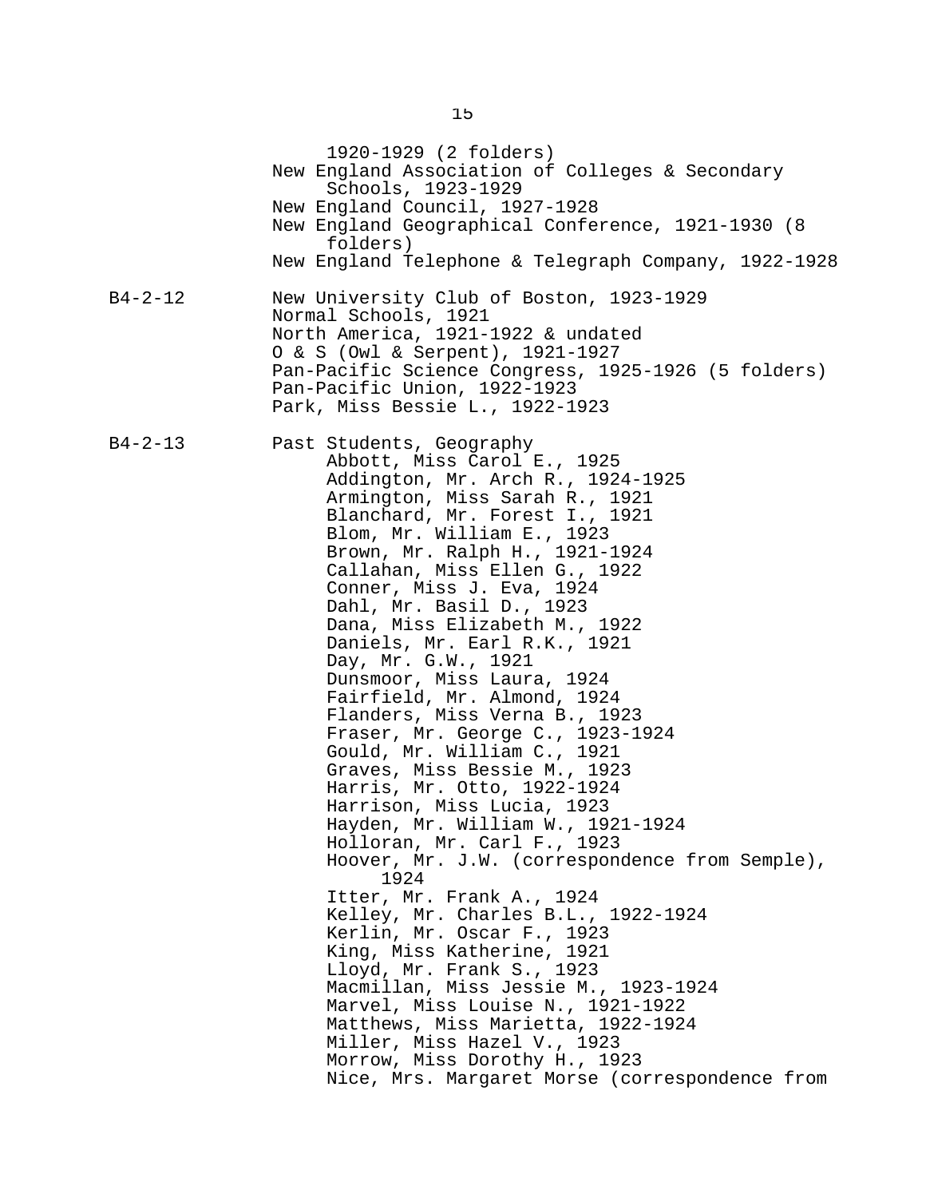1920-1929 (2 folders)

New England Association of Colleges & Secondary Schools, 1923-1929

New England Council, 1927-1928

New England Geographical Conference, 1921-1930 (8 folders)

New England Telephone & Telegraph Company, 1922-1928

B4-2-12

New University Club of Boston, 1923-1929

Normal Schools, 1921

North America, 1921-1922 & undated

O & S (Owl & Serpent), 1921-1927

Pan-Pacific Science Congress, 1925-1926 (5 folders)

Pan-Pacific Union, 1922-1923

Park, Miss Bessie L., 1922-1923

B4-2-13

Past Students, Geography

- Abbott, Miss Carol E., 1925
- Addington, Mr. Arch R., 1924-1925
- Armington, Miss Sarah R., 1921
- Blanchard, Mr. Forest I., 1921
- Blom, Mr. William E., 1923
- Brown, Mr. Ralph H., 1921-1924
- Callahan, Miss Ellen G., 1922
- Conner, Miss J. Eva, 1924
- Dahl, Mr. Basil D., 1923
- Dana, Miss Elizabeth M., 1922
- Daniels, Mr. Earl R.K., 1921
- Day, Mr. G.W., 1921
- Dunsmoor, Miss Laura, 1924
- Fairfield, Mr. Almond, 1924
- Flanders, Miss Verna B., 1923
- Fraser, Mr. George C., 1923-1924
- Gould, Mr. William C., 1921
- Graves, Miss Bessie M., 1923
- Harris, Mr. Otto, 1922-1924
- Harrison, Miss Lucia, 1923
- Hayden, Mr. William W., 1921-1924
- Holloran, Mr. Carl F., 1923
- Hoover, Mr. J.W. (correspondence from Semple), 1924
- Itter, Mr. Frank A., 1924
- Kelley, Mr. Charles B.L., 1922-1924
- Kerlin, Mr. Oscar F., 1923
- King, Miss Katherine, 1921
- Lloyd, Mr. Frank S., 1923
- Macmillan, Miss Jessie M., 1923-1924
- Marvel, Miss Louise N., 1921-1922
- Matthews, Miss Marietta, 1922-1924
- Miller, Miss Hazel V., 1923
- Morrow, Miss Dorothy H., 1923
- Nice, Mrs. Margaret Morse (correspondence from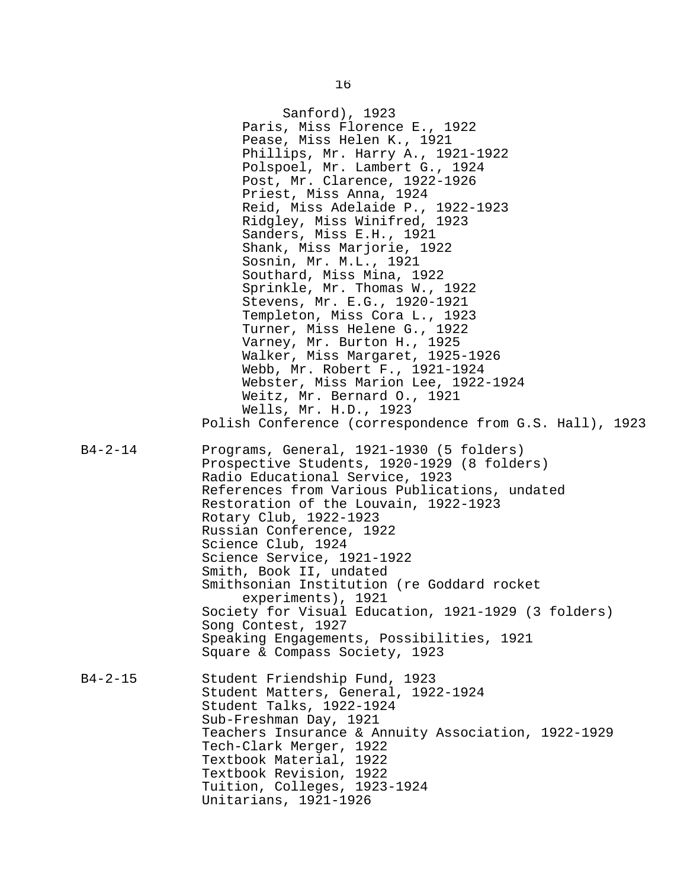Sanford), 1923
- Paris, Miss Florence E., 1922
- Pease, Miss Helen K., 1921
- Phillips, Mr. Harry A., 1921-1922
- Polspoel, Mr. Lambert G., 1924
- Post, Mr. Clarence, 1922-1926
- Priest, Miss Anna, 1924
- Reid, Miss Adelaide P., 1922-1923
- Ridgley, Miss Winifred, 1923
- Sanders, Miss E.H., 1921
- Shank, Miss Marjorie, 1922
- Sosnin, Mr. M.L., 1921
- Southard, Miss Mina, 1922
- Sprinkle, Mr. Thomas W., 1922
- Stevens, Mr. E.G., 1920-1921
- Templeton, Miss Cora L., 1923
- Turner, Miss Helene G., 1922
- Varney, Mr. Burton H., 1925
- Walker, Miss Margaret, 1925-1926
- Webb, Mr. Robert F., 1921-1924
- Webster, Miss Marion Lee, 1922-1924
- Weitz, Mr. Bernard O., 1921
- Wells, Mr. H.D., 1923

Polish Conference (correspondence from G.S. Hall), 1923

B4-2-14

Programs, General, 1921-1930 (5 folders)
Prospective Students, 1920-1929 (8 folders)
Radio Educational Service, 1923
References from Various Publications, undated
Restoration of the Louvain, 1922-1923
Rotary Club, 1922-1923
Russian Conference, 1922
Science Club, 1924
Science Service, 1921-1922
Smith, Book II, undated
Smithsonian Institution (re Goddard rocket experiments), 1921
Society for Visual Education, 1921-1929 (3 folders)
Song Contest, 1927
Speaking Engagements, Possibilities, 1921
Square & Compass Society, 1923

B4-2-15

Student Friendship Fund, 1923
Student Matters, General, 1922-1924
Student Talks, 1922-1924
Sub-Freshman Day, 1921
Teachers Insurance & Annuity Association, 1922-1929
Tech-Clark Merger, 1922
Textbook Material, 1922
Textbook Revision, 1922
Tuition, Colleges, 1923-1924
Unitarians, 1921-1926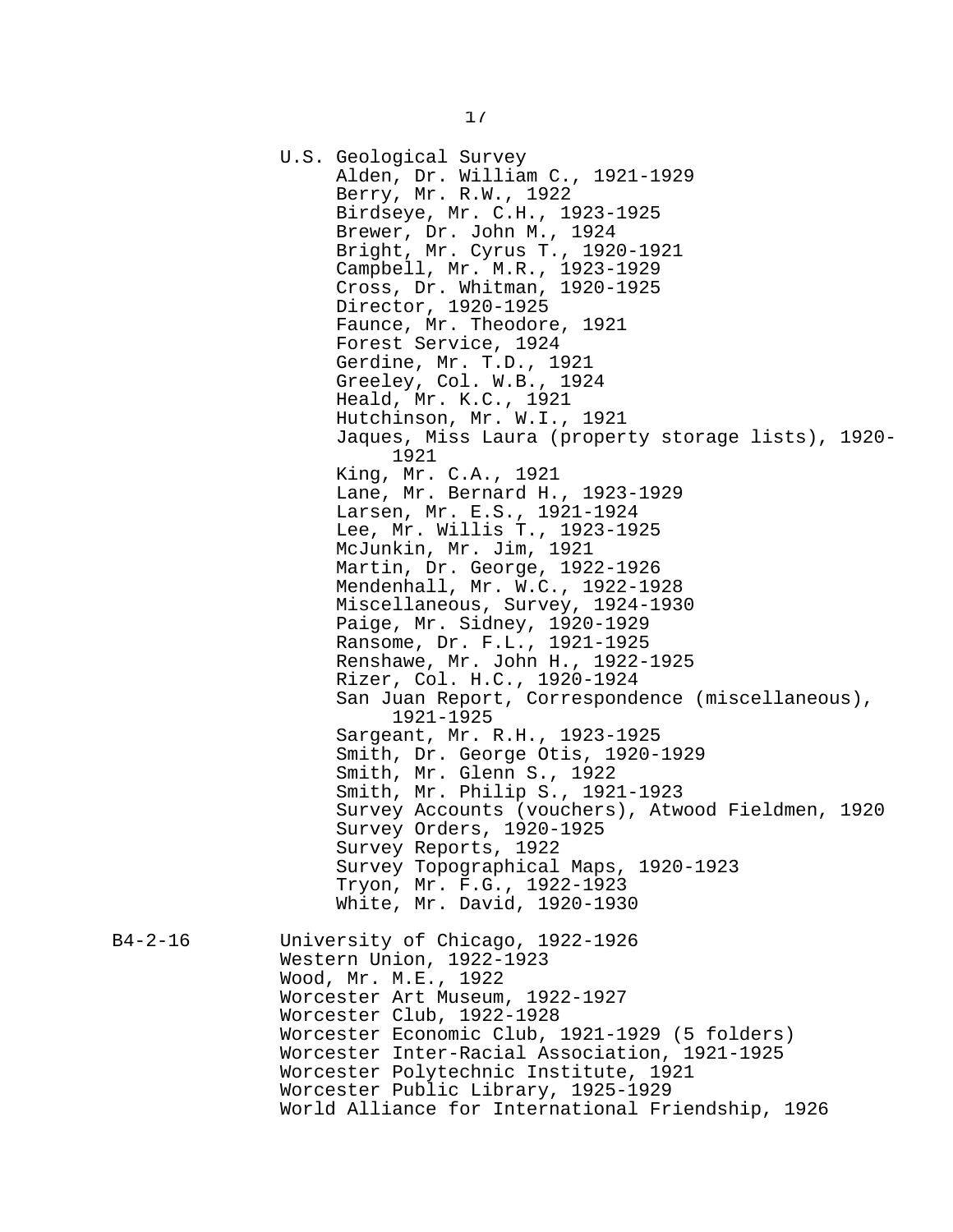U.S. Geological Survey

- Alden, Dr. William C., 1921-1929
- Berry, Mr. R.W., 1922
- Birdseye, Mr. C.H., 1923-1925
- Brewer, Dr. John M., 1924
- Bright, Mr. Cyrus T., 1920-1921
- Campbell, Mr. M.R., 1923-1929
- Cross, Dr. Whitman, 1920-1925
- Director, 1920-1925
- Faunce, Mr. Theodore, 1921
- Forest Service, 1924
- Gerdine, Mr. T.D., 1921
- Greeley, Col. W.B., 1924
- Heald, Mr. K.C., 1921
- Hutchinson, Mr. W.I., 1921
- Jaques, Miss Laura (property storage lists), 1920-1921
- King, Mr. C.A., 1921
- Lane, Mr. Bernard H., 1923-1929
- Larsen, Mr. E.S., 1921-1924
- Lee, Mr. Willis T., 1923-1925
- McJunkin, Mr. Jim, 1921
- Martin, Dr. George, 1922-1926
- Mendenhall, Mr. W.C., 1922-1928
- Miscellaneous, Survey, 1924-1930
- Paige, Mr. Sidney, 1920-1929
- Ransome, Dr. F.L., 1921-1925
- Renshawe, Mr. John H., 1922-1925
- Rizer, Col. H.C., 1920-1924
- San Juan Report, Correspondence (miscellaneous), 1921-1925
- Sargeant, Mr. R.H., 1923-1925
- Smith, Dr. George Otis, 1920-1929
- Smith, Mr. Glenn S., 1922
- Smith, Mr. Philip S., 1921-1923
- Survey Accounts (vouchers), Atwood Fieldmen, 1920
- Survey Orders, 1920-1925
- Survey Reports, 1922
- Survey Topographical Maps, 1920-1923
- Tryon, Mr. F.G., 1922-1923
- White, Mr. David, 1920-1930

B4-2-16

- University of Chicago, 1922-1926
- Western Union, 1922-1923
- Wood, Mr. M.E., 1922
- Worcester Art Museum, 1922-1927
- Worcester Club, 1922-1928
- Worcester Economic Club, 1921-1929 (5 folders)
- Worcester Inter-Racial Association, 1921-1925
- Worcester Polytechnic Institute, 1921
- Worcester Public Library, 1925-1929
- World Alliance for International Friendship, 1926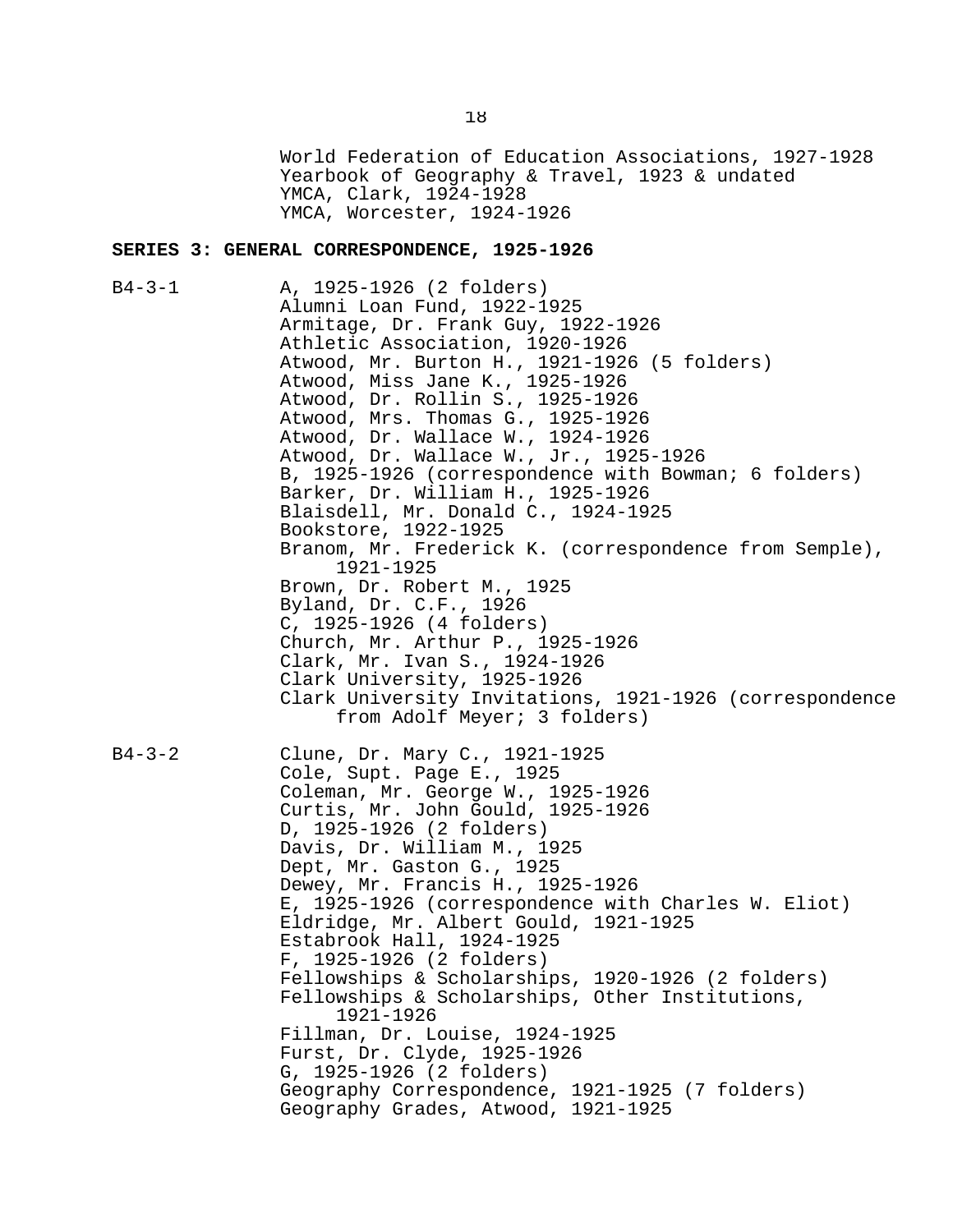World Federation of Education Associations, 1927-1928
Yearbook of Geography & Travel, 1923 & undated
YMCA, Clark, 1924-1928
YMCA, Worcester, 1924-1926

**SERIES 3: GENERAL CORRESPONDENCE, 1925-1926**

B4-3-1

A, 1925-1926 (2 folders)
Alumni Loan Fund, 1922-1925
Armitage, Dr. Frank Guy, 1922-1926
Athletic Association, 1920-1926
Atwood, Mr. Burton H., 1921-1926 (5 folders)
Atwood, Miss Jane K., 1925-1926
Atwood, Dr. Rollin S., 1925-1926
Atwood, Mrs. Thomas G., 1925-1926
Atwood, Dr. Wallace W., 1924-1926
Atwood, Dr. Wallace W., Jr., 1925-1926
B, 1925-1926 (correspondence with Bowman; 6 folders)
Barker, Dr. William H., 1925-1926
Blaisdell, Mr. Donald C., 1924-1925
Bookstore, 1922-1925
Branom, Mr. Frederick K. (correspondence from Semple), 1921-1925
Brown, Dr. Robert M., 1925
Byland, Dr. C.F., 1926
C, 1925-1926 (4 folders)
Church, Mr. Arthur P., 1925-1926
Clark, Mr. Ivan S., 1924-1926
Clark University, 1925-1926
Clark University Invitations, 1921-1926 (correspondence from Adolf Meyer; 3 folders)

B4-3-2

Clune, Dr. Mary C., 1921-1925
Cole, Supt. Page E., 1925
Coleman, Mr. George W., 1925-1926
Curtis, Mr. John Gould, 1925-1926
D, 1925-1926 (2 folders)
Davis, Dr. William M., 1925
Dept, Mr. Gaston G., 1925
Dewey, Mr. Francis H., 1925-1926
E, 1925-1926 (correspondence with Charles W. Eliot)
Eldridge, Mr. Albert Gould, 1921-1925
Estabrook Hall, 1924-1925
F, 1925-1926 (2 folders)
Fellowships & Scholarships, 1920-1926 (2 folders)
Fellowships & Scholarships, Other Institutions, 1921-1926
Fillman, Dr. Louise, 1924-1925
Furst, Dr. Clyde, 1925-1926
G, 1925-1926 (2 folders)
Geography Correspondence, 1921-1925 (7 folders)
Geography Grades, Atwood, 1921-1925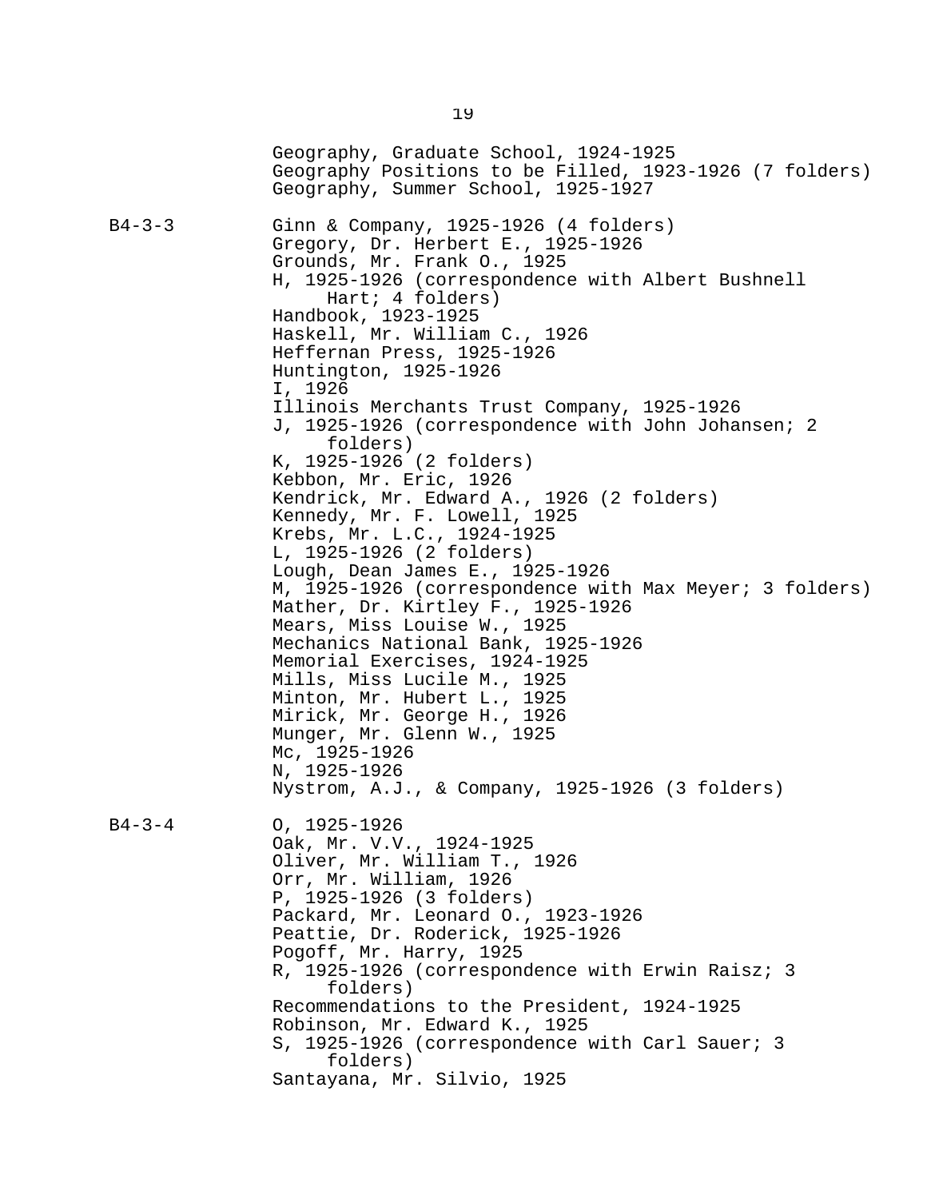Geography, Graduate School, 1924-1925
Geography Positions to be Filled, 1923-1926 (7 folders)
Geography, Summer School, 1925-1927

B4-3-3

Ginn & Company, 1925-1926 (4 folders)
Gregory, Dr. Herbert E., 1925-1926
Grounds, Mr. Frank O., 1925
H, 1925-1926 (correspondence with Albert Bushnell Hart; 4 folders)
Handbook, 1923-1925
Haskell, Mr. William C., 1926
Heffernan Press, 1925-1926
Huntington, 1925-1926
I, 1926
Illinois Merchants Trust Company, 1925-1926
J, 1925-1926 (correspondence with John Johansen; 2 folders)
K, 1925-1926 (2 folders)
Kebbon, Mr. Eric, 1926
Kendrick, Mr. Edward A., 1926 (2 folders)
Kennedy, Mr. F. Lowell, 1925
Krebs, Mr. L.C., 1924-1925
L, 1925-1926 (2 folders)
Lough, Dean James E., 1925-1926
M, 1925-1926 (correspondence with Max Meyer; 3 folders)
Mather, Dr. Kirtley F., 1925-1926
Mears, Miss Louise W., 1925
Mechanics National Bank, 1925-1926
Memorial Exercises, 1924-1925
Mills, Miss Lucile M., 1925
Minton, Mr. Hubert L., 1925
Mirick, Mr. George H., 1926
Munger, Mr. Glenn W., 1925
Mc, 1925-1926
N, 1925-1926
Nystrom, A.J., & Company, 1925-1926 (3 folders)

B4-3-4

O, 1925-1926
Oak, Mr. V.V., 1924-1925
Oliver, Mr. William T., 1926
Orr, Mr. William, 1926
P, 1925-1926 (3 folders)
Packard, Mr. Leonard O., 1923-1926
Peattie, Dr. Roderick, 1925-1926
Pogoff, Mr. Harry, 1925
R, 1925-1926 (correspondence with Erwin Raisz; 3 folders)
Recommendations to the President, 1924-1925
Robinson, Mr. Edward K., 1925
S, 1925-1926 (correspondence with Carl Sauer; 3 folders)
Santayana, Mr. Silvio, 1925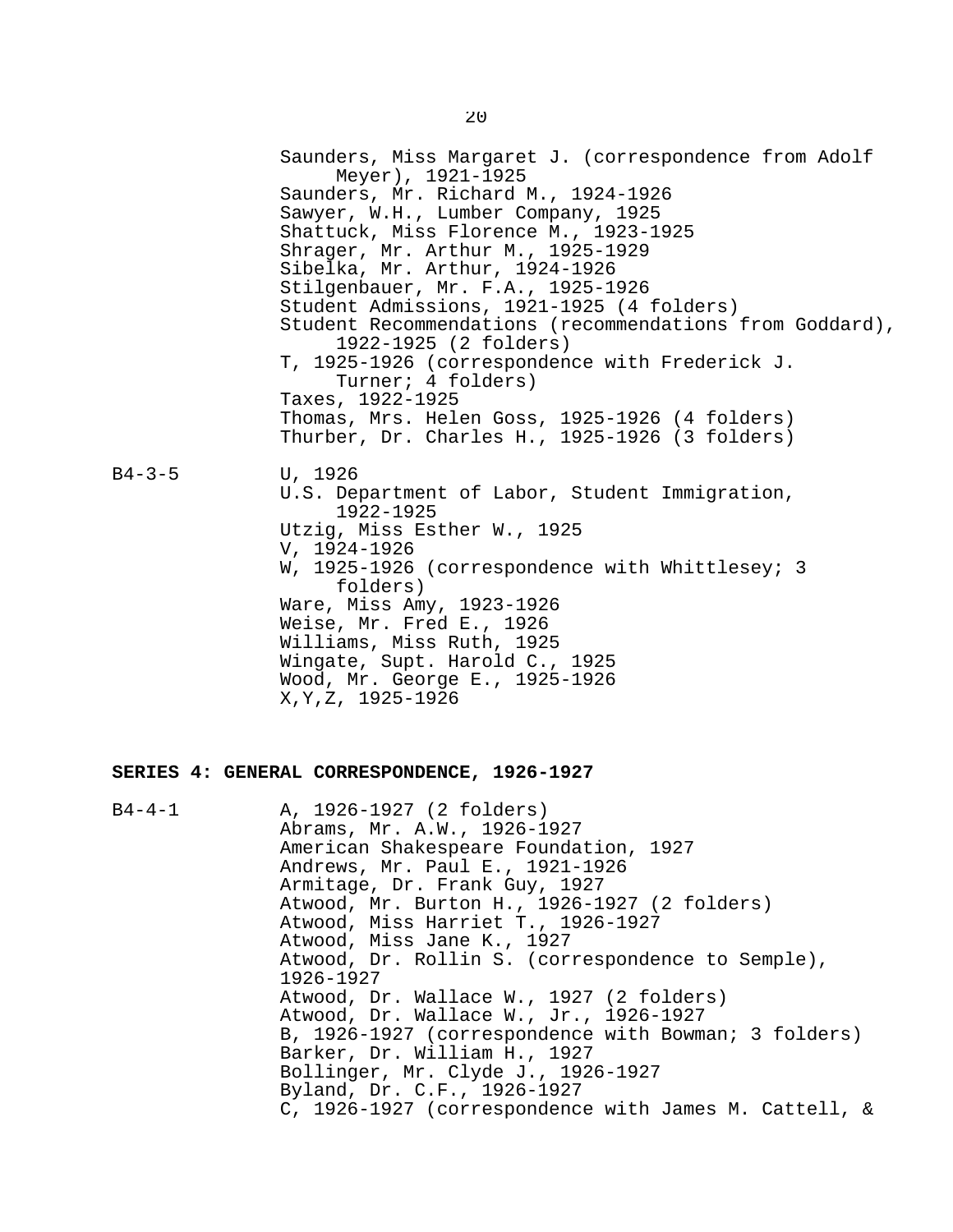Saunders, Miss Margaret J. (correspondence from Adolf Meyer), 1921-1925
Saunders, Mr. Richard M., 1924-1926
Sawyer, W.H., Lumber Company, 1925
Shattuck, Miss Florence M., 1923-1925
Shrager, Mr. Arthur M., 1925-1929
Sibelka, Mr. Arthur, 1924-1926
Stilgenbauer, Mr. F.A., 1925-1926
Student Admissions, 1921-1925 (4 folders)
Student Recommendations (recommendations from Goddard), 1922-1925 (2 folders)
T, 1925-1926 (correspondence with Frederick J. Turner; 4 folders)
Taxes, 1922-1925
Thomas, Mrs. Helen Goss, 1925-1926 (4 folders)
Thurber, Dr. Charles H., 1925-1926 (3 folders)

B4-3-5
U, 1926
U.S. Department of Labor, Student Immigration, 1922-1925
Utzig, Miss Esther W., 1925
V, 1924-1926
W, 1925-1926 (correspondence with Whittlesey; 3 folders)
Ware, Miss Amy, 1923-1926
Weise, Mr. Fred E., 1926
Williams, Miss Ruth, 1925
Wingate, Supt. Harold C., 1925
Wood, Mr. George E., 1925-1926
X,Y,Z, 1925-1926

**SERIES 4: GENERAL CORRESPONDENCE, 1926-1927**

B4-4-1
A, 1926-1927 (2 folders)
Abrams, Mr. A.W., 1926-1927
American Shakespeare Foundation, 1927
Andrews, Mr. Paul E., 1921-1926
Armitage, Dr. Frank Guy, 1927
Atwood, Mr. Burton H., 1926-1927 (2 folders)
Atwood, Miss Harriet T., 1926-1927
Atwood, Miss Jane K., 1927
Atwood, Dr. Rollin S. (correspondence to Semple), 1926-1927
Atwood, Dr. Wallace W., 1927 (2 folders)
Atwood, Dr. Wallace W., Jr., 1926-1927
B, 1926-1927 (correspondence with Bowman; 3 folders)
Barker, Dr. William H., 1927
Bollinger, Mr. Clyde J., 1926-1927
Byland, Dr. C.F., 1926-1927
C, 1926-1927 (correspondence with James M. Cattell, &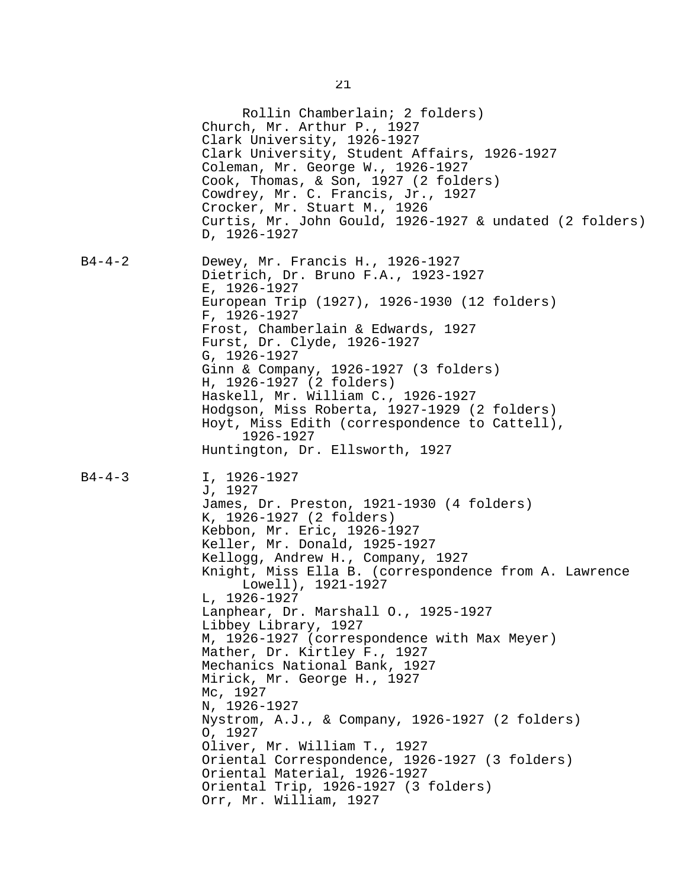Rollin Chamberlain; 2 folders)
Church, Mr. Arthur P., 1927
Clark University, 1926-1927
Clark University, Student Affairs, 1926-1927
Coleman, Mr. George W., 1926-1927
Cook, Thomas, & Son, 1927 (2 folders)
Cowdrey, Mr. C. Francis, Jr., 1927
Crocker, Mr. Stuart M., 1926
Curtis, Mr. John Gould, 1926-1927 & undated (2 folders)
D, 1926-1927

B4-4-2

Dewey, Mr. Francis H., 1926-1927
Dietrich, Dr. Bruno F.A., 1923-1927
E, 1926-1927
European Trip (1927), 1926-1930 (12 folders)
F, 1926-1927
Frost, Chamberlain & Edwards, 1927
Furst, Dr. Clyde, 1926-1927
G, 1926-1927
Ginn & Company, 1926-1927 (3 folders)
H, 1926-1927 (2 folders)
Haskell, Mr. William C., 1926-1927
Hodgson, Miss Roberta, 1927-1929 (2 folders)
Hoyt, Miss Edith (correspondence to Cattell), 1926-1927
Huntington, Dr. Ellsworth, 1927

B4-4-3

I, 1926-1927
J, 1927
James, Dr. Preston, 1921-1930 (4 folders)
K, 1926-1927 (2 folders)
Kebbon, Mr. Eric, 1926-1927
Keller, Mr. Donald, 1925-1927
Kellogg, Andrew H., Company, 1927
Knight, Miss Ella B. (correspondence from A. Lawrence Lowell), 1921-1927
L, 1926-1927
Lanphear, Dr. Marshall O., 1925-1927
Libbey Library, 1927
M, 1926-1927 (correspondence with Max Meyer)
Mather, Dr. Kirtley F., 1927
Mechanics National Bank, 1927
Mirick, Mr. George H., 1927
Mc, 1927
N, 1926-1927
Nystrom, A.J., & Company, 1926-1927 (2 folders)
O, 1927
Oliver, Mr. William T., 1927
Oriental Correspondence, 1926-1927 (3 folders)
Oriental Material, 1926-1927
Oriental Trip, 1926-1927 (3 folders)
Orr, Mr. William, 1927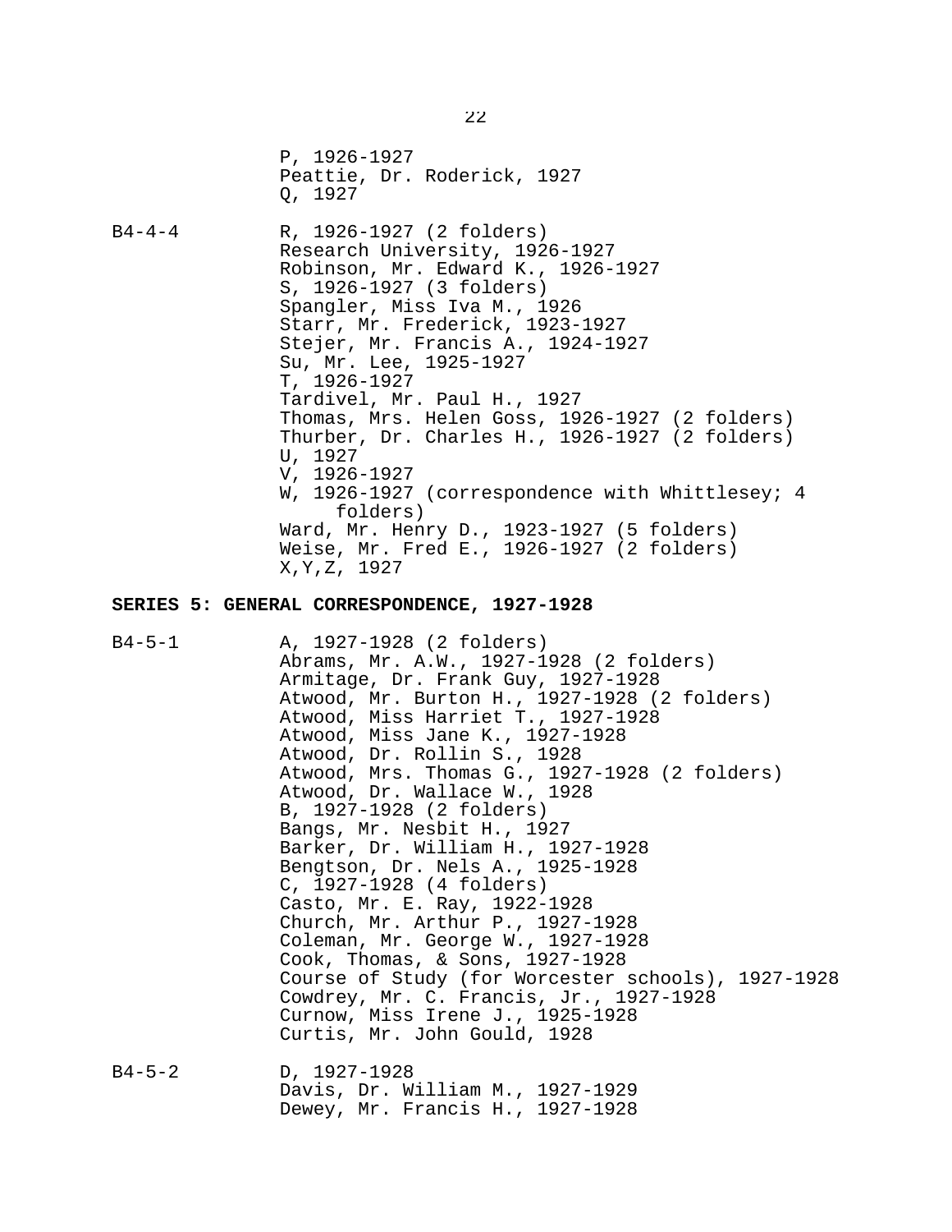P, 1926-1927
Peattie, Dr. Roderick, 1927
Q, 1927

B4-4-4 R, 1926-1927 (2 folders)
Research University, 1926-1927
Robinson, Mr. Edward K., 1926-1927
S, 1926-1927 (3 folders)
Spangler, Miss Iva M., 1926
Starr, Mr. Frederick, 1923-1927
Stejer, Mr. Francis A., 1924-1927
Su, Mr. Lee, 1925-1927
T, 1926-1927
Tardivel, Mr. Paul H., 1927
Thomas, Mrs. Helen Goss, 1926-1927 (2 folders)
Thurber, Dr. Charles H., 1926-1927 (2 folders)
U, 1927
V, 1926-1927
W, 1926-1927 (correspondence with Whittlesey; 4 folders)
Ward, Mr. Henry D., 1923-1927 (5 folders)
Weise, Mr. Fred E., 1926-1927 (2 folders)
X,Y,Z, 1927

**SERIES 5: GENERAL CORRESPONDENCE, 1927-1928**

B4-5-1 A, 1927-1928 (2 folders)
Abrams, Mr. A.W., 1927-1928 (2 folders)
Armitage, Dr. Frank Guy, 1927-1928
Atwood, Mr. Burton H., 1927-1928 (2 folders)
Atwood, Miss Harriet T., 1927-1928
Atwood, Miss Jane K., 1927-1928
Atwood, Dr. Rollin S., 1928
Atwood, Mrs. Thomas G., 1927-1928 (2 folders)
Atwood, Dr. Wallace W., 1928
B, 1927-1928 (2 folders)
Bangs, Mr. Nesbit H., 1927
Barker, Dr. William H., 1927-1928
Bengtson, Dr. Nels A., 1925-1928
C, 1927-1928 (4 folders)
Casto, Mr. E. Ray, 1922-1928
Church, Mr. Arthur P., 1927-1928
Coleman, Mr. George W., 1927-1928
Cook, Thomas, & Sons, 1927-1928
Course of Study (for Worcester schools), 1927-1928
Cowdrey, Mr. C. Francis, Jr., 1927-1928
Curnow, Miss Irene J., 1925-1928
Curtis, Mr. John Gould, 1928

B4-5-2 D, 1927-1928
Davis, Dr. William M., 1927-1929
Dewey, Mr. Francis H., 1927-1928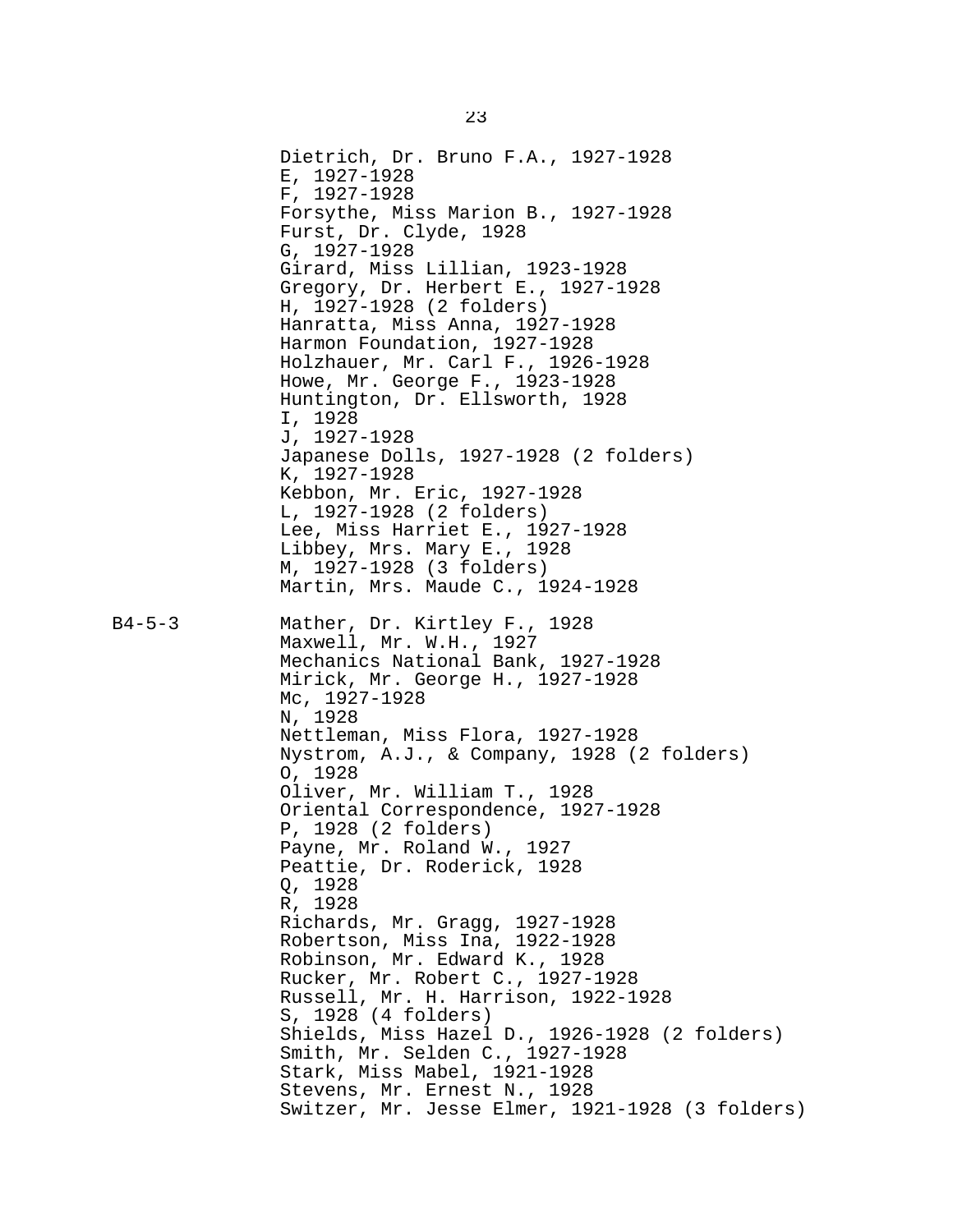Dietrich, Dr. Bruno F.A., 1927-1928
E, 1927-1928
F, 1927-1928
Forsythe, Miss Marion B., 1927-1928
Furst, Dr. Clyde, 1928
G, 1927-1928
Girard, Miss Lillian, 1923-1928
Gregory, Dr. Herbert E., 1927-1928
H, 1927-1928 (2 folders)
Hanratta, Miss Anna, 1927-1928
Harmon Foundation, 1927-1928
Holzhauer, Mr. Carl F., 1926-1928
Howe, Mr. George F., 1923-1928
Huntington, Dr. Ellsworth, 1928
I, 1928
J, 1927-1928
Japanese Dolls, 1927-1928 (2 folders)
K, 1927-1928
Kebbon, Mr. Eric, 1927-1928
L, 1927-1928 (2 folders)
Lee, Miss Harriet E., 1927-1928
Libbey, Mrs. Mary E., 1928
M, 1927-1928 (3 folders)
Martin, Mrs. Maude C., 1924-1928

B4-5-3

Mather, Dr. Kirtley F., 1928
Maxwell, Mr. W.H., 1927
Mechanics National Bank, 1927-1928
Mirick, Mr. George H., 1927-1928
Mc, 1927-1928
N, 1928
Nettleman, Miss Flora, 1927-1928
Nystrom, A.J., & Company, 1928 (2 folders)
O, 1928
Oliver, Mr. William T., 1928
Oriental Correspondence, 1927-1928
P, 1928 (2 folders)
Payne, Mr. Roland W., 1927
Peattie, Dr. Roderick, 1928
Q, 1928
R, 1928
Richards, Mr. Gragg, 1927-1928
Robertson, Miss Ina, 1922-1928
Robinson, Mr. Edward K., 1928
Rucker, Mr. Robert C., 1927-1928
Russell, Mr. H. Harrison, 1922-1928
S, 1928 (4 folders)
Shields, Miss Hazel D., 1926-1928 (2 folders)
Smith, Mr. Selden C., 1927-1928
Stark, Miss Mabel, 1921-1928
Stevens, Mr. Ernest N., 1928
Switzer, Mr. Jesse Elmer, 1921-1928 (3 folders)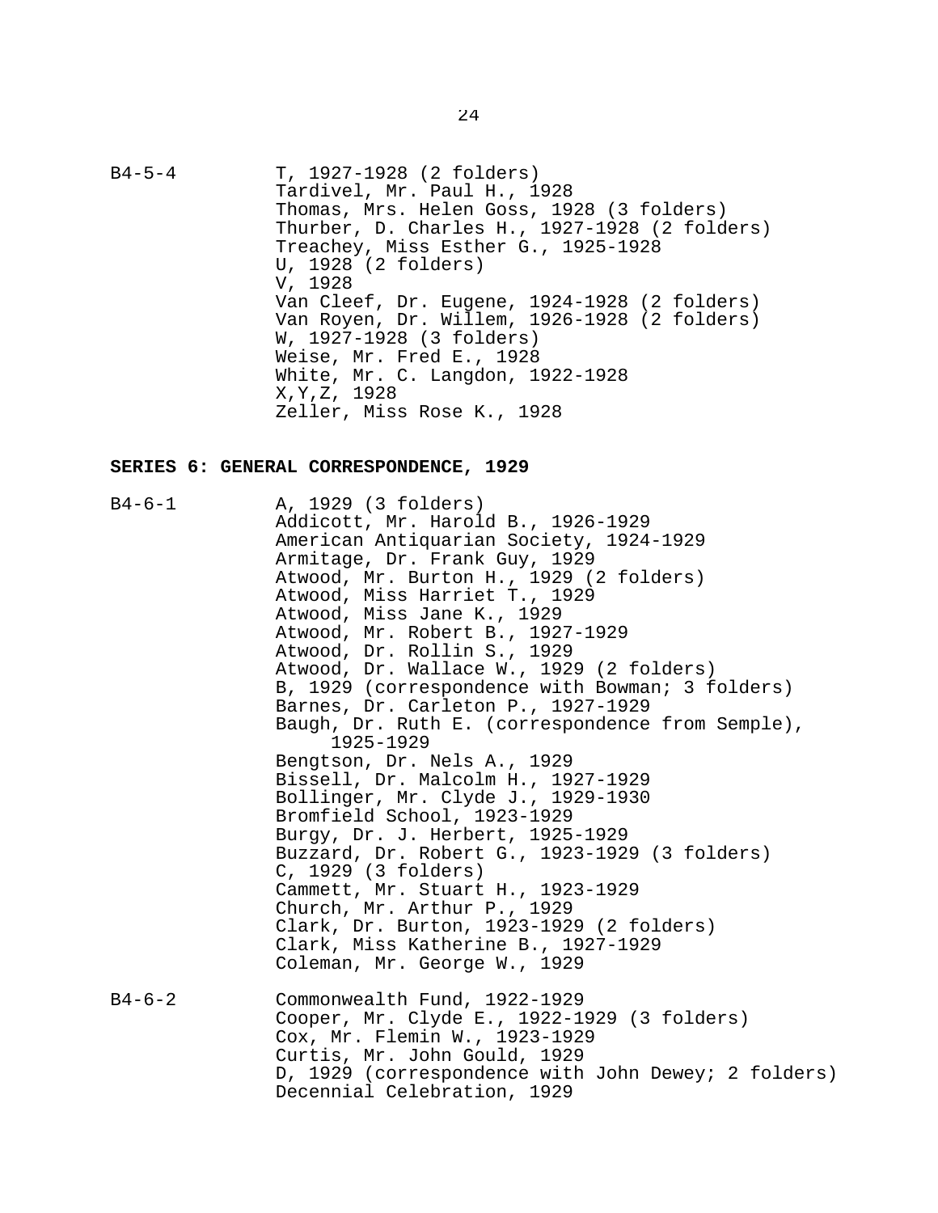B4-5-4 T, 1927-1928 (2 folders)
Tardivel, Mr. Paul H., 1928
Thomas, Mrs. Helen Goss, 1928 (3 folders)
Thurber, D. Charles H., 1927-1928 (2 folders)
Treachey, Miss Esther G., 1925-1928
U, 1928 (2 folders)
V, 1928
Van Cleef, Dr. Eugene, 1924-1928 (2 folders)
Van Royen, Dr. Willem, 1926-1928 (2 folders)
W, 1927-1928 (3 folders)
Weise, Mr. Fred E., 1928
White, Mr. C. Langdon, 1922-1928
X,Y,Z, 1928
Zeller, Miss Rose K., 1928

**SERIES 6: GENERAL CORRESPONDENCE, 1929**

B4-6-1 A, 1929 (3 folders)
Addicott, Mr. Harold B., 1926-1929
American Antiquarian Society, 1924-1929
Armitage, Dr. Frank Guy, 1929
Atwood, Mr. Burton H., 1929 (2 folders)
Atwood, Miss Harriet T., 1929
Atwood, Miss Jane K., 1929
Atwood, Mr. Robert B., 1927-1929
Atwood, Dr. Rollin S., 1929
Atwood, Dr. Wallace W., 1929 (2 folders)
B, 1929 (correspondence with Bowman; 3 folders)
Barnes, Dr. Carleton P., 1927-1929
Baugh, Dr. Ruth E. (correspondence from Semple), 1925-1929
Bengtson, Dr. Nels A., 1929
Bissell, Dr. Malcolm H., 1927-1929
Bollinger, Mr. Clyde J., 1929-1930
Bromfield School, 1923-1929
Burgy, Dr. J. Herbert, 1925-1929
Buzzard, Dr. Robert G., 1923-1929 (3 folders)
C, 1929 (3 folders)
Cammett, Mr. Stuart H., 1923-1929
Church, Mr. Arthur P., 1929
Clark, Dr. Burton, 1923-1929 (2 folders)
Clark, Miss Katherine B., 1927-1929
Coleman, Mr. George W., 1929

B4-6-2 Commonwealth Fund, 1922-1929
Cooper, Mr. Clyde E., 1922-1929 (3 folders)
Cox, Mr. Flemin W., 1923-1929
Curtis, Mr. John Gould, 1929
D, 1929 (correspondence with John Dewey; 2 folders)
Decennial Celebration, 1929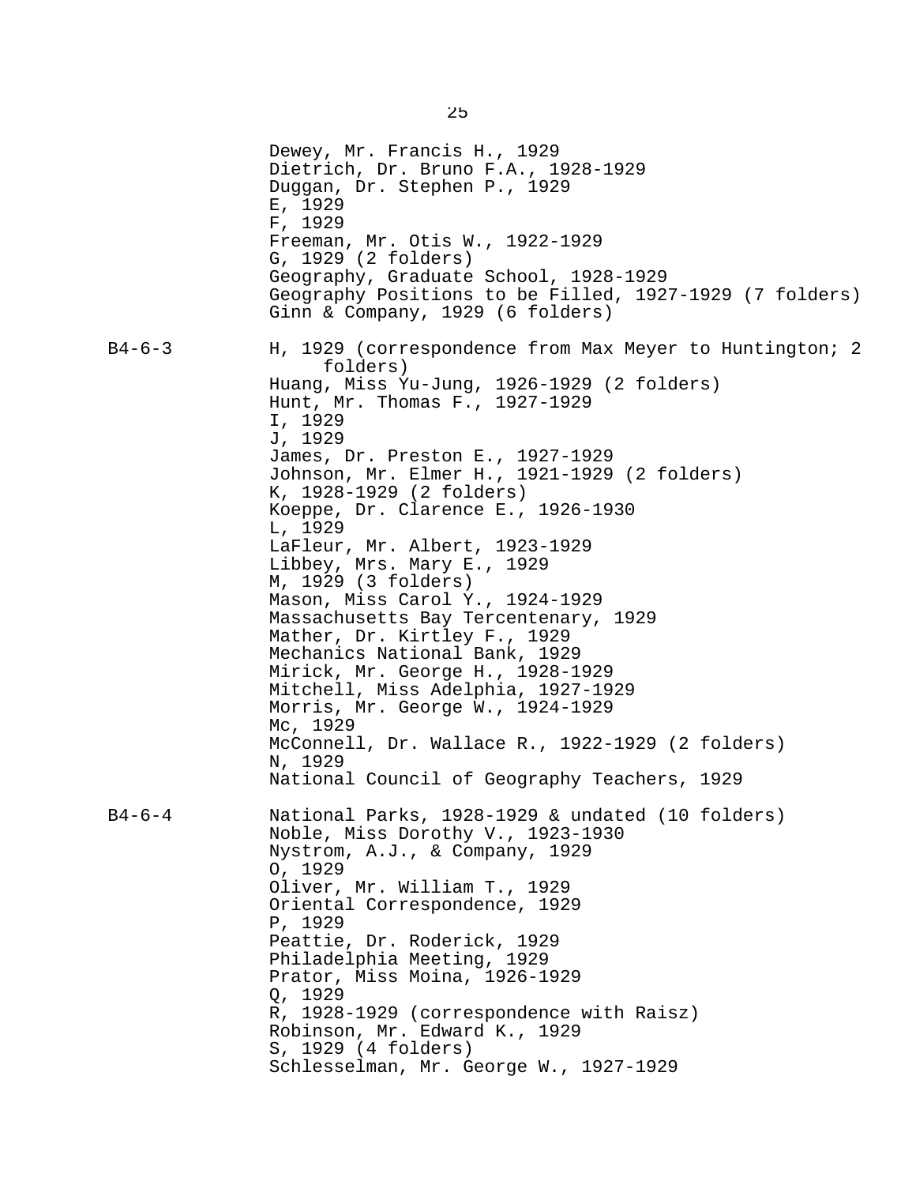Dewey, Mr. Francis H., 1929
Dietrich, Dr. Bruno F.A., 1928-1929
Duggan, Dr. Stephen P., 1929
E, 1929
F, 1929
Freeman, Mr. Otis W., 1922-1929
G, 1929 (2 folders)
Geography, Graduate School, 1928-1929
Geography Positions to be Filled, 1927-1929 (7 folders)
Ginn & Company, 1929 (6 folders)

B4-6-3

H, 1929 (correspondence from Max Meyer to Huntington; 2 folders)
Huang, Miss Yu-Jung, 1926-1929 (2 folders)
Hunt, Mr. Thomas F., 1927-1929
I, 1929
J, 1929
James, Dr. Preston E., 1927-1929
Johnson, Mr. Elmer H., 1921-1929 (2 folders)
K, 1928-1929 (2 folders)
Koeppe, Dr. Clarence E., 1926-1930
L, 1929
LaFleur, Mr. Albert, 1923-1929
Libbey, Mrs. Mary E., 1929
M, 1929 (3 folders)
Mason, Miss Carol Y., 1924-1929
Massachusetts Bay Tercentenary, 1929
Mather, Dr. Kirtley F., 1929
Mechanics National Bank, 1929
Mirick, Mr. George H., 1928-1929
Mitchell, Miss Adelphia, 1927-1929
Morris, Mr. George W., 1924-1929
Mc, 1929
McConnell, Dr. Wallace R., 1922-1929 (2 folders)
N, 1929
National Council of Geography Teachers, 1929

B4-6-4

National Parks, 1928-1929 & undated (10 folders)
Noble, Miss Dorothy V., 1923-1930
Nystrom, A.J., & Company, 1929
O, 1929
Oliver, Mr. William T., 1929
Oriental Correspondence, 1929
P, 1929
Peattie, Dr. Roderick, 1929
Philadelphia Meeting, 1929
Prator, Miss Moina, 1926-1929
Q, 1929
R, 1928-1929 (correspondence with Raisz)
Robinson, Mr. Edward K., 1929
S, 1929 (4 folders)
Schlesselman, Mr. George W., 1927-1929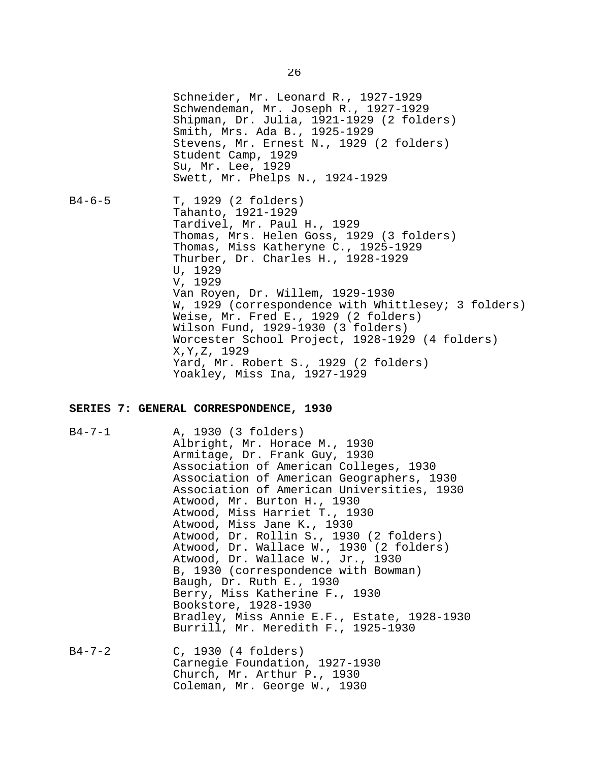Schneider, Mr. Leonard R., 1927-1929
Schwendeman, Mr. Joseph R., 1927-1929
Shipman, Dr. Julia, 1921-1929 (2 folders)
Smith, Mrs. Ada B., 1925-1929
Stevens, Mr. Ernest N., 1929 (2 folders)
Student Camp, 1929
Su, Mr. Lee, 1929
Swett, Mr. Phelps N., 1924-1929

B4-6-5

T, 1929 (2 folders)
Tahanto, 1921-1929
Tardivel, Mr. Paul H., 1929
Thomas, Mrs. Helen Goss, 1929 (3 folders)
Thomas, Miss Katheryne C., 1925-1929
Thurber, Dr. Charles H., 1928-1929
U, 1929
V, 1929
Van Royen, Dr. Willem, 1929-1930
W, 1929 (correspondence with Whittlesey; 3 folders)
Weise, Mr. Fred E., 1929 (2 folders)
Wilson Fund, 1929-1930 (3 folders)
Worcester School Project, 1928-1929 (4 folders)
X,Y,Z, 1929
Yard, Mr. Robert S., 1929 (2 folders)
Yoakley, Miss Ina, 1927-1929

**SERIES 7: GENERAL CORRESPONDENCE, 1930**

B4-7-1

A, 1930 (3 folders)
Albright, Mr. Horace M., 1930
Armitage, Dr. Frank Guy, 1930
Association of American Colleges, 1930
Association of American Geographers, 1930
Association of American Universities, 1930
Atwood, Mr. Burton H., 1930
Atwood, Miss Harriet T., 1930
Atwood, Miss Jane K., 1930
Atwood, Dr. Rollin S., 1930 (2 folders)
Atwood, Dr. Wallace W., 1930 (2 folders)
Atwood, Dr. Wallace W., Jr., 1930
B, 1930 (correspondence with Bowman)
Baugh, Dr. Ruth E., 1930
Berry, Miss Katherine F., 1930
Bookstore, 1928-1930
Bradley, Miss Annie E.F., Estate, 1928-1930
Burrill, Mr. Meredith F., 1925-1930

B4-7-2

C, 1930 (4 folders)
Carnegie Foundation, 1927-1930
Church, Mr. Arthur P., 1930
Coleman, Mr. George W., 1930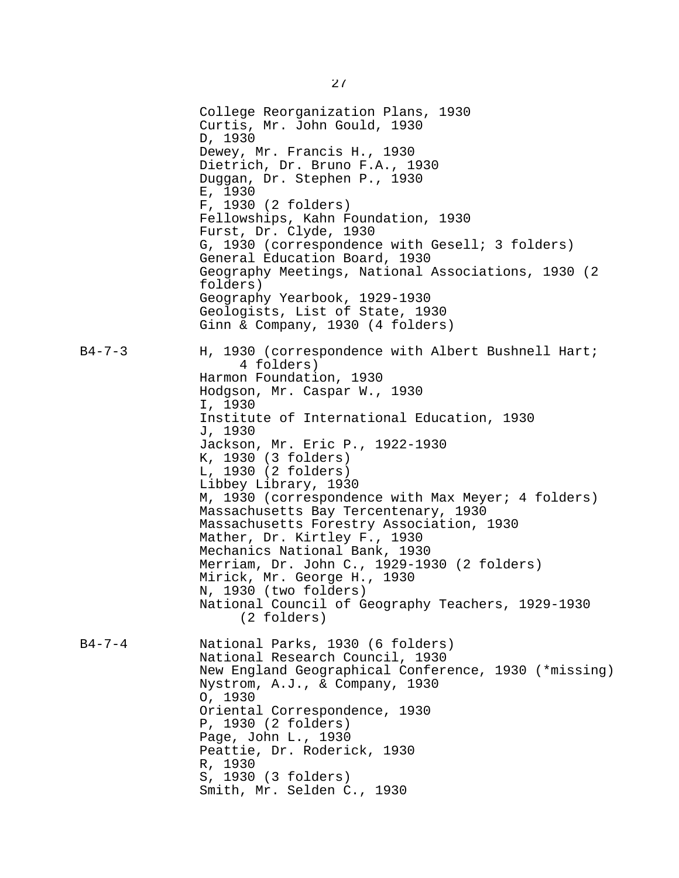College Reorganization Plans, 1930
Curtis, Mr. John Gould, 1930
D, 1930
Dewey, Mr. Francis H., 1930
Dietrich, Dr. Bruno F.A., 1930
Duggan, Dr. Stephen P., 1930
E, 1930
F, 1930 (2 folders)
Fellowships, Kahn Foundation, 1930
Furst, Dr. Clyde, 1930
G, 1930 (correspondence with Gesell; 3 folders)
General Education Board, 1930
Geography Meetings, National Associations, 1930 (2 folders)
Geography Yearbook, 1929-1930
Geologists, List of State, 1930
Ginn & Company, 1930 (4 folders)

B4-7-3

H, 1930 (correspondence with Albert Bushnell Hart; 4 folders)
Harmon Foundation, 1930
Hodgson, Mr. Caspar W., 1930
I, 1930
Institute of International Education, 1930
J, 1930
Jackson, Mr. Eric P., 1922-1930
K, 1930 (3 folders)
L, 1930 (2 folders)
Libbey Library, 1930
M, 1930 (correspondence with Max Meyer; 4 folders)
Massachusetts Bay Tercentenary, 1930
Massachusetts Forestry Association, 1930
Mather, Dr. Kirtley F., 1930
Mechanics National Bank, 1930
Merriam, Dr. John C., 1929-1930 (2 folders)
Mirick, Mr. George H., 1930
N, 1930 (two folders)
National Council of Geography Teachers, 1929-1930 (2 folders)

B4-7-4

National Parks, 1930 (6 folders)
National Research Council, 1930
New England Geographical Conference, 1930 (*missing)
Nystrom, A.J., & Company, 1930
O, 1930
Oriental Correspondence, 1930
P, 1930 (2 folders)
Page, John L., 1930
Peattie, Dr. Roderick, 1930
R, 1930
S, 1930 (3 folders)
Smith, Mr. Selden C., 1930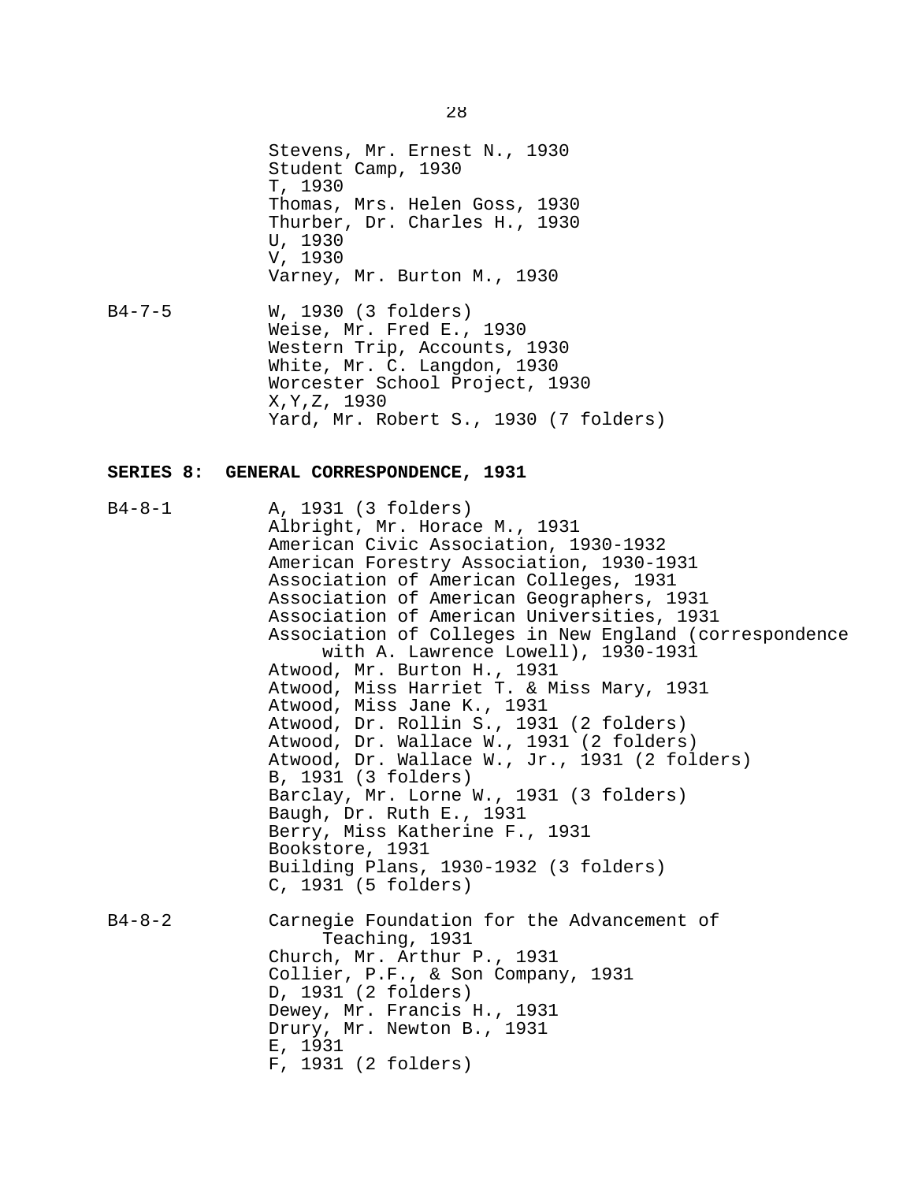Stevens, Mr. Ernest N., 1930
Student Camp, 1930
T, 1930
Thomas, Mrs. Helen Goss, 1930
Thurber, Dr. Charles H., 1930
U, 1930
V, 1930
Varney, Mr. Burton M., 1930

B4-7-5 W, 1930 (3 folders)
Weise, Mr. Fred E., 1930
Western Trip, Accounts, 1930
White, Mr. C. Langdon, 1930
Worcester School Project, 1930
X,Y,Z, 1930
Yard, Mr. Robert S., 1930 (7 folders)

**SERIES 8: GENERAL CORRESPONDENCE, 1931**

B4-8-1 A, 1931 (3 folders)
Albright, Mr. Horace M., 1931
American Civic Association, 1930-1932
American Forestry Association, 1930-1931
Association of American Colleges, 1931
Association of American Geographers, 1931
Association of American Universities, 1931
Association of Colleges in New England (correspondence with A. Lawrence Lowell), 1930-1931
Atwood, Mr. Burton H., 1931
Atwood, Miss Harriet T. & Miss Mary, 1931
Atwood, Miss Jane K., 1931
Atwood, Dr. Rollin S., 1931 (2 folders)
Atwood, Dr. Wallace W., 1931 (2 folders)
Atwood, Dr. Wallace W., Jr., 1931 (2 folders)
B, 1931 (3 folders)
Barclay, Mr. Lorne W., 1931 (3 folders)
Baugh, Dr. Ruth E., 1931
Berry, Miss Katherine F., 1931
Bookstore, 1931
Building Plans, 1930-1932 (3 folders)
C, 1931 (5 folders)

B4-8-2 Carnegie Foundation for the Advancement of Teaching, 1931
Church, Mr. Arthur P., 1931
Collier, P.F., & Son Company, 1931
D, 1931 (2 folders)
Dewey, Mr. Francis H., 1931
Drury, Mr. Newton B., 1931
E, 1931
F, 1931 (2 folders)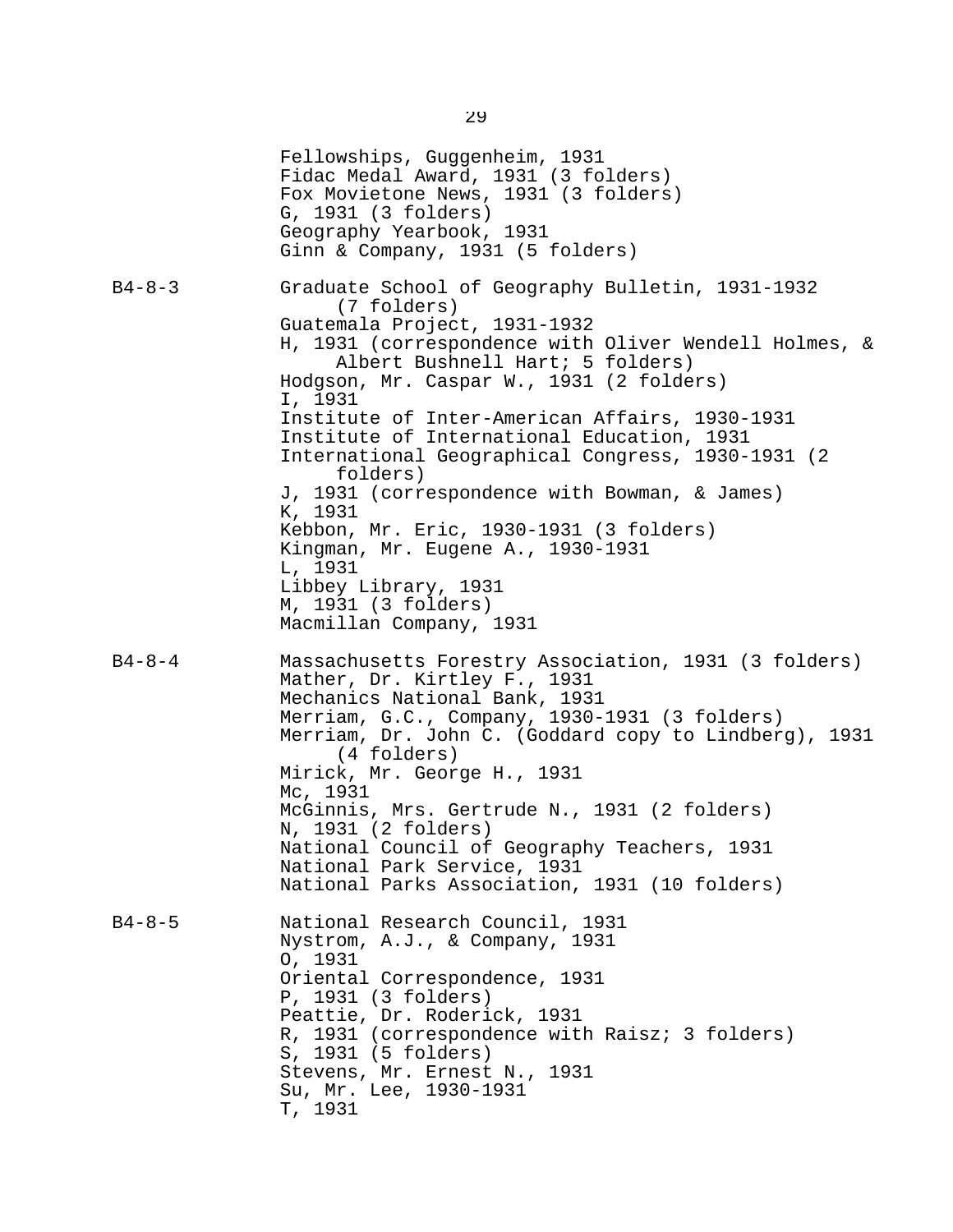Fellowships, Guggenheim, 1931
Fidac Medal Award, 1931 (3 folders)
Fox Movietone News, 1931 (3 folders)
G, 1931 (3 folders)
Geography Yearbook, 1931
Ginn & Company, 1931 (5 folders)

B4-8-3

Graduate School of Geography Bulletin, 1931-1932 (7 folders)
Guatemala Project, 1931-1932
H, 1931 (correspondence with Oliver Wendell Holmes, & Albert Bushnell Hart; 5 folders)
Hodgson, Mr. Caspar W., 1931 (2 folders)
I, 1931
Institute of Inter-American Affairs, 1930-1931
Institute of International Education, 1931
International Geographical Congress, 1930-1931 (2 folders)
J, 1931 (correspondence with Bowman, & James)
K, 1931
Kebbon, Mr. Eric, 1930-1931 (3 folders)
Kingman, Mr. Eugene A., 1930-1931
L, 1931
Libbey Library, 1931
M, 1931 (3 folders)
Macmillan Company, 1931

B4-8-4

Massachusetts Forestry Association, 1931 (3 folders)
Mather, Dr. Kirtley F., 1931
Mechanics National Bank, 1931
Merriam, G.C., Company, 1930-1931 (3 folders)
Merriam, Dr. John C. (Goddard copy to Lindberg), 1931 (4 folders)
Mirick, Mr. George H., 1931
Mc, 1931
McGinnis, Mrs. Gertrude N., 1931 (2 folders)
N, 1931 (2 folders)
National Council of Geography Teachers, 1931
National Park Service, 1931
National Parks Association, 1931 (10 folders)

B4-8-5

National Research Council, 1931
Nystrom, A.J., & Company, 1931
O, 1931
Oriental Correspondence, 1931
P, 1931 (3 folders)
Peattie, Dr. Roderick, 1931
R, 1931 (correspondence with Raisz; 3 folders)
S, 1931 (5 folders)
Stevens, Mr. Ernest N., 1931
Su, Mr. Lee, 1930-1931
T, 1931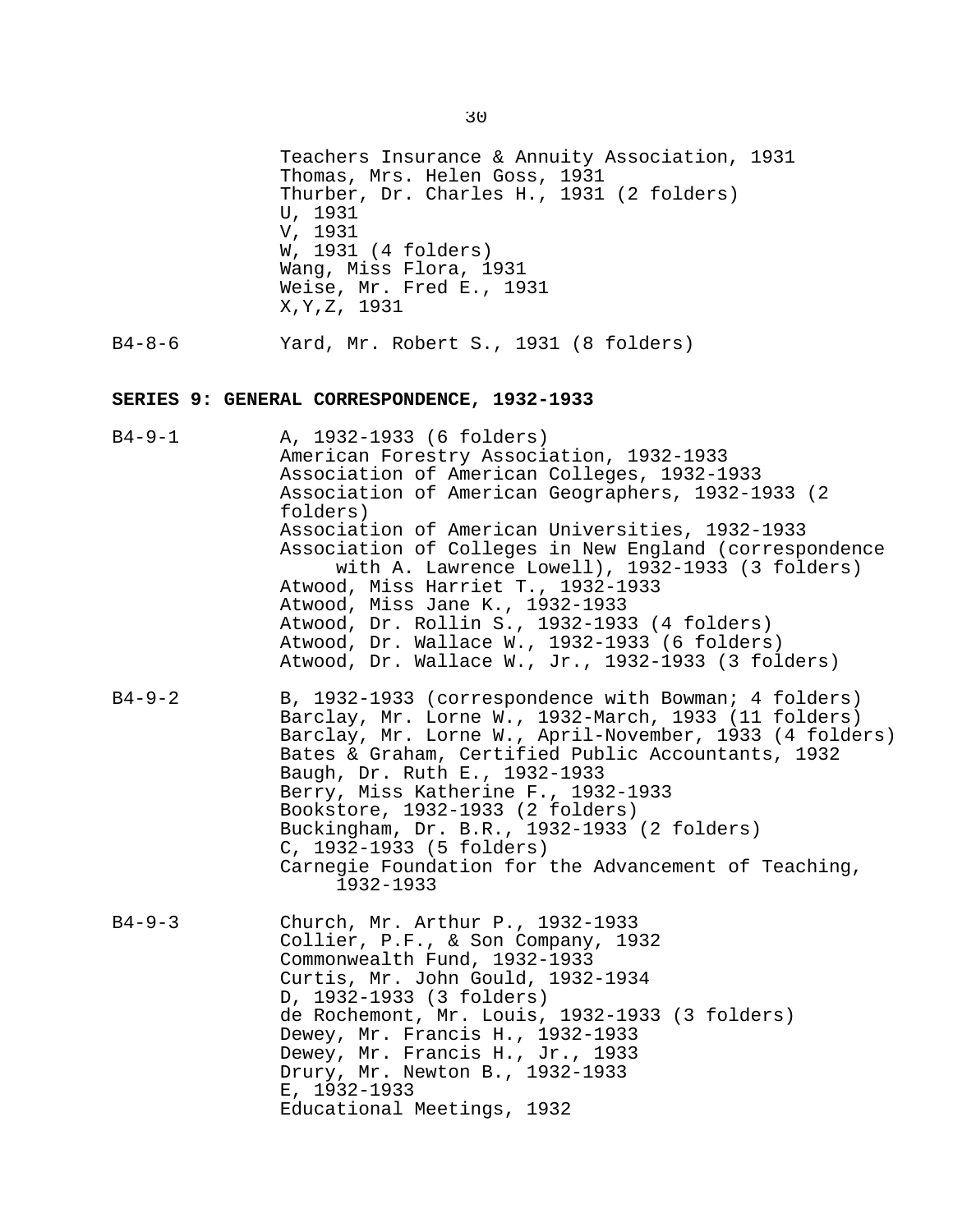Teachers Insurance & Annuity Association, 1931
Thomas, Mrs. Helen Goss, 1931
Thurber, Dr. Charles H., 1931 (2 folders)
U, 1931
V, 1931
W, 1931 (4 folders)
Wang, Miss Flora, 1931
Weise, Mr. Fred E., 1931
X,Y,Z, 1931

B4-8-6 Yard, Mr. Robert S., 1931 (8 folders)

**SERIES 9: GENERAL CORRESPONDENCE, 1932-1933**

B4-9-1 A, 1932-1933 (6 folders)
American Forestry Association, 1932-1933
Association of American Colleges, 1932-1933
Association of American Geographers, 1932-1933 (2 folders)
Association of American Universities, 1932-1933
Association of Colleges in New England (correspondence with A. Lawrence Lowell), 1932-1933 (3 folders)
Atwood, Miss Harriet T., 1932-1933
Atwood, Miss Jane K., 1932-1933
Atwood, Dr. Rollin S., 1932-1933 (4 folders)
Atwood, Dr. Wallace W., 1932-1933 (6 folders)
Atwood, Dr. Wallace W., Jr., 1932-1933 (3 folders)

B4-9-2 B, 1932-1933 (correspondence with Bowman; 4 folders)
Barclay, Mr. Lorne W., 1932-March, 1933 (11 folders)
Barclay, Mr. Lorne W., April-November, 1933 (4 folders)
Bates & Graham, Certified Public Accountants, 1932
Baugh, Dr. Ruth E., 1932-1933
Berry, Miss Katherine F., 1932-1933
Bookstore, 1932-1933 (2 folders)
Buckingham, Dr. B.R., 1932-1933 (2 folders)
C, 1932-1933 (5 folders)
Carnegie Foundation for the Advancement of Teaching, 1932-1933

B4-9-3 Church, Mr. Arthur P., 1932-1933
Collier, P.F., & Son Company, 1932
Commonwealth Fund, 1932-1933
Curtis, Mr. John Gould, 1932-1934
D, 1932-1933 (3 folders)
de Rochemont, Mr. Louis, 1932-1933 (3 folders)
Dewey, Mr. Francis H., 1932-1933
Dewey, Mr. Francis H., Jr., 1933
Drury, Mr. Newton B., 1932-1933
E, 1932-1933
Educational Meetings, 1932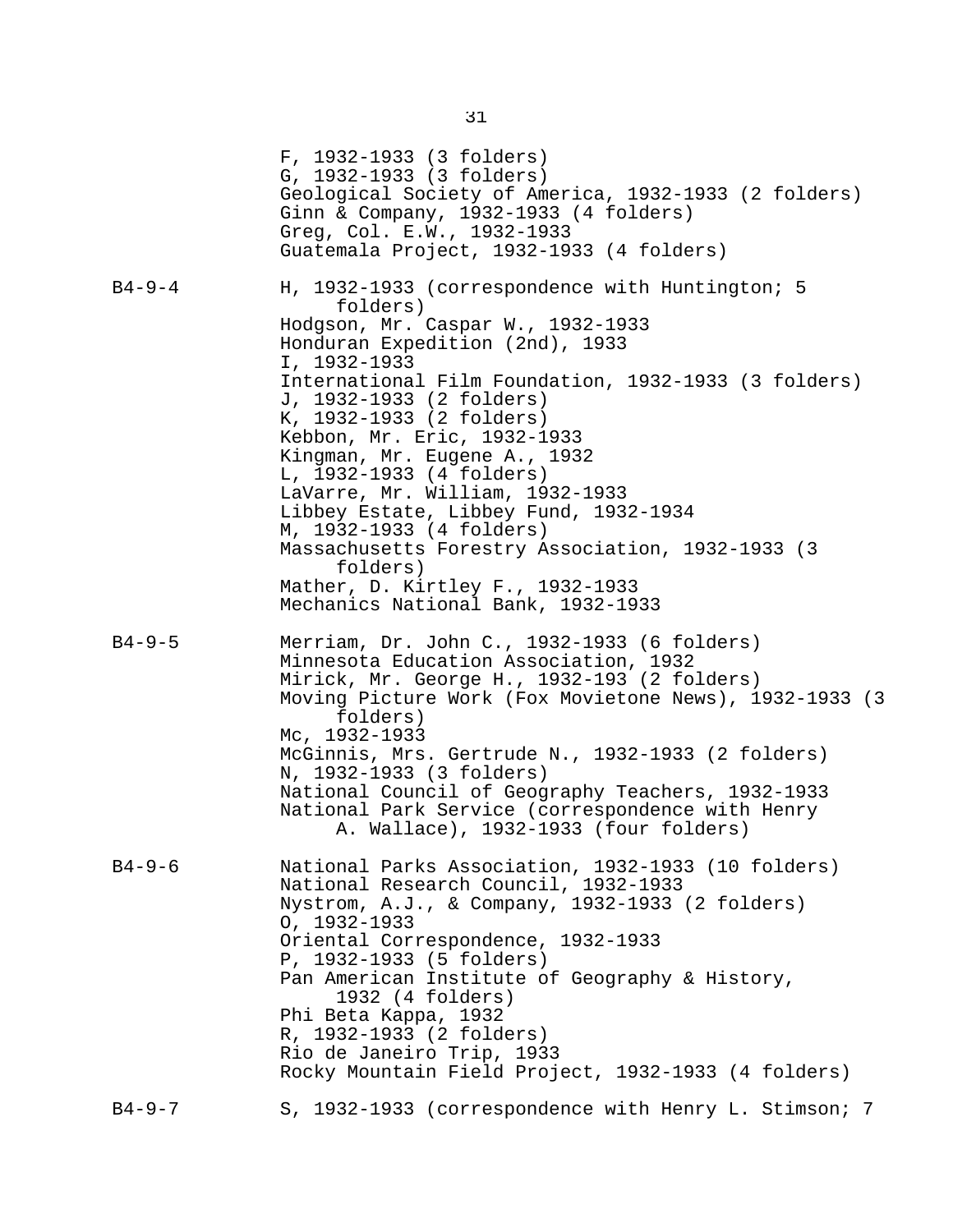F, 1932-1933 (3 folders)
G, 1932-1933 (3 folders)
Geological Society of America, 1932-1933 (2 folders)
Ginn & Company, 1932-1933 (4 folders)
Greg, Col. E.W., 1932-1933
Guatemala Project, 1932-1933 (4 folders)

B4-9-4
H, 1932-1933 (correspondence with Huntington; 5 folders)
Hodgson, Mr. Caspar W., 1932-1933
Honduran Expedition (2nd), 1933
I, 1932-1933
International Film Foundation, 1932-1933 (3 folders)
J, 1932-1933 (2 folders)
K, 1932-1933 (2 folders)
Kebbon, Mr. Eric, 1932-1933
Kingman, Mr. Eugene A., 1932
L, 1932-1933 (4 folders)
LaVarre, Mr. William, 1932-1933
Libbey Estate, Libbey Fund, 1932-1934
M, 1932-1933 (4 folders)
Massachusetts Forestry Association, 1932-1933 (3 folders)
Mather, D. Kirtley F., 1932-1933
Mechanics National Bank, 1932-1933

B4-9-5
Merriam, Dr. John C., 1932-1933 (6 folders)
Minnesota Education Association, 1932
Mirick, Mr. George H., 1932-193 (2 folders)
Moving Picture Work (Fox Movietone News), 1932-1933 (3 folders)
Mc, 1932-1933
McGinnis, Mrs. Gertrude N., 1932-1933 (2 folders)
N, 1932-1933 (3 folders)
National Council of Geography Teachers, 1932-1933
National Park Service (correspondence with Henry A. Wallace), 1932-1933 (four folders)

B4-9-6
National Parks Association, 1932-1933 (10 folders)
National Research Council, 1932-1933
Nystrom, A.J., & Company, 1932-1933 (2 folders)
O, 1932-1933
Oriental Correspondence, 1932-1933
P, 1932-1933 (5 folders)
Pan American Institute of Geography & History, 1932 (4 folders)
Phi Beta Kappa, 1932
R, 1932-1933 (2 folders)
Rio de Janeiro Trip, 1933
Rocky Mountain Field Project, 1932-1933 (4 folders)

B4-9-7
S, 1932-1933 (correspondence with Henry L. Stimson; 7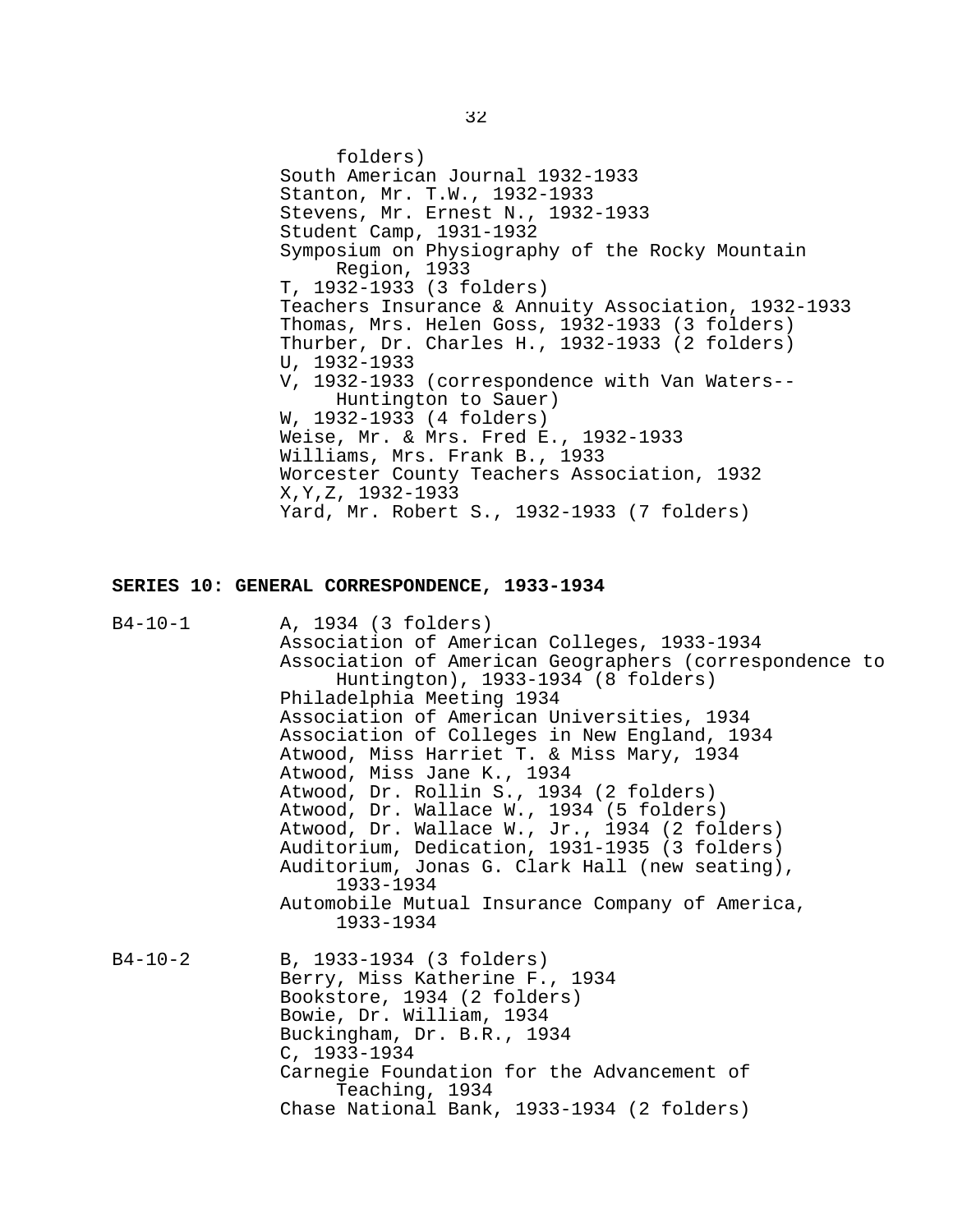folders)
South American Journal 1932-1933
Stanton, Mr. T.W., 1932-1933
Stevens, Mr. Ernest N., 1932-1933
Student Camp, 1931-1932
Symposium on Physiography of the Rocky Mountain Region, 1933
T, 1932-1933 (3 folders)
Teachers Insurance & Annuity Association, 1932-1933
Thomas, Mrs. Helen Goss, 1932-1933 (3 folders)
Thurber, Dr. Charles H., 1932-1933 (2 folders)
U, 1932-1933
V, 1932-1933 (correspondence with Van Waters--Huntington to Sauer)
W, 1932-1933 (4 folders)
Weise, Mr. & Mrs. Fred E., 1932-1933
Williams, Mrs. Frank B., 1933
Worcester County Teachers Association, 1932
X,Y,Z, 1932-1933
Yard, Mr. Robert S., 1932-1933 (7 folders)

**SERIES 10: GENERAL CORRESPONDENCE, 1933-1934**

B4-10-1
A, 1934 (3 folders)
Association of American Colleges, 1933-1934
Association of American Geographers (correspondence to Huntington), 1933-1934 (8 folders)
Philadelphia Meeting 1934
Association of American Universities, 1934
Association of Colleges in New England, 1934
Atwood, Miss Harriet T. & Miss Mary, 1934
Atwood, Miss Jane K., 1934
Atwood, Dr. Rollin S., 1934 (2 folders)
Atwood, Dr. Wallace W., 1934 (5 folders)
Atwood, Dr. Wallace W., Jr., 1934 (2 folders)
Auditorium, Dedication, 1931-1935 (3 folders)
Auditorium, Jonas G. Clark Hall (new seating), 1933-1934
Automobile Mutual Insurance Company of America, 1933-1934

B4-10-2
B, 1933-1934 (3 folders)
Berry, Miss Katherine F., 1934
Bookstore, 1934 (2 folders)
Bowie, Dr. William, 1934
Buckingham, Dr. B.R., 1934
C, 1933-1934
Carnegie Foundation for the Advancement of Teaching, 1934
Chase National Bank, 1933-1934 (2 folders)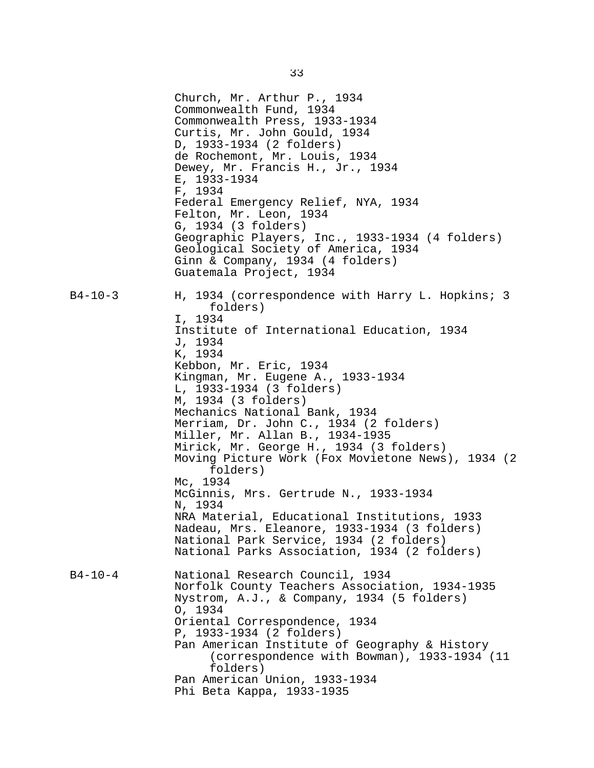Church, Mr. Arthur P., 1934
Commonwealth Fund, 1934
Commonwealth Press, 1933-1934
Curtis, Mr. John Gould, 1934
D, 1933-1934 (2 folders)
de Rochemont, Mr. Louis, 1934
Dewey, Mr. Francis H., Jr., 1934
E, 1933-1934
F, 1934
Federal Emergency Relief, NYA, 1934
Felton, Mr. Leon, 1934
G, 1934 (3 folders)
Geographic Players, Inc., 1933-1934 (4 folders)
Geological Society of America, 1934
Ginn & Company, 1934 (4 folders)
Guatemala Project, 1934

B4-10-3

H, 1934 (correspondence with Harry L. Hopkins; 3 folders)
I, 1934
Institute of International Education, 1934
J, 1934
K, 1934
Kebbon, Mr. Eric, 1934
Kingman, Mr. Eugene A., 1933-1934
L, 1933-1934 (3 folders)
M, 1934 (3 folders)
Mechanics National Bank, 1934
Merriam, Dr. John C., 1934 (2 folders)
Miller, Mr. Allan B., 1934-1935
Mirick, Mr. George H., 1934 (3 folders)
Moving Picture Work (Fox Movietone News), 1934 (2 folders)
Mc, 1934
McGinnis, Mrs. Gertrude N., 1933-1934
N, 1934
NRA Material, Educational Institutions, 1933
Nadeau, Mrs. Eleanore, 1933-1934 (3 folders)
National Park Service, 1934 (2 folders)
National Parks Association, 1934 (2 folders)

B4-10-4

National Research Council, 1934
Norfolk County Teachers Association, 1934-1935
Nystrom, A.J., & Company, 1934 (5 folders)
O, 1934
Oriental Correspondence, 1934
P, 1933-1934 (2 folders)
Pan American Institute of Geography & History (correspondence with Bowman), 1933-1934 (11 folders)
Pan American Union, 1933-1934
Phi Beta Kappa, 1933-1935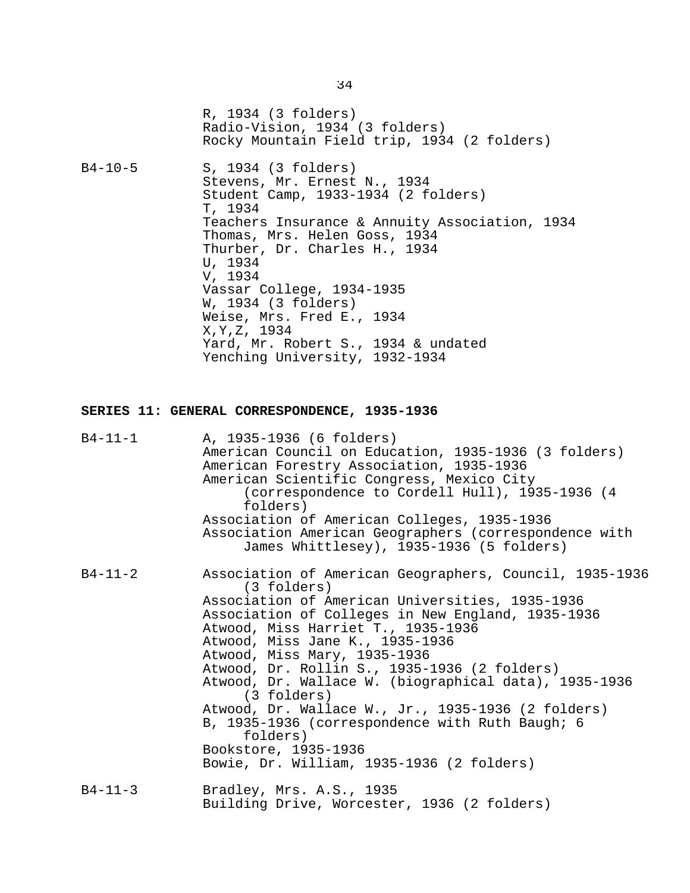R, 1934 (3 folders)
Radio-Vision, 1934 (3 folders)
Rocky Mountain Field trip, 1934 (2 folders)

B4-10-5 S, 1934 (3 folders)
Stevens, Mr. Ernest N., 1934
Student Camp, 1933-1934 (2 folders)
T, 1934
Teachers Insurance & Annuity Association, 1934
Thomas, Mrs. Helen Goss, 1934
Thurber, Dr. Charles H., 1934
U, 1934
V, 1934
Vassar College, 1934-1935
W, 1934 (3 folders)
Weise, Mrs. Fred E., 1934
X,Y,Z, 1934
Yard, Mr. Robert S., 1934 & undated
Yenching University, 1932-1934

**SERIES 11: GENERAL CORRESPONDENCE, 1935-1936**

B4-11-1 A, 1935-1936 (6 folders)
American Council on Education, 1935-1936 (3 folders)
American Forestry Association, 1935-1936
American Scientific Congress, Mexico City (correspondence to Cordell Hull), 1935-1936 (4 folders)
Association of American Colleges, 1935-1936
Association American Geographers (correspondence with James Whittlesey), 1935-1936 (5 folders)

B4-11-2 Association of American Geographers, Council, 1935-1936 (3 folders)
Association of American Universities, 1935-1936
Association of Colleges in New England, 1935-1936
Atwood, Miss Harriet T., 1935-1936
Atwood, Miss Jane K., 1935-1936
Atwood, Miss Mary, 1935-1936
Atwood, Dr. Rollin S., 1935-1936 (2 folders)
Atwood, Dr. Wallace W. (biographical data), 1935-1936 (3 folders)
Atwood, Dr. Wallace W., Jr., 1935-1936 (2 folders)
B, 1935-1936 (correspondence with Ruth Baugh; 6 folders)
Bookstore, 1935-1936
Bowie, Dr. William, 1935-1936 (2 folders)

B4-11-3 Bradley, Mrs. A.S., 1935
Building Drive, Worcester, 1936 (2 folders)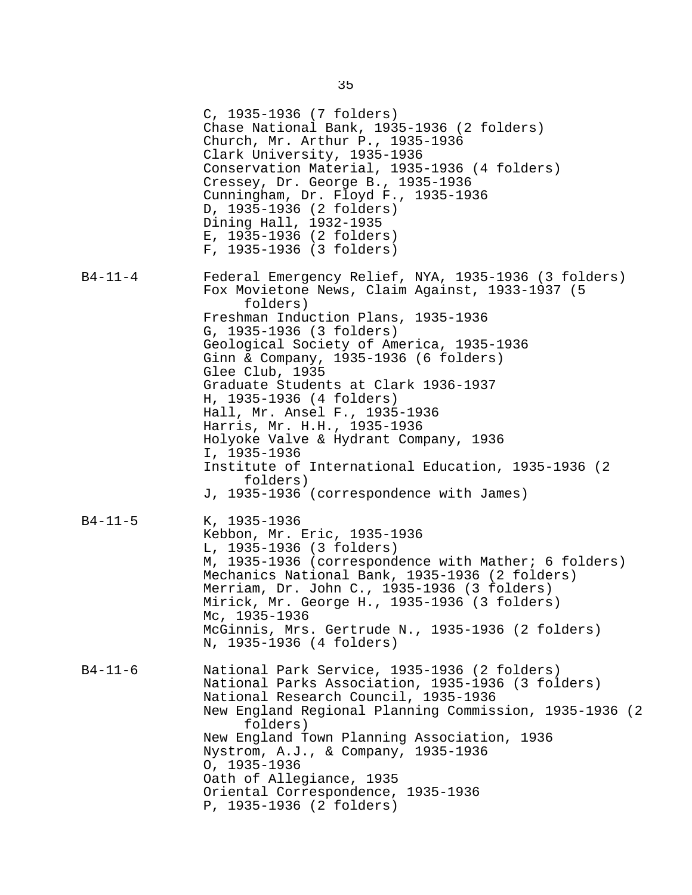C, 1935-1936 (7 folders)
Chase National Bank, 1935-1936 (2 folders)
Church, Mr. Arthur P., 1935-1936
Clark University, 1935-1936
Conservation Material, 1935-1936 (4 folders)
Cressey, Dr. George B., 1935-1936
Cunningham, Dr. Floyd F., 1935-1936
D, 1935-1936 (2 folders)
Dining Hall, 1932-1935
E, 1935-1936 (2 folders)
F, 1935-1936 (3 folders)

B4-11-4

Federal Emergency Relief, NYA, 1935-1936 (3 folders)
Fox Movietone News, Claim Against, 1933-1937 (5 folders)
Freshman Induction Plans, 1935-1936
G, 1935-1936 (3 folders)
Geological Society of America, 1935-1936
Ginn & Company, 1935-1936 (6 folders)
Glee Club, 1935
Graduate Students at Clark 1936-1937
H, 1935-1936 (4 folders)
Hall, Mr. Ansel F., 1935-1936
Harris, Mr. H.H., 1935-1936
Holyoke Valve & Hydrant Company, 1936
I, 1935-1936
Institute of International Education, 1935-1936 (2 folders)
J, 1935-1936 (correspondence with James)

B4-11-5

K, 1935-1936
Kebbon, Mr. Eric, 1935-1936
L, 1935-1936 (3 folders)
M, 1935-1936 (correspondence with Mather; 6 folders)
Mechanics National Bank, 1935-1936 (2 folders)
Merriam, Dr. John C., 1935-1936 (3 folders)
Mirick, Mr. George H., 1935-1936 (3 folders)
Mc, 1935-1936
McGinnis, Mrs. Gertrude N., 1935-1936 (2 folders)
N, 1935-1936 (4 folders)

B4-11-6

National Park Service, 1935-1936 (2 folders)
National Parks Association, 1935-1936 (3 folders)
National Research Council, 1935-1936
New England Regional Planning Commission, 1935-1936 (2 folders)
New England Town Planning Association, 1936
Nystrom, A.J., & Company, 1935-1936
O, 1935-1936
Oath of Allegiance, 1935
Oriental Correspondence, 1935-1936
P, 1935-1936 (2 folders)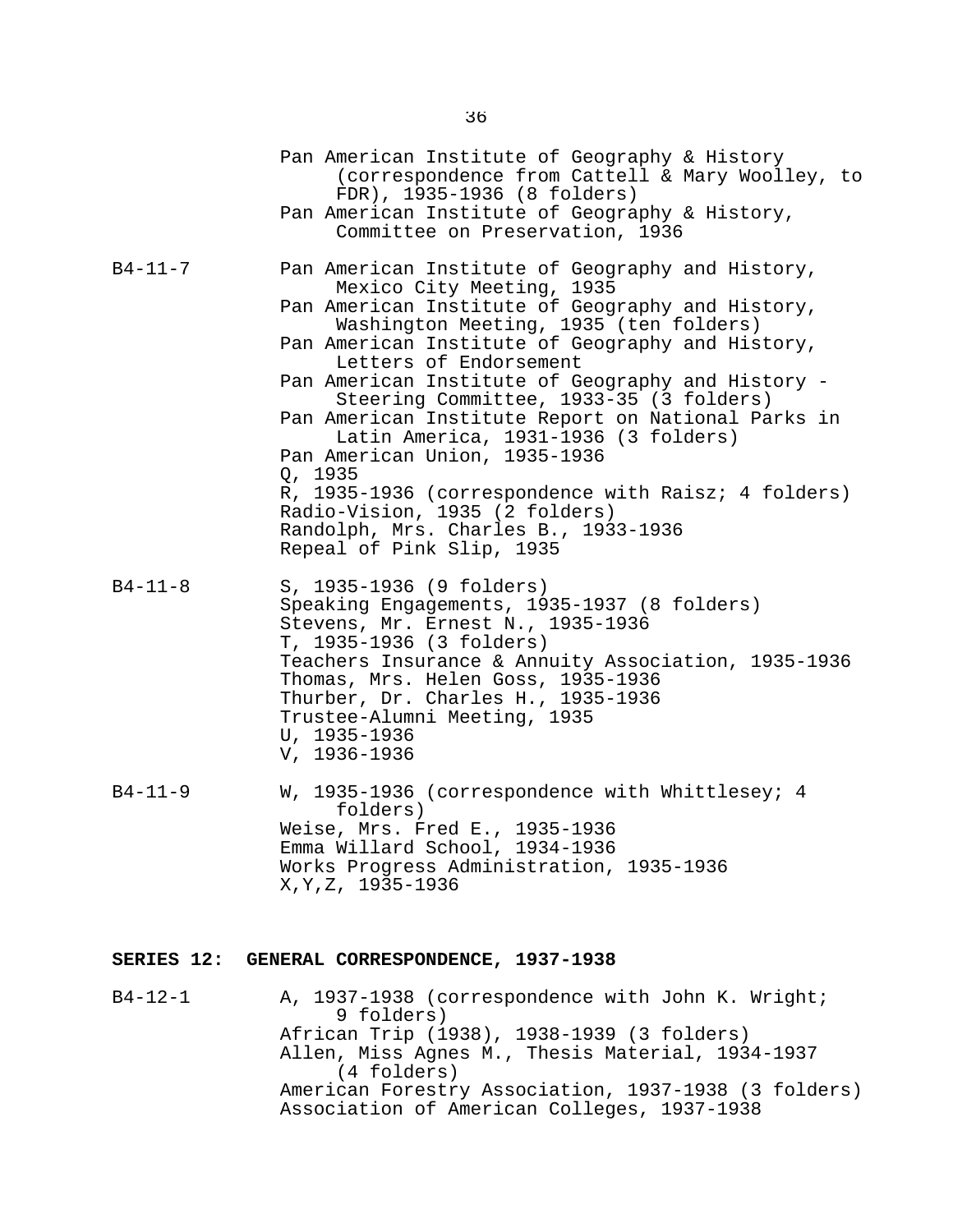| | |
|---|---|
| | Pan American Institute of Geography & History (correspondence from Cattell & Mary Woolley, to FDR), 1935-1936 (8 folders) |
| | Pan American Institute of Geography & History, Committee on Preservation, 1936 |
| B4-11-7 | Pan American Institute of Geography and History, Mexico City Meeting, 1935 |
| | Pan American Institute of Geography and History, Washington Meeting, 1935 (ten folders) |
| | Pan American Institute of Geography and History, Letters of Endorsement |
| | Pan American Institute of Geography and History - Steering Committee, 1933-35 (3 folders) |
| | Pan American Institute Report on National Parks in Latin America, 1931-1936 (3 folders) |
| | Pan American Union, 1935-1936 |
| | Q, 1935 |
| | R, 1935-1936 (correspondence with Raisz; 4 folders) |
| | Radio-Vision, 1935 (2 folders) |
| | Randolph, Mrs. Charles B., 1933-1936 |
| | Repeal of Pink Slip, 1935 |
| B4-11-8 | S, 1935-1936 (9 folders) |
| | Speaking Engagements, 1935-1937 (8 folders) |
| | Stevens, Mr. Ernest N., 1935-1936 |
| | T, 1935-1936 (3 folders) |
| | Teachers Insurance & Annuity Association, 1935-1936 |
| | Thomas, Mrs. Helen Goss, 1935-1936 |
| | Thurber, Dr. Charles H., 1935-1936 |
| | Trustee-Alumni Meeting, 1935 |
| | U, 1935-1936 |
| | V, 1936-1936 |
| B4-11-9 | W, 1935-1936 (correspondence with Whittlesey; 4 folders) |
| | Weise, Mrs. Fred E., 1935-1936 |
| | Emma Willard School, 1934-1936 |
| | Works Progress Administration, 1935-1936 |
| | X,Y,Z, 1935-1936 |

**SERIES 12: GENERAL CORRESPONDENCE, 1937-1938**

| | |
|---|---|
| B4-12-1 | A, 1937-1938 (correspondence with John K. Wright; 9 folders) |
| | African Trip (1938), 1938-1939 (3 folders) |
| | Allen, Miss Agnes M., Thesis Material, 1934-1937 (4 folders) |
| | American Forestry Association, 1937-1938 (3 folders) |
| | Association of American Colleges, 1937-1938 |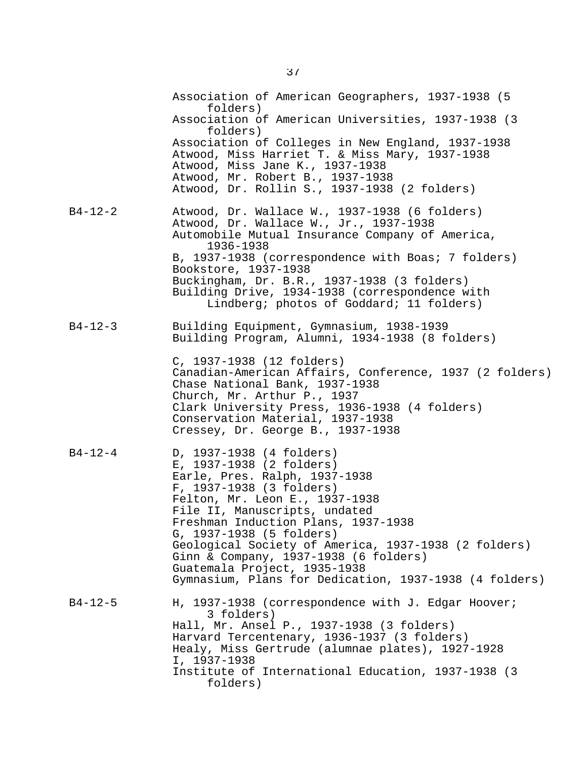Association of American Geographers, 1937-1938 (5 folders)
Association of American Universities, 1937-1938 (3 folders)
Association of Colleges in New England, 1937-1938
Atwood, Miss Harriet T. & Miss Mary, 1937-1938
Atwood, Miss Jane K., 1937-1938
Atwood, Mr. Robert B., 1937-1938
Atwood, Dr. Rollin S., 1937-1938 (2 folders)

B4-12-2

Atwood, Dr. Wallace W., 1937-1938 (6 folders)
Atwood, Dr. Wallace W., Jr., 1937-1938
Automobile Mutual Insurance Company of America, 1936-1938
B, 1937-1938 (correspondence with Boas; 7 folders)
Bookstore, 1937-1938
Buckingham, Dr. B.R., 1937-1938 (3 folders)
Building Drive, 1934-1938 (correspondence with Lindberg; photos of Goddard; 11 folders)

B4-12-3

Building Equipment, Gymnasium, 1938-1939
Building Program, Alumni, 1934-1938 (8 folders)

C, 1937-1938 (12 folders)
Canadian-American Affairs, Conference, 1937 (2 folders)
Chase National Bank, 1937-1938
Church, Mr. Arthur P., 1937
Clark University Press, 1936-1938 (4 folders)
Conservation Material, 1937-1938
Cressey, Dr. George B., 1937-1938

B4-12-4

D, 1937-1938 (4 folders)
E, 1937-1938 (2 folders)
Earle, Pres. Ralph, 1937-1938
F, 1937-1938 (3 folders)
Felton, Mr. Leon E., 1937-1938
File II, Manuscripts, undated
Freshman Induction Plans, 1937-1938
G, 1937-1938 (5 folders)
Geological Society of America, 1937-1938 (2 folders)
Ginn & Company, 1937-1938 (6 folders)
Guatemala Project, 1935-1938
Gymnasium, Plans for Dedication, 1937-1938 (4 folders)

B4-12-5

H, 1937-1938 (correspondence with J. Edgar Hoover; 3 folders)
Hall, Mr. Ansel P., 1937-1938 (3 folders)
Harvard Tercentenary, 1936-1937 (3 folders)
Healy, Miss Gertrude (alumnae plates), 1927-1928
I, 1937-1938
Institute of International Education, 1937-1938 (3 folders)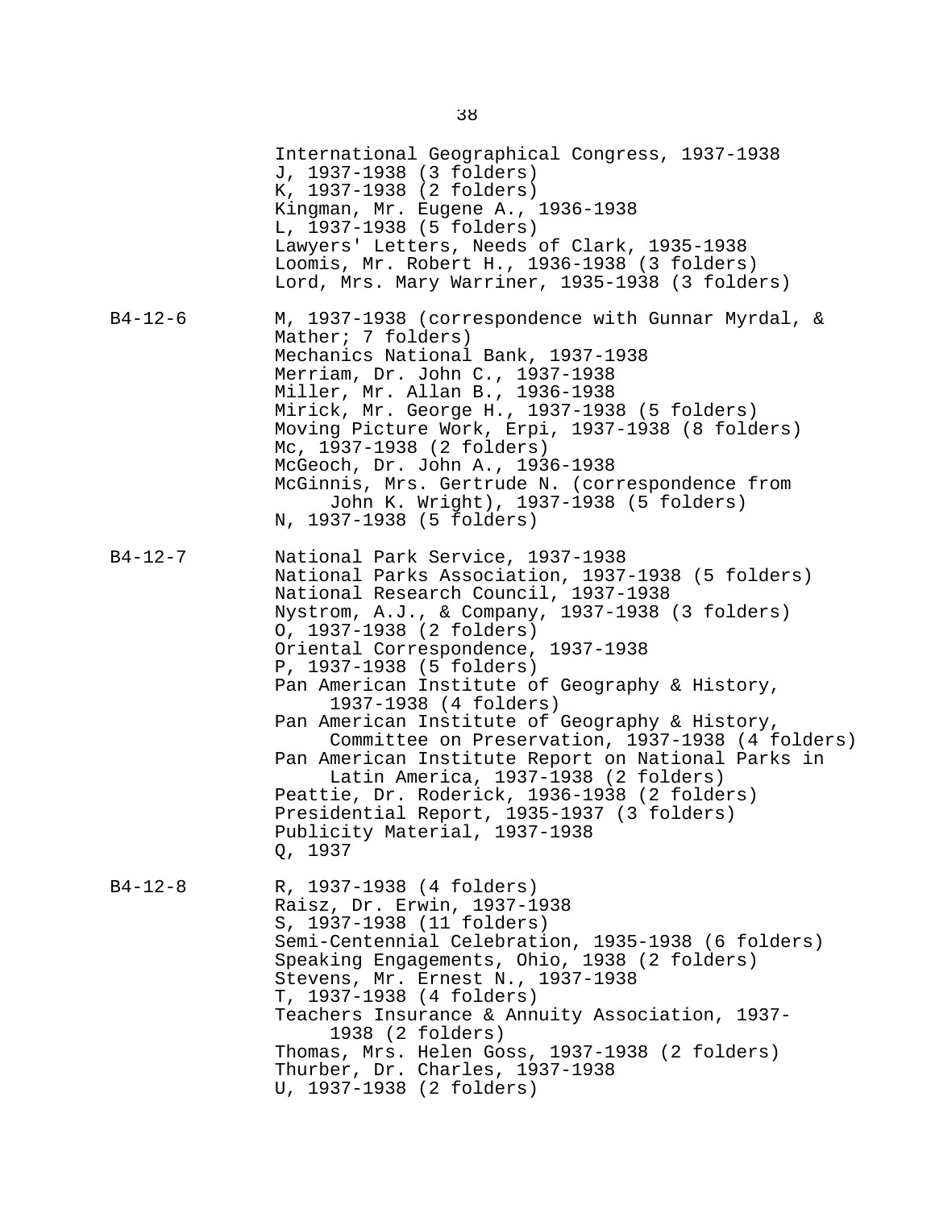International Geographical Congress, 1937-1938
J, 1937-1938 (3 folders)
K, 1937-1938 (2 folders)
Kingman, Mr. Eugene A., 1936-1938
L, 1937-1938 (5 folders)
Lawyers' Letters, Needs of Clark, 1935-1938
Loomis, Mr. Robert H., 1936-1938 (3 folders)
Lord, Mrs. Mary Warriner, 1935-1938 (3 folders)

**B4-12-6**

M, 1937-1938 (correspondence with Gunnar Myrdal, & Mather; 7 folders)
Mechanics National Bank, 1937-1938
Merriam, Dr. John C., 1937-1938
Miller, Mr. Allan B., 1936-1938
Mirick, Mr. George H., 1937-1938 (5 folders)
Moving Picture Work, Erpi, 1937-1938 (8 folders)
Mc, 1937-1938 (2 folders)
McGeoch, Dr. John A., 1936-1938
McGinnis, Mrs. Gertrude N. (correspondence from John K. Wright), 1937-1938 (5 folders)
N, 1937-1938 (5 folders)

**B4-12-7**

National Park Service, 1937-1938
National Parks Association, 1937-1938 (5 folders)
National Research Council, 1937-1938
Nystrom, A.J., & Company, 1937-1938 (3 folders)
O, 1937-1938 (2 folders)
Oriental Correspondence, 1937-1938
P, 1937-1938 (5 folders)
Pan American Institute of Geography & History, 1937-1938 (4 folders)
Pan American Institute of Geography & History, Committee on Preservation, 1937-1938 (4 folders)
Pan American Institute Report on National Parks in Latin America, 1937-1938 (2 folders)
Peattie, Dr. Roderick, 1936-1938 (2 folders)
Presidential Report, 1935-1937 (3 folders)
Publicity Material, 1937-1938
Q, 1937

**B4-12-8**

R, 1937-1938 (4 folders)
Raisz, Dr. Erwin, 1937-1938
S, 1937-1938 (11 folders)
Semi-Centennial Celebration, 1935-1938 (6 folders)
Speaking Engagements, Ohio, 1938 (2 folders)
Stevens, Mr. Ernest N., 1937-1938
T, 1937-1938 (4 folders)
Teachers Insurance & Annuity Association, 1937-1938 (2 folders)
Thomas, Mrs. Helen Goss, 1937-1938 (2 folders)
Thurber, Dr. Charles, 1937-1938
U, 1937-1938 (2 folders)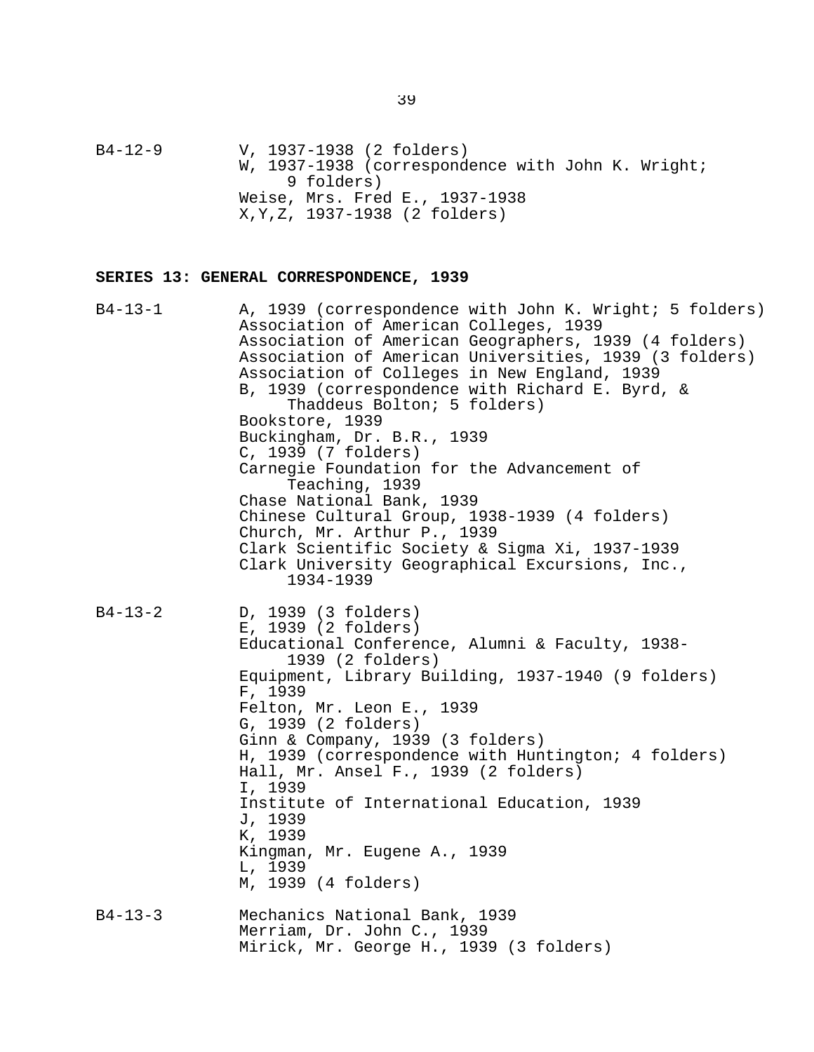B4-12-9 V, 1937-1938 (2 folders)
W, 1937-1938 (correspondence with John K. Wright; 9 folders)
Weise, Mrs. Fred E., 1937-1938
X,Y,Z, 1937-1938 (2 folders)

**SERIES 13: GENERAL CORRESPONDENCE, 1939**

B4-13-1 A, 1939 (correspondence with John K. Wright; 5 folders)
Association of American Colleges, 1939
Association of American Geographers, 1939 (4 folders)
Association of American Universities, 1939 (3 folders)
Association of Colleges in New England, 1939
B, 1939 (correspondence with Richard E. Byrd, & Thaddeus Bolton; 5 folders)
Bookstore, 1939
Buckingham, Dr. B.R., 1939
C, 1939 (7 folders)
Carnegie Foundation for the Advancement of Teaching, 1939
Chase National Bank, 1939
Chinese Cultural Group, 1938-1939 (4 folders)
Church, Mr. Arthur P., 1939
Clark Scientific Society & Sigma Xi, 1937-1939
Clark University Geographical Excursions, Inc., 1934-1939

B4-13-2 D, 1939 (3 folders)
E, 1939 (2 folders)
Educational Conference, Alumni & Faculty, 1938-1939 (2 folders)
Equipment, Library Building, 1937-1940 (9 folders)
F, 1939
Felton, Mr. Leon E., 1939
G, 1939 (2 folders)
Ginn & Company, 1939 (3 folders)
H, 1939 (correspondence with Huntington; 4 folders)
Hall, Mr. Ansel F., 1939 (2 folders)
I, 1939
Institute of International Education, 1939
J, 1939
K, 1939
Kingman, Mr. Eugene A., 1939
L, 1939
M, 1939 (4 folders)

B4-13-3 Mechanics National Bank, 1939
Merriam, Dr. John C., 1939
Mirick, Mr. George H., 1939 (3 folders)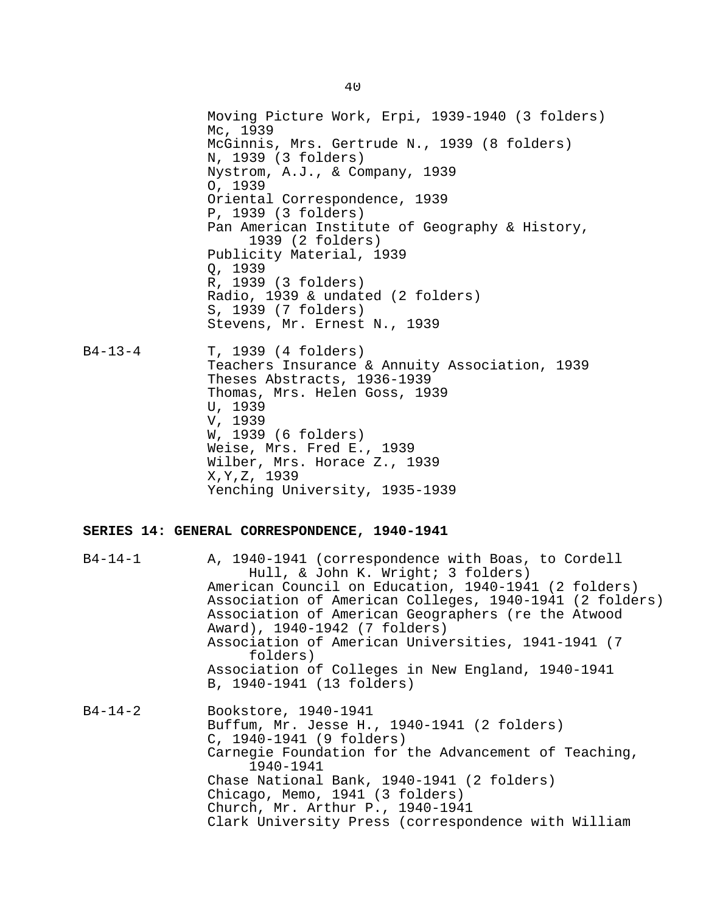Moving Picture Work, Erpi, 1939-1940 (3 folders)
Mc, 1939
McGinnis, Mrs. Gertrude N., 1939 (8 folders)
N, 1939 (3 folders)
Nystrom, A.J., & Company, 1939
O, 1939
Oriental Correspondence, 1939
P, 1939 (3 folders)
Pan American Institute of Geography & History, 1939 (2 folders)
Publicity Material, 1939
Q, 1939
R, 1939 (3 folders)
Radio, 1939 & undated (2 folders)
S, 1939 (7 folders)
Stevens, Mr. Ernest N., 1939

B4-13-4
T, 1939 (4 folders)
Teachers Insurance & Annuity Association, 1939
Theses Abstracts, 1936-1939
Thomas, Mrs. Helen Goss, 1939
U, 1939
V, 1939
W, 1939 (6 folders)
Weise, Mrs. Fred E., 1939
Wilber, Mrs. Horace Z., 1939
X,Y,Z, 1939
Yenching University, 1935-1939

**SERIES 14: GENERAL CORRESPONDENCE, 1940-1941**

B4-14-1
A, 1940-1941 (correspondence with Boas, to Cordell Hull, & John K. Wright; 3 folders)
American Council on Education, 1940-1941 (2 folders)
Association of American Colleges, 1940-1941 (2 folders)
Association of American Geographers (re the Atwood Award), 1940-1942 (7 folders)
Association of American Universities, 1941-1941 (7 folders)
Association of Colleges in New England, 1940-1941
B, 1940-1941 (13 folders)

B4-14-2
Bookstore, 1940-1941
Buffum, Mr. Jesse H., 1940-1941 (2 folders)
C, 1940-1941 (9 folders)
Carnegie Foundation for the Advancement of Teaching, 1940-1941
Chase National Bank, 1940-1941 (2 folders)
Chicago, Memo, 1941 (3 folders)
Church, Mr. Arthur P., 1940-1941
Clark University Press (correspondence with William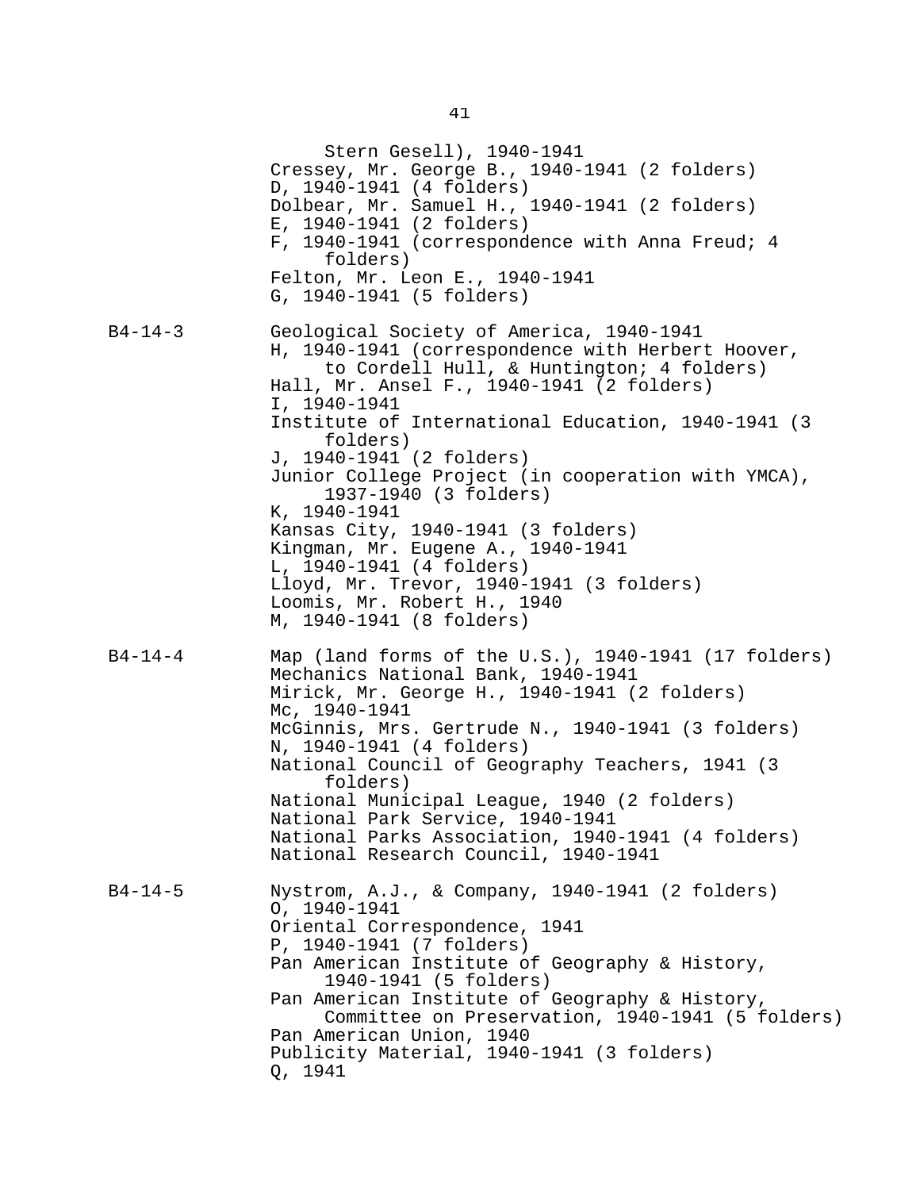Stern Gesell), 1940-1941
Cressey, Mr. George B., 1940-1941 (2 folders)
D, 1940-1941 (4 folders)
Dolbear, Mr. Samuel H., 1940-1941 (2 folders)
E, 1940-1941 (2 folders)
F, 1940-1941 (correspondence with Anna Freud; 4 folders)
Felton, Mr. Leon E., 1940-1941
G, 1940-1941 (5 folders)

B4-14-3

Geological Society of America, 1940-1941
H, 1940-1941 (correspondence with Herbert Hoover, to Cordell Hull, & Huntington; 4 folders)
Hall, Mr. Ansel F., 1940-1941 (2 folders)
I, 1940-1941
Institute of International Education, 1940-1941 (3 folders)
J, 1940-1941 (2 folders)
Junior College Project (in cooperation with YMCA), 1937-1940 (3 folders)
K, 1940-1941
Kansas City, 1940-1941 (3 folders)
Kingman, Mr. Eugene A., 1940-1941
L, 1940-1941 (4 folders)
Lloyd, Mr. Trevor, 1940-1941 (3 folders)
Loomis, Mr. Robert H., 1940
M, 1940-1941 (8 folders)

B4-14-4

Map (land forms of the U.S.), 1940-1941 (17 folders)
Mechanics National Bank, 1940-1941
Mirick, Mr. George H., 1940-1941 (2 folders)
Mc, 1940-1941
McGinnis, Mrs. Gertrude N., 1940-1941 (3 folders)
N, 1940-1941 (4 folders)
National Council of Geography Teachers, 1941 (3 folders)
National Municipal League, 1940 (2 folders)
National Park Service, 1940-1941
National Parks Association, 1940-1941 (4 folders)
National Research Council, 1940-1941

B4-14-5

Nystrom, A.J., & Company, 1940-1941 (2 folders)
O, 1940-1941
Oriental Correspondence, 1941
P, 1940-1941 (7 folders)
Pan American Institute of Geography & History, 1940-1941 (5 folders)
Pan American Institute of Geography & History, Committee on Preservation, 1940-1941 (5 folders)
Pan American Union, 1940
Publicity Material, 1940-1941 (3 folders)
Q, 1941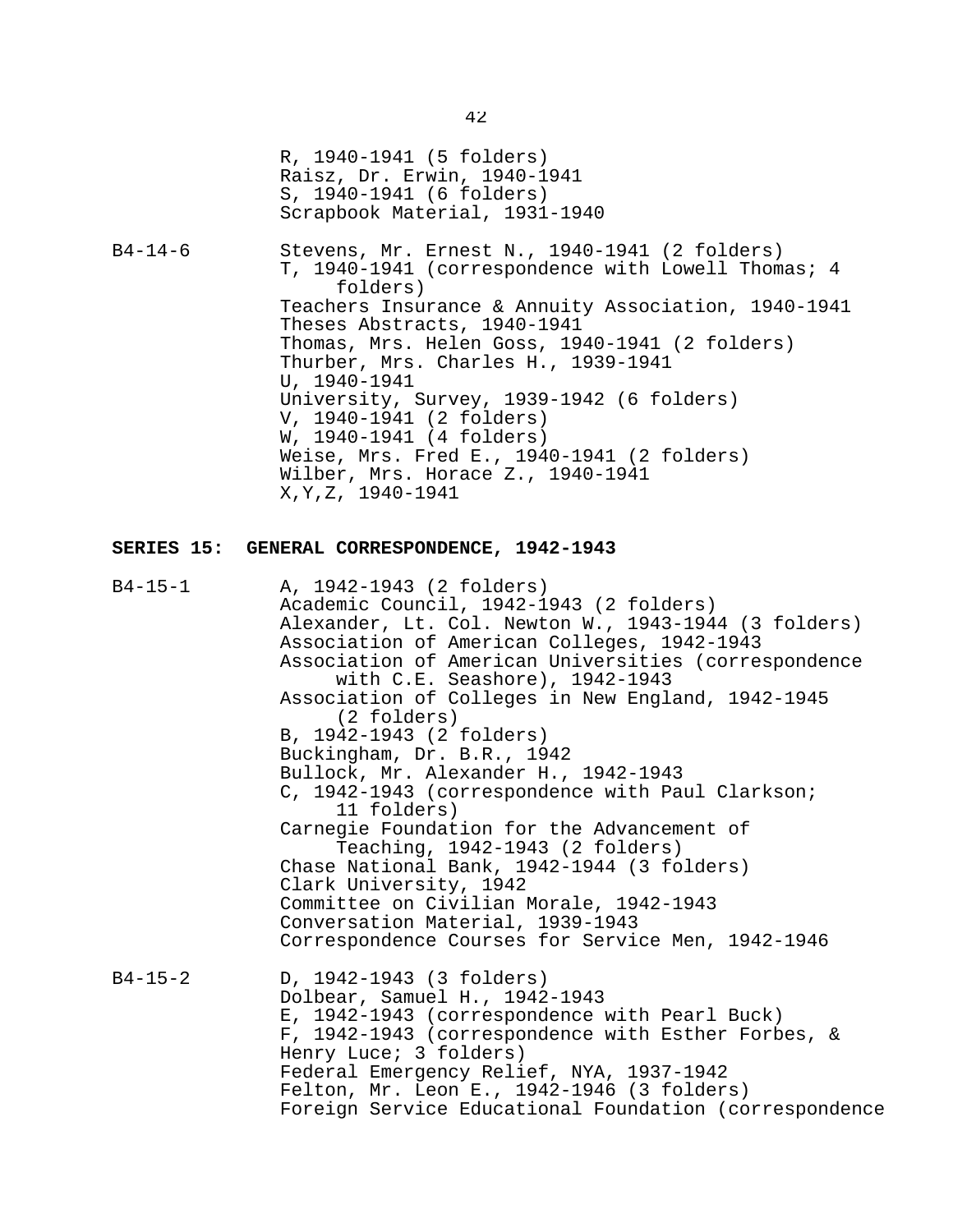R, 1940-1941 (5 folders)
Raisz, Dr. Erwin, 1940-1941
S, 1940-1941 (6 folders)
Scrapbook Material, 1931-1940

B4-14-6
Stevens, Mr. Ernest N., 1940-1941 (2 folders)
T, 1940-1941 (correspondence with Lowell Thomas; 4 folders)
Teachers Insurance & Annuity Association, 1940-1941
Theses Abstracts, 1940-1941
Thomas, Mrs. Helen Goss, 1940-1941 (2 folders)
Thurber, Mrs. Charles H., 1939-1941
U, 1940-1941
University, Survey, 1939-1942 (6 folders)
V, 1940-1941 (2 folders)
W, 1940-1941 (4 folders)
Weise, Mrs. Fred E., 1940-1941 (2 folders)
Wilber, Mrs. Horace Z., 1940-1941
X,Y,Z, 1940-1941

## SERIES 15: GENERAL CORRESPONDENCE, 1942-1943

B4-15-1
A, 1942-1943 (2 folders)
Academic Council, 1942-1943 (2 folders)
Alexander, Lt. Col. Newton W., 1943-1944 (3 folders)
Association of American Colleges, 1942-1943
Association of American Universities (correspondence with C.E. Seashore), 1942-1943
Association of Colleges in New England, 1942-1945 (2 folders)
B, 1942-1943 (2 folders)
Buckingham, Dr. B.R., 1942
Bullock, Mr. Alexander H., 1942-1943
C, 1942-1943 (correspondence with Paul Clarkson; 11 folders)
Carnegie Foundation for the Advancement of Teaching, 1942-1943 (2 folders)
Chase National Bank, 1942-1944 (3 folders)
Clark University, 1942
Committee on Civilian Morale, 1942-1943
Conversation Material, 1939-1943
Correspondence Courses for Service Men, 1942-1946

B4-15-2
D, 1942-1943 (3 folders)
Dolbear, Samuel H., 1942-1943
E, 1942-1943 (correspondence with Pearl Buck)
F, 1942-1943 (correspondence with Esther Forbes, & Henry Luce; 3 folders)
Federal Emergency Relief, NYA, 1937-1942
Felton, Mr. Leon E., 1942-1946 (3 folders)
Foreign Service Educational Foundation (correspondence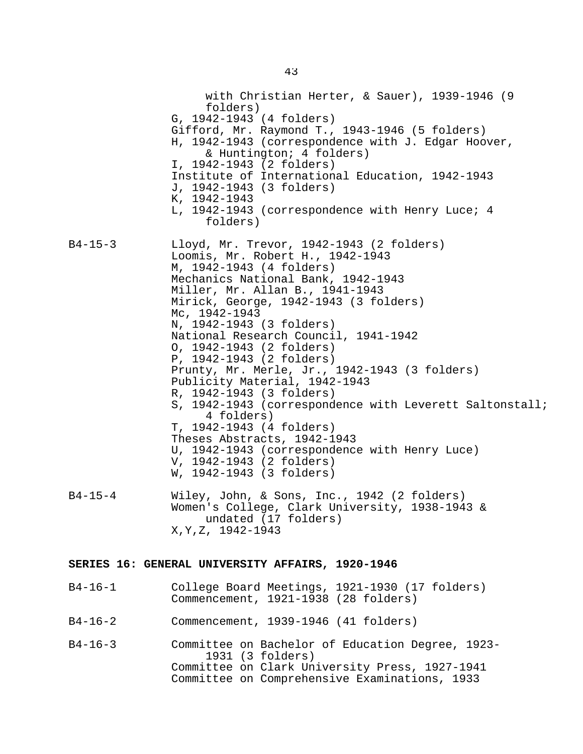with Christian Herter, & Sauer), 1939-1946 (9 folders)
G, 1942-1943 (4 folders)
Gifford, Mr. Raymond T., 1943-1946 (5 folders)
H, 1942-1943 (correspondence with J. Edgar Hoover, & Huntington; 4 folders)
I, 1942-1943 (2 folders)
Institute of International Education, 1942-1943
J, 1942-1943 (3 folders)
K, 1942-1943
L, 1942-1943 (correspondence with Henry Luce; 4 folders)

B4-15-3
Lloyd, Mr. Trevor, 1942-1943 (2 folders)
Loomis, Mr. Robert H., 1942-1943
M, 1942-1943 (4 folders)
Mechanics National Bank, 1942-1943
Miller, Mr. Allan B., 1941-1943
Mirick, George, 1942-1943 (3 folders)
Mc, 1942-1943
N, 1942-1943 (3 folders)
National Research Council, 1941-1942
O, 1942-1943 (2 folders)
P, 1942-1943 (2 folders)
Prunty, Mr. Merle, Jr., 1942-1943 (3 folders)
Publicity Material, 1942-1943
R, 1942-1943 (3 folders)
S, 1942-1943 (correspondence with Leverett Saltonstall; 4 folders)
T, 1942-1943 (4 folders)
Theses Abstracts, 1942-1943
U, 1942-1943 (correspondence with Henry Luce)
V, 1942-1943 (2 folders)
W, 1942-1943 (3 folders)

B4-15-4
Wiley, John, & Sons, Inc., 1942 (2 folders)
Women's College, Clark University, 1938-1943 & undated (17 folders)
X,Y,Z, 1942-1943

**SERIES 16: GENERAL UNIVERSITY AFFAIRS, 1920-1946**

B4-16-1
College Board Meetings, 1921-1930 (17 folders)
Commencement, 1921-1938 (28 folders)

B4-16-2
Commencement, 1939-1946 (41 folders)

B4-16-3
Committee on Bachelor of Education Degree, 1923-1931 (3 folders)
Committee on Clark University Press, 1927-1941
Committee on Comprehensive Examinations, 1933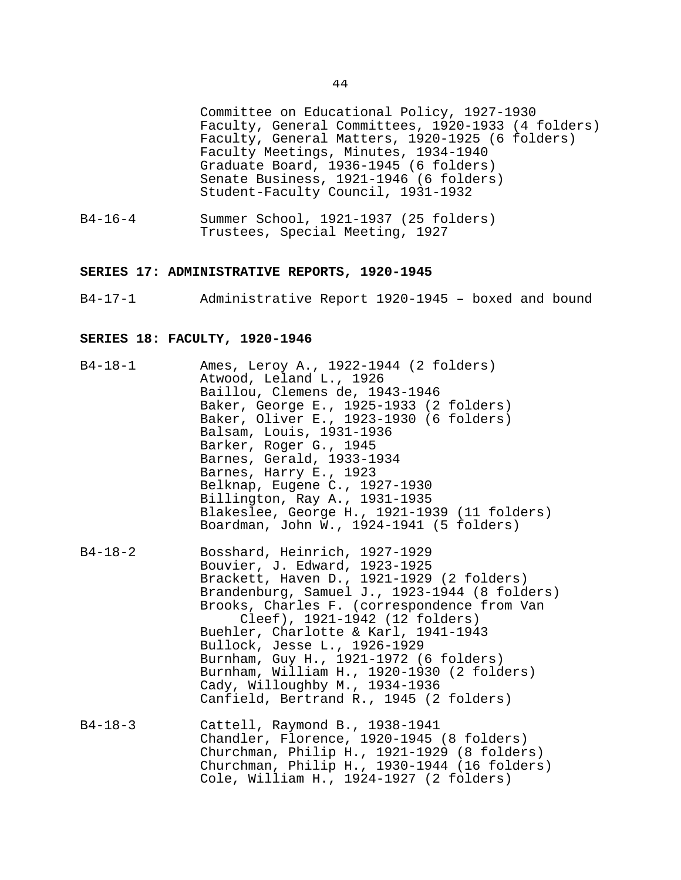Committee on Educational Policy, 1927-1930
Faculty, General Committees, 1920-1933 (4 folders)
Faculty, General Matters, 1920-1925 (6 folders)
Faculty Meetings, Minutes, 1934-1940
Graduate Board, 1936-1945 (6 folders)
Senate Business, 1921-1946 (6 folders)
Student-Faculty Council, 1931-1932

B4-16-4 Summer School, 1921-1937 (25 folders)
Trustees, Special Meeting, 1927

**SERIES 17: ADMINISTRATIVE REPORTS, 1920-1945**

B4-17-1 Administrative Report 1920-1945 – boxed and bound

**SERIES 18: FACULTY, 1920-1946**

B4-18-1 Ames, Leroy A., 1922-1944 (2 folders)
Atwood, Leland L., 1926
Baillou, Clemens de, 1943-1946
Baker, George E., 1925-1933 (2 folders)
Baker, Oliver E., 1923-1930 (6 folders)
Balsam, Louis, 1931-1936
Barker, Roger G., 1945
Barnes, Gerald, 1933-1934
Barnes, Harry E., 1923
Belknap, Eugene C., 1927-1930
Billington, Ray A., 1931-1935
Blakeslee, George H., 1921-1939 (11 folders)
Boardman, John W., 1924-1941 (5 folders)

B4-18-2 Bosshard, Heinrich, 1927-1929
Bouvier, J. Edward, 1923-1925
Brackett, Haven D., 1921-1929 (2 folders)
Brandenburg, Samuel J., 1923-1944 (8 folders)
Brooks, Charles F. (correspondence from Van Cleef), 1921-1942 (12 folders)
Buehler, Charlotte & Karl, 1941-1943
Bullock, Jesse L., 1926-1929
Burnham, Guy H., 1921-1972 (6 folders)
Burnham, William H., 1920-1930 (2 folders)
Cady, Willoughby M., 1934-1936
Canfield, Bertrand R., 1945 (2 folders)

B4-18-3 Cattell, Raymond B., 1938-1941
Chandler, Florence, 1920-1945 (8 folders)
Churchman, Philip H., 1921-1929 (8 folders)
Churchman, Philip H., 1930-1944 (16 folders)
Cole, William H., 1924-1927 (2 folders)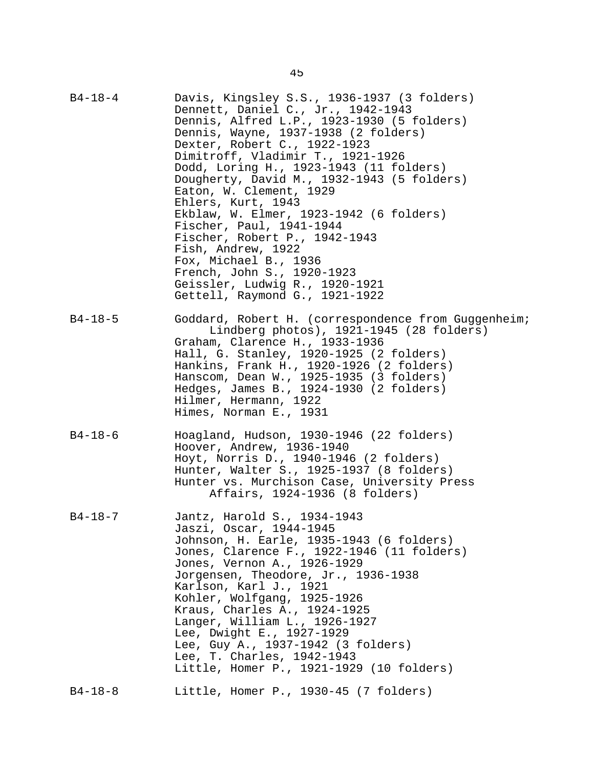| | |
|---|---|
| B4-18-4 | Davis, Kingsley S.S., 1936-1937 (3 folders)<br>Dennett, Daniel C., Jr., 1942-1943<br>Dennis, Alfred L.P., 1923-1930 (5 folders)<br>Dennis, Wayne, 1937-1938 (2 folders)<br>Dexter, Robert C., 1922-1923<br>Dimitroff, Vladimir T., 1921-1926<br>Dodd, Loring H., 1923-1943 (11 folders)<br>Dougherty, David M., 1932-1943 (5 folders)<br>Eaton, W. Clement, 1929<br>Ehlers, Kurt, 1943<br>Ekblaw, W. Elmer, 1923-1942 (6 folders)<br>Fischer, Paul, 1941-1944<br>Fischer, Robert P., 1942-1943<br>Fish, Andrew, 1922<br>Fox, Michael B., 1936<br>French, John S., 1920-1923<br>Geissler, Ludwig R., 1920-1921<br>Gettell, Raymond G., 1921-1922 |
| B4-18-5 | Goddard, Robert H. (correspondence from Guggenheim; Lindberg photos), 1921-1945 (28 folders)<br>Graham, Clarence H., 1933-1936<br>Hall, G. Stanley, 1920-1925 (2 folders)<br>Hankins, Frank H., 1920-1926 (2 folders)<br>Hanscom, Dean W., 1925-1935 (3 folders)<br>Hedges, James B., 1924-1930 (2 folders)<br>Hilmer, Hermann, 1922<br>Himes, Norman E., 1931 |
| B4-18-6 | Hoagland, Hudson, 1930-1946 (22 folders)<br>Hoover, Andrew, 1936-1940<br>Hoyt, Norris D., 1940-1946 (2 folders)<br>Hunter, Walter S., 1925-1937 (8 folders)<br>Hunter vs. Murchison Case, University Press Affairs, 1924-1936 (8 folders) |
| B4-18-7 | Jantz, Harold S., 1934-1943<br>Jaszi, Oscar, 1944-1945<br>Johnson, H. Earle, 1935-1943 (6 folders)<br>Jones, Clarence F., 1922-1946 (11 folders)<br>Jones, Vernon A., 1926-1929<br>Jorgensen, Theodore, Jr., 1936-1938<br>Karlson, Karl J., 1921<br>Kohler, Wolfgang, 1925-1926<br>Kraus, Charles A., 1924-1925<br>Langer, William L., 1926-1927<br>Lee, Dwight E., 1927-1929<br>Lee, Guy A., 1937-1942 (3 folders)<br>Lee, T. Charles, 1942-1943<br>Little, Homer P., 1921-1929 (10 folders) |
| B4-18-8 | Little, Homer P., 1930-45 (7 folders) |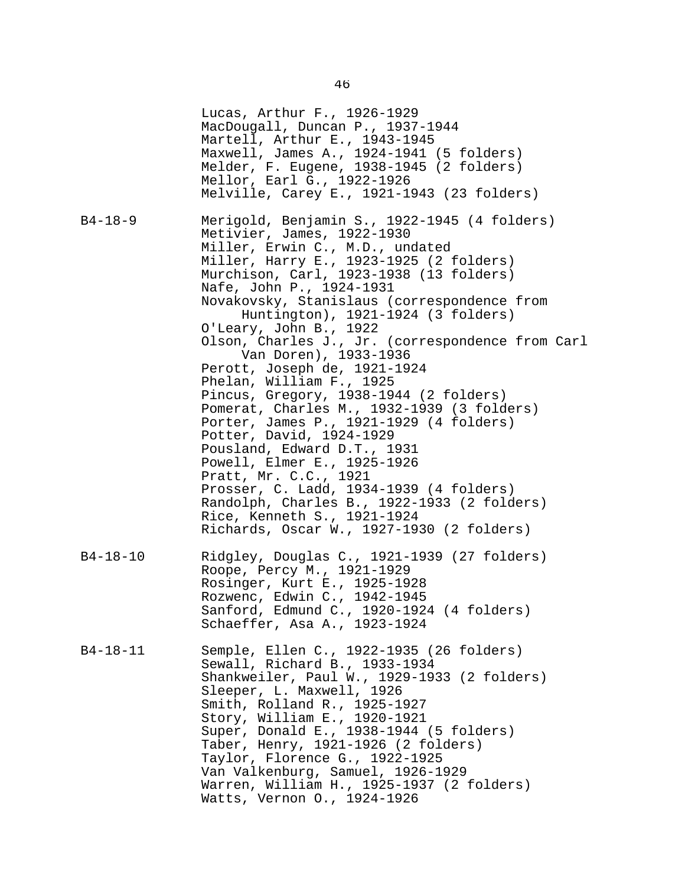Lucas, Arthur F., 1926-1929
MacDougall, Duncan P., 1937-1944
Martell, Arthur E., 1943-1945
Maxwell, James A., 1924-1941 (5 folders)
Melder, F. Eugene, 1938-1945 (2 folders)
Mellor, Earl G., 1922-1926
Melville, Carey E., 1921-1943 (23 folders)

B4-18-9

Merigold, Benjamin S., 1922-1945 (4 folders)
Metivier, James, 1922-1930
Miller, Erwin C., M.D., undated
Miller, Harry E., 1923-1925 (2 folders)
Murchison, Carl, 1923-1938 (13 folders)
Nafe, John P., 1924-1931
Novakovsky, Stanislaus (correspondence from Huntington), 1921-1924 (3 folders)
O'Leary, John B., 1922
Olson, Charles J., Jr. (correspondence from Carl Van Doren), 1933-1936
Perott, Joseph de, 1921-1924
Phelan, William F., 1925
Pincus, Gregory, 1938-1944 (2 folders)
Pomerat, Charles M., 1932-1939 (3 folders)
Porter, James P., 1921-1929 (4 folders)
Potter, David, 1924-1929
Pousland, Edward D.T., 1931
Powell, Elmer E., 1925-1926
Pratt, Mr. C.C., 1921
Prosser, C. Ladd, 1934-1939 (4 folders)
Randolph, Charles B., 1922-1933 (2 folders)
Rice, Kenneth S., 1921-1924
Richards, Oscar W., 1927-1930 (2 folders)

B4-18-10

Ridgley, Douglas C., 1921-1939 (27 folders)
Roope, Percy M., 1921-1929
Rosinger, Kurt E., 1925-1928
Rozwenc, Edwin C., 1942-1945
Sanford, Edmund C., 1920-1924 (4 folders)
Schaeffer, Asa A., 1923-1924

B4-18-11

Semple, Ellen C., 1922-1935 (26 folders)
Sewall, Richard B., 1933-1934
Shankweiler, Paul W., 1929-1933 (2 folders)
Sleeper, L. Maxwell, 1926
Smith, Rolland R., 1925-1927
Story, William E., 1920-1921
Super, Donald E., 1938-1944 (5 folders)
Taber, Henry, 1921-1926 (2 folders)
Taylor, Florence G., 1922-1925
Van Valkenburg, Samuel, 1926-1929
Warren, William H., 1925-1937 (2 folders)
Watts, Vernon O., 1924-1926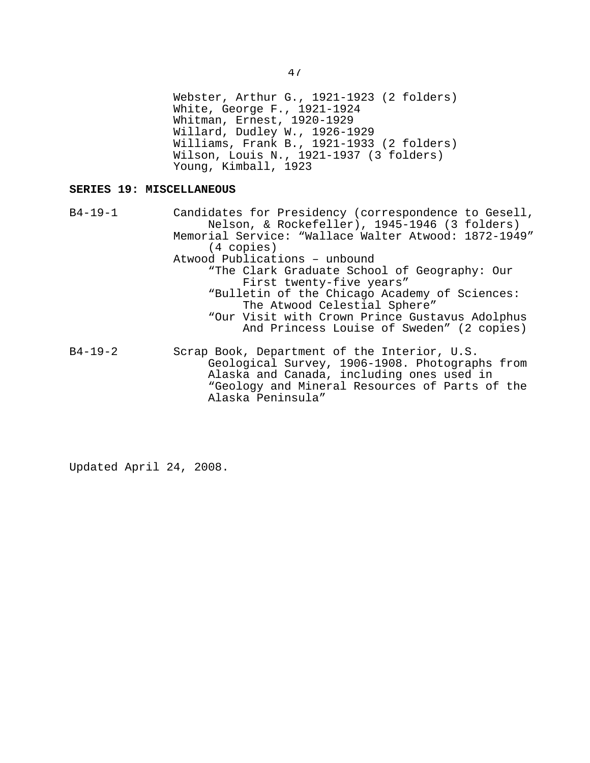Webster, Arthur G., 1921-1923 (2 folders)
White, George F., 1921-1924
Whitman, Ernest, 1920-1929
Willard, Dudley W., 1926-1929
Williams, Frank B., 1921-1933 (2 folders)
Wilson, Louis N., 1921-1937 (3 folders)
Young, Kimball, 1923

**SERIES 19: MISCELLANEOUS**

B4-19-1 Candidates for Presidency (correspondence to Gesell, Nelson, & Rockefeller), 1945-1946 (3 folders)
Memorial Service: "Wallace Walter Atwood: 1872-1949" (4 copies)
Atwood Publications – unbound
"The Clark Graduate School of Geography: Our First twenty-five years"
"Bulletin of the Chicago Academy of Sciences: The Atwood Celestial Sphere"
"Our Visit with Crown Prince Gustavus Adolphus And Princess Louise of Sweden" (2 copies)

B4-19-2 Scrap Book, Department of the Interior, U.S. Geological Survey, 1906-1908. Photographs from Alaska and Canada, including ones used in "Geology and Mineral Resources of Parts of the Alaska Peninsula"

Updated April 24, 2008.